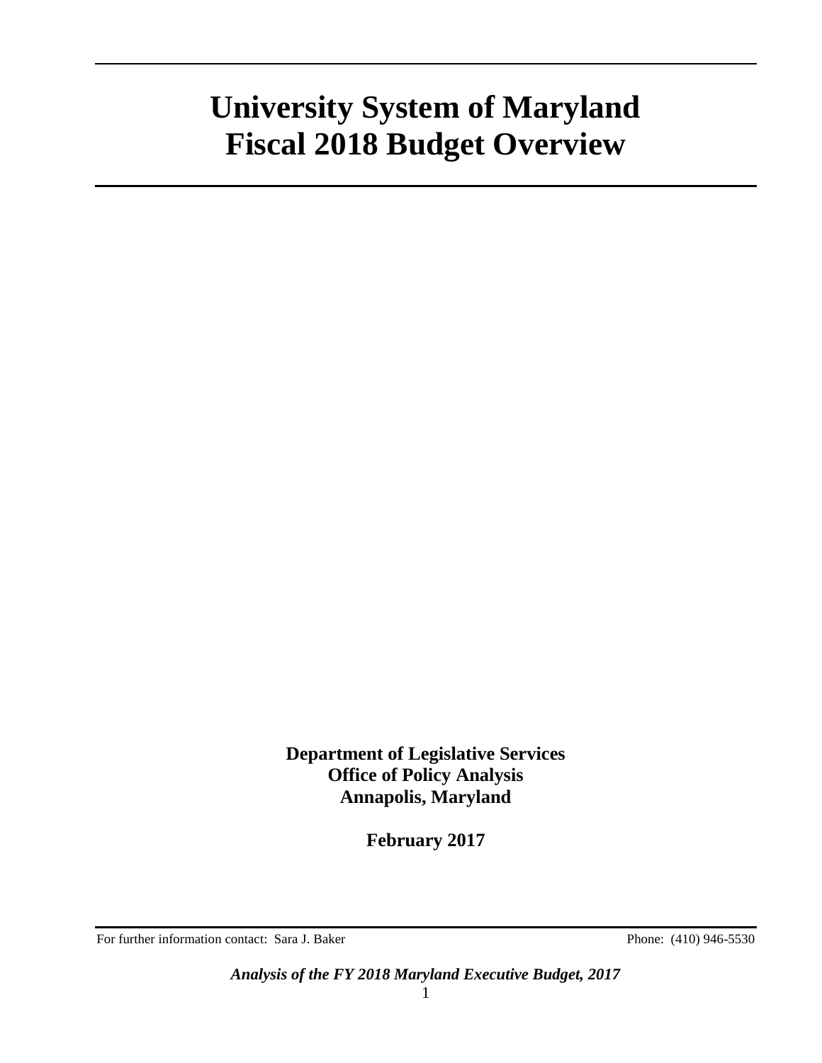# University System of Maryland
# Fiscal 2018 Budget Overview

**Department of Legislative Services**
**Office of Policy Analysis**
**Annapolis, Maryland**

**February 2017**

For further information contact: Sara J. Baker Phone: (410) 946-5530

***Analysis of the FY 2018 Maryland Executive Budget, 2017***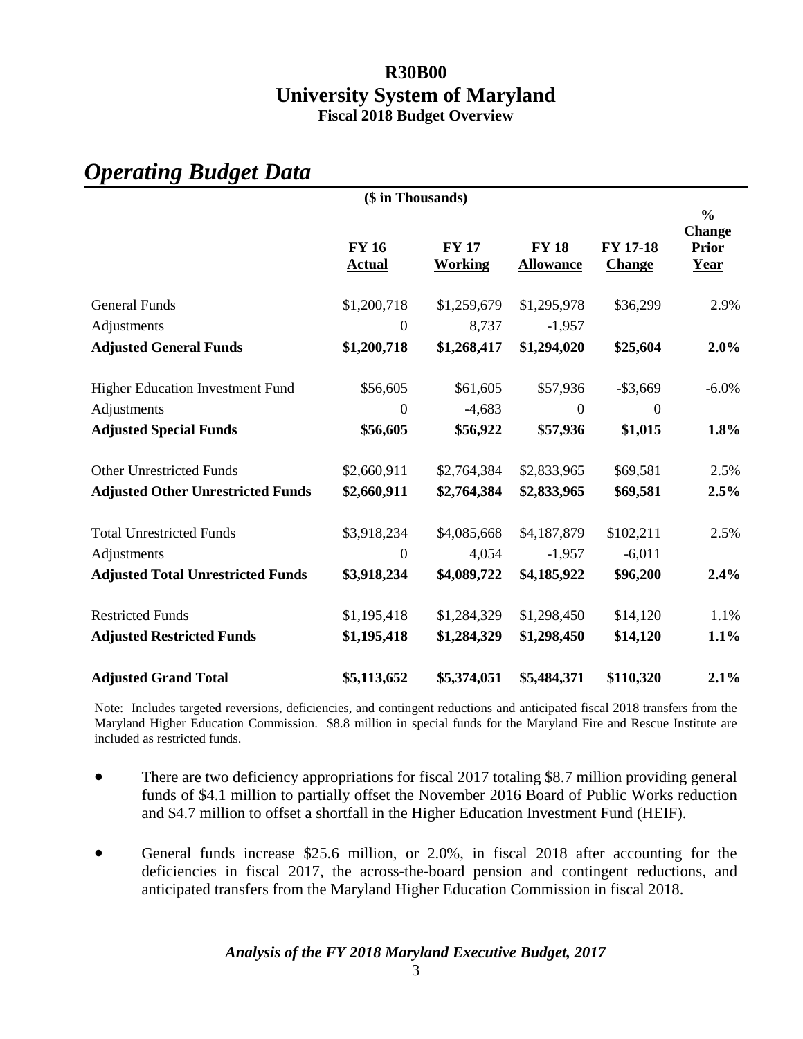# R30B00
# University System of Maryland
### Fiscal 2018 Budget Overview

## *Operating Budget Data*

**($ in Thousands)**

| | FY 16 Actual | FY 17 Working | FY 18 Allowance | FY 17-18 Change | % Change Prior Year |
|---|---|---|---|---|---|
| General Funds | $1,200,718 | $1,259,679 | $1,295,978 | $36,299 | 2.9% |
| Adjustments | 0 | 8,737 | -1,957 | | |
| **Adjusted General Funds** | **$1,200,718** | **$1,268,417** | **$1,294,020** | **$25,604** | **2.0%** |
| Higher Education Investment Fund | $56,605 | $61,605 | $57,936 | -$3,669 | -6.0% |
| Adjustments | 0 | -4,683 | 0 | 0 | |
| **Adjusted Special Funds** | **$56,605** | **$56,922** | **$57,936** | **$1,015** | **1.8%** |
| Other Unrestricted Funds | $2,660,911 | $2,764,384 | $2,833,965 | $69,581 | 2.5% |
| **Adjusted Other Unrestricted Funds** | **$2,660,911** | **$2,764,384** | **$2,833,965** | **$69,581** | **2.5%** |
| Total Unrestricted Funds | $3,918,234 | $4,085,668 | $4,187,879 | $102,211 | 2.5% |
| Adjustments | 0 | 4,054 | -1,957 | -6,011 | |
| **Adjusted Total Unrestricted Funds** | **$3,918,234** | **$4,089,722** | **$4,185,922** | **$96,200** | **2.4%** |
| Restricted Funds | $1,195,418 | $1,284,329 | $1,298,450 | $14,120 | 1.1% |
| **Adjusted Restricted Funds** | **$1,195,418** | **$1,284,329** | **$1,298,450** | **$14,120** | **1.1%** |
| **Adjusted Grand Total** | **$5,113,652** | **$5,374,051** | **$5,484,371** | **$110,320** | **2.1%** |

Note: Includes targeted reversions, deficiencies, and contingent reductions and anticipated fiscal 2018 transfers from the Maryland Higher Education Commission. $8.8 million in special funds for the Maryland Fire and Rescue Institute are included as restricted funds.

- There are two deficiency appropriations for fiscal 2017 totaling $8.7 million providing general funds of $4.1 million to partially offset the November 2016 Board of Public Works reduction and $4.7 million to offset a shortfall in the Higher Education Investment Fund (HEIF).
- General funds increase $25.6 million, or 2.0%, in fiscal 2018 after accounting for the deficiencies in fiscal 2017, the across-the-board pension and contingent reductions, and anticipated transfers from the Maryland Higher Education Commission in fiscal 2018.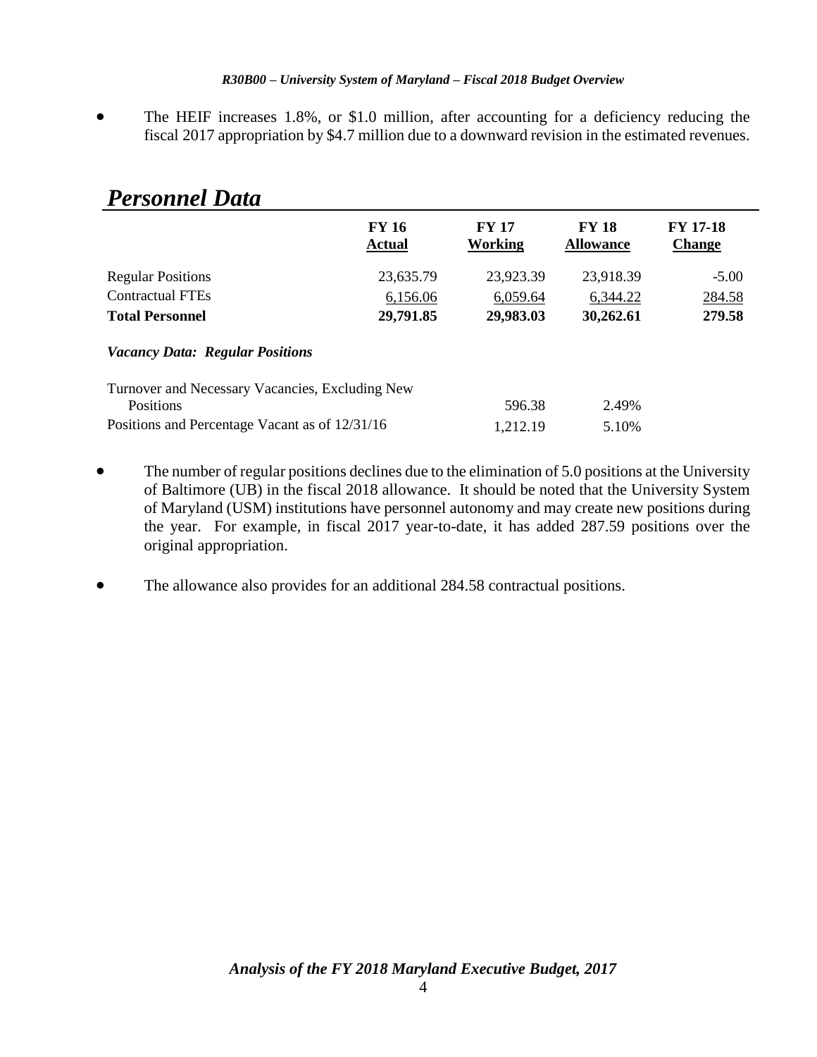- The HEIF increases 1.8%, or $1.0 million, after accounting for a deficiency reducing the fiscal 2017 appropriation by $4.7 million due to a downward revision in the estimated revenues.

## *Personnel Data*

| | FY 16 Actual | FY 17 Working | FY 18 Allowance | FY 17-18 Change |
|---|---|---|---|---|
| Regular Positions | 23,635.79 | 23,923.39 | 23,918.39 | -5.00 |
| Contractual FTEs | 6,156.06 | 6,059.64 | 6,344.22 | 284.58 |
| **Total Personnel** | **29,791.85** | **29,983.03** | **30,262.61** | **279.58** |
| ***Vacancy Data: Regular Positions*** | | | | |
| Turnover and Necessary Vacancies, Excluding New Positions | | 596.38 | 2.49% | |
| Positions and Percentage Vacant as of 12/31/16 | | 1,212.19 | 5.10% | |

- The number of regular positions declines due to the elimination of 5.0 positions at the University of Baltimore (UB) in the fiscal 2018 allowance. It should be noted that the University System of Maryland (USM) institutions have personnel autonomy and may create new positions during the year. For example, in fiscal 2017 year-to-date, it has added 287.59 positions over the original appropriation.

- The allowance also provides for an additional 284.58 contractual positions.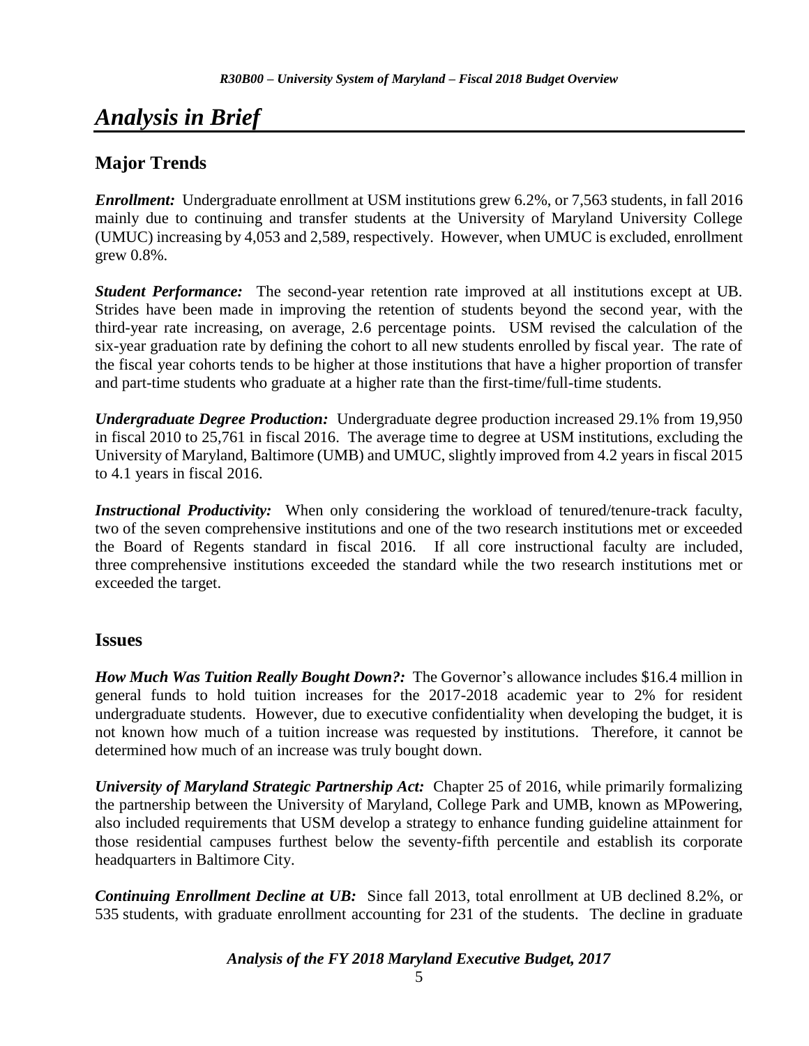# *Analysis in Brief*

## Major Trends

***Enrollment:*** Undergraduate enrollment at USM institutions grew 6.2%, or 7,563 students, in fall 2016 mainly due to continuing and transfer students at the University of Maryland University College (UMUC) increasing by 4,053 and 2,589, respectively. However, when UMUC is excluded, enrollment grew 0.8%.

***Student Performance:*** The second-year retention rate improved at all institutions except at UB. Strides have been made in improving the retention of students beyond the second year, with the third-year rate increasing, on average, 2.6 percentage points. USM revised the calculation of the six-year graduation rate by defining the cohort to all new students enrolled by fiscal year. The rate of the fiscal year cohorts tends to be higher at those institutions that have a higher proportion of transfer and part-time students who graduate at a higher rate than the first-time/full-time students.

***Undergraduate Degree Production:*** Undergraduate degree production increased 29.1% from 19,950 in fiscal 2010 to 25,761 in fiscal 2016. The average time to degree at USM institutions, excluding the University of Maryland, Baltimore (UMB) and UMUC, slightly improved from 4.2 years in fiscal 2015 to 4.1 years in fiscal 2016.

***Instructional Productivity:*** When only considering the workload of tenured/tenure-track faculty, two of the seven comprehensive institutions and one of the two research institutions met or exceeded the Board of Regents standard in fiscal 2016. If all core instructional faculty are included, three comprehensive institutions exceeded the standard while the two research institutions met or exceeded the target.

## Issues

***How Much Was Tuition Really Bought Down?:*** The Governor's allowance includes $16.4 million in general funds to hold tuition increases for the 2017-2018 academic year to 2% for resident undergraduate students. However, due to executive confidentiality when developing the budget, it is not known how much of a tuition increase was requested by institutions. Therefore, it cannot be determined how much of an increase was truly bought down.

***University of Maryland Strategic Partnership Act:*** Chapter 25 of 2016, while primarily formalizing the partnership between the University of Maryland, College Park and UMB, known as MPowering, also included requirements that USM develop a strategy to enhance funding guideline attainment for those residential campuses furthest below the seventy-fifth percentile and establish its corporate headquarters in Baltimore City.

***Continuing Enrollment Decline at UB:*** Since fall 2013, total enrollment at UB declined 8.2%, or 535 students, with graduate enrollment accounting for 231 of the students. The decline in graduate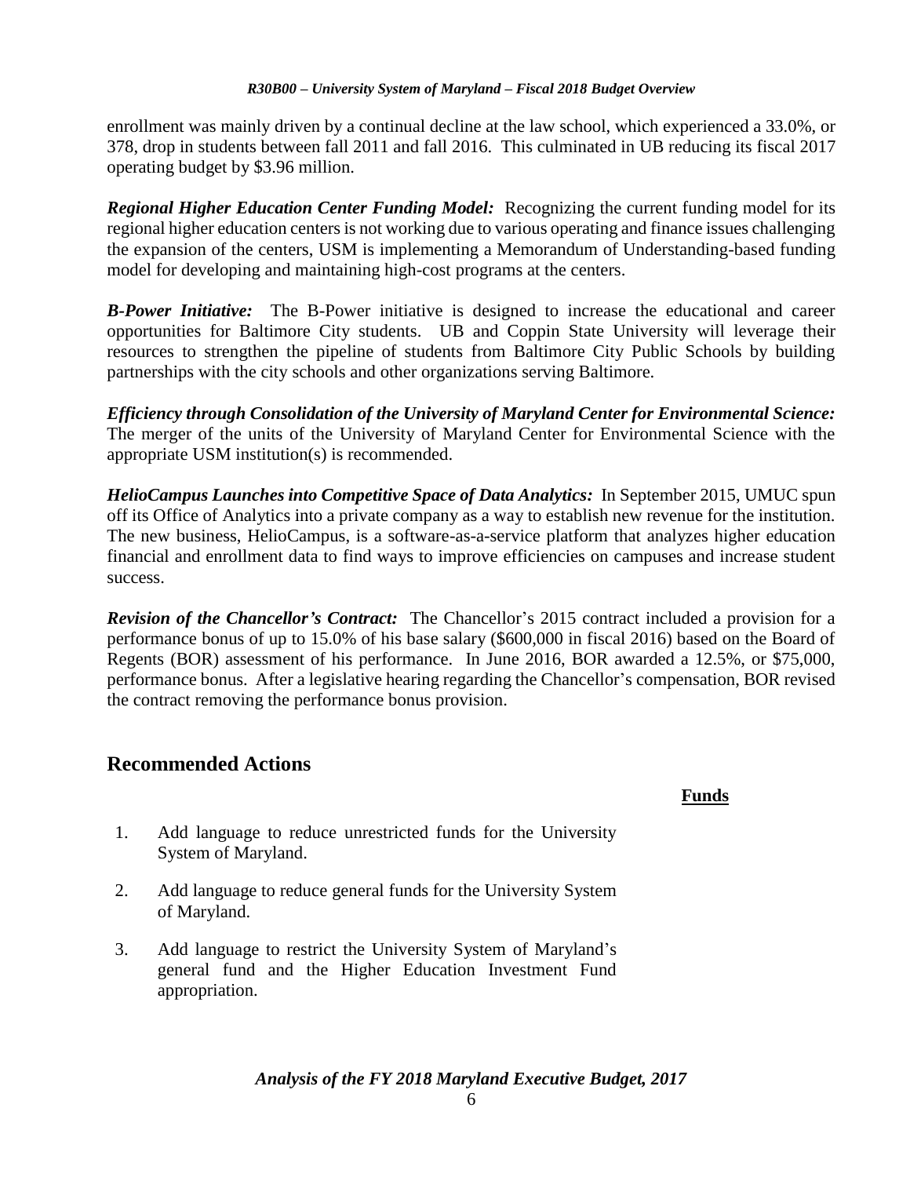enrollment was mainly driven by a continual decline at the law school, which experienced a 33.0%, or 378, drop in students between fall 2011 and fall 2016. This culminated in UB reducing its fiscal 2017 operating budget by $3.96 million.

***Regional Higher Education Center Funding Model:*** Recognizing the current funding model for its regional higher education centers is not working due to various operating and finance issues challenging the expansion of the centers, USM is implementing a Memorandum of Understanding-based funding model for developing and maintaining high-cost programs at the centers.

***B-Power Initiative:*** The B-Power initiative is designed to increase the educational and career opportunities for Baltimore City students. UB and Coppin State University will leverage their resources to strengthen the pipeline of students from Baltimore City Public Schools by building partnerships with the city schools and other organizations serving Baltimore.

***Efficiency through Consolidation of the University of Maryland Center for Environmental Science:*** The merger of the units of the University of Maryland Center for Environmental Science with the appropriate USM institution(s) is recommended.

***HelioCampus Launches into Competitive Space of Data Analytics:*** In September 2015, UMUC spun off its Office of Analytics into a private company as a way to establish new revenue for the institution. The new business, HelioCampus, is a software-as-a-service platform that analyzes higher education financial and enrollment data to find ways to improve efficiencies on campuses and increase student success.

***Revision of the Chancellor's Contract:*** The Chancellor's 2015 contract included a provision for a performance bonus of up to 15.0% of his base salary ($600,000 in fiscal 2016) based on the Board of Regents (BOR) assessment of his performance. In June 2016, BOR awarded a 12.5%, or $75,000, performance bonus. After a legislative hearing regarding the Chancellor's compensation, BOR revised the contract removing the performance bonus provision.

## Recommended Actions

| | Funds |
|---|---|
| 1. Add language to reduce unrestricted funds for the University System of Maryland. | |
| 2. Add language to reduce general funds for the University System of Maryland. | |
| 3. Add language to restrict the University System of Maryland's general fund and the Higher Education Investment Fund appropriation. | |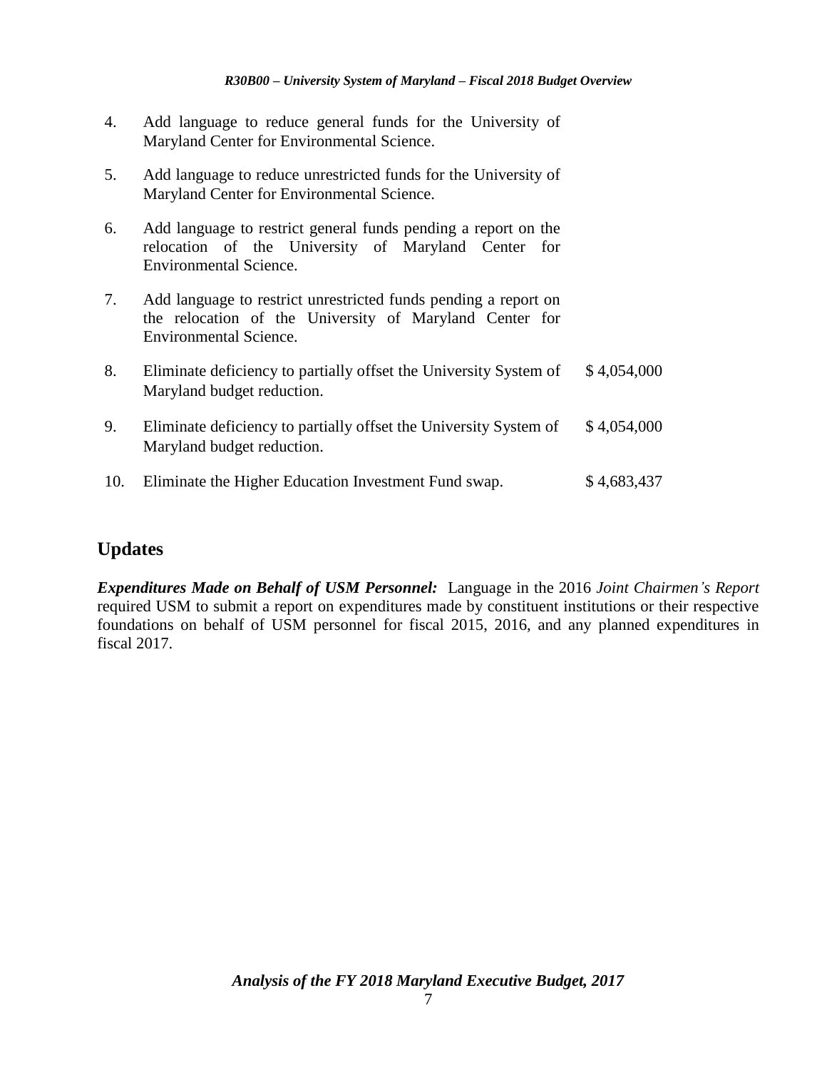| | | |
|---|---|---|
| 4. | Add language to reduce general funds for the University of Maryland Center for Environmental Science. | |
| 5. | Add language to reduce unrestricted funds for the University of Maryland Center for Environmental Science. | |
| 6. | Add language to restrict general funds pending a report on the relocation of the University of Maryland Center for Environmental Science. | |
| 7. | Add language to restrict unrestricted funds pending a report on the relocation of the University of Maryland Center for Environmental Science. | |
| 8. | Eliminate deficiency to partially offset the University System of Maryland budget reduction. | $ 4,054,000 |
| 9. | Eliminate deficiency to partially offset the University System of Maryland budget reduction. | $ 4,054,000 |
| 10. | Eliminate the Higher Education Investment Fund swap. | $ 4,683,437 |

## Updates

***Expenditures Made on Behalf of USM Personnel:*** Language in the 2016 *Joint Chairmen's Report* required USM to submit a report on expenditures made by constituent institutions or their respective foundations on behalf of USM personnel for fiscal 2015, 2016, and any planned expenditures in fiscal 2017.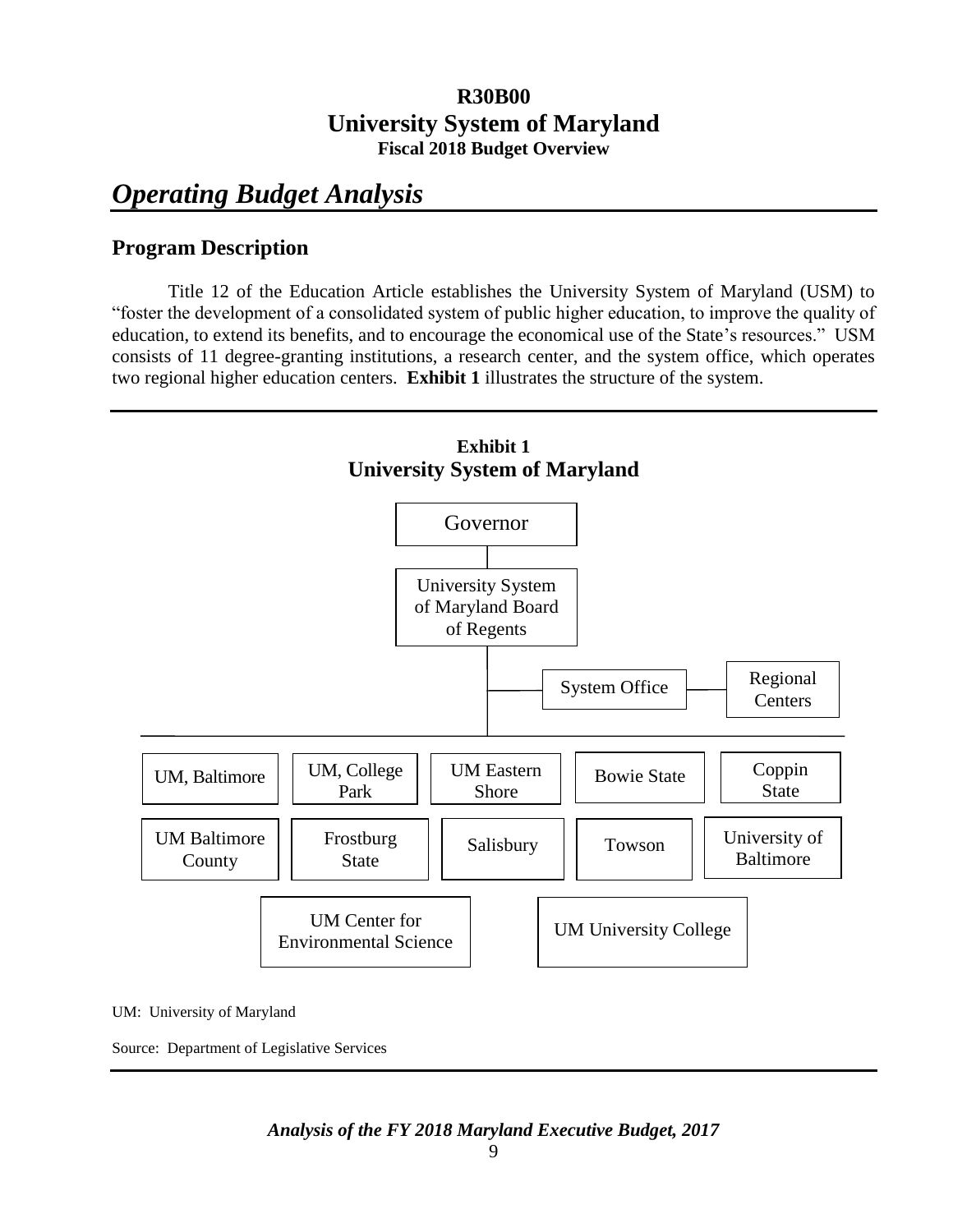# R30B00
# University System of Maryland
### Fiscal 2018 Budget Overview

## *Operating Budget Analysis*

### Program Description

Title 12 of the Education Article establishes the University System of Maryland (USM) to "foster the development of a consolidated system of public higher education, to improve the quality of education, to extend its benefits, and to encourage the economical use of the State's resources." USM consists of 11 degree-granting institutions, a research center, and the system office, which operates two regional higher education centers. **Exhibit 1** illustrates the structure of the system.

**Exhibit 1**
**University System of Maryland**

- Governor
  - University System of Maryland Board of Regents
    - System Office
      - Regional Centers
    - UM, Baltimore
    - UM, College Park
    - UM Eastern Shore
    - Bowie State
    - Coppin State
    - UM Baltimore County
    - Frostburg State
    - Salisbury
    - Towson
    - University of Baltimore
    - UM Center for Environmental Science
    - UM University College

UM: University of Maryland

Source: Department of Legislative Services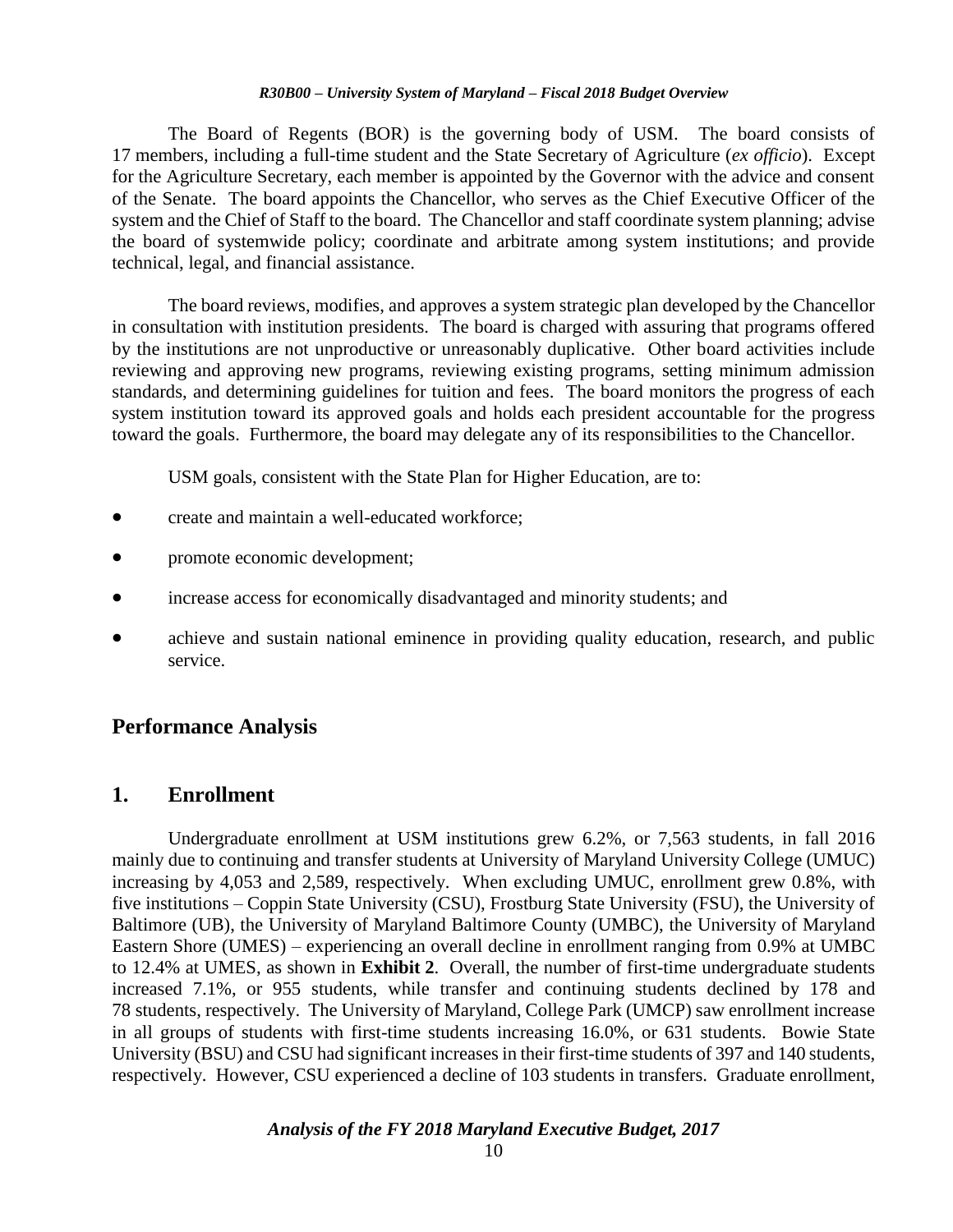The Board of Regents (BOR) is the governing body of USM. The board consists of 17 members, including a full-time student and the State Secretary of Agriculture (*ex officio*). Except for the Agriculture Secretary, each member is appointed by the Governor with the advice and consent of the Senate. The board appoints the Chancellor, who serves as the Chief Executive Officer of the system and the Chief of Staff to the board. The Chancellor and staff coordinate system planning; advise the board of systemwide policy; coordinate and arbitrate among system institutions; and provide technical, legal, and financial assistance.

The board reviews, modifies, and approves a system strategic plan developed by the Chancellor in consultation with institution presidents. The board is charged with assuring that programs offered by the institutions are not unproductive or unreasonably duplicative. Other board activities include reviewing and approving new programs, reviewing existing programs, setting minimum admission standards, and determining guidelines for tuition and fees. The board monitors the progress of each system institution toward its approved goals and holds each president accountable for the progress toward the goals. Furthermore, the board may delegate any of its responsibilities to the Chancellor.

USM goals, consistent with the State Plan for Higher Education, are to:

- create and maintain a well-educated workforce;
- promote economic development;
- increase access for economically disadvantaged and minority students; and
- achieve and sustain national eminence in providing quality education, research, and public service.

## Performance Analysis

### 1. Enrollment

Undergraduate enrollment at USM institutions grew 6.2%, or 7,563 students, in fall 2016 mainly due to continuing and transfer students at University of Maryland University College (UMUC) increasing by 4,053 and 2,589, respectively. When excluding UMUC, enrollment grew 0.8%, with five institutions – Coppin State University (CSU), Frostburg State University (FSU), the University of Baltimore (UB), the University of Maryland Baltimore County (UMBC), the University of Maryland Eastern Shore (UMES) – experiencing an overall decline in enrollment ranging from 0.9% at UMBC to 12.4% at UMES, as shown in **Exhibit 2**. Overall, the number of first-time undergraduate students increased 7.1%, or 955 students, while transfer and continuing students declined by 178 and 78 students, respectively. The University of Maryland, College Park (UMCP) saw enrollment increase in all groups of students with first-time students increasing 16.0%, or 631 students. Bowie State University (BSU) and CSU had significant increases in their first-time students of 397 and 140 students, respectively. However, CSU experienced a decline of 103 students in transfers. Graduate enrollment,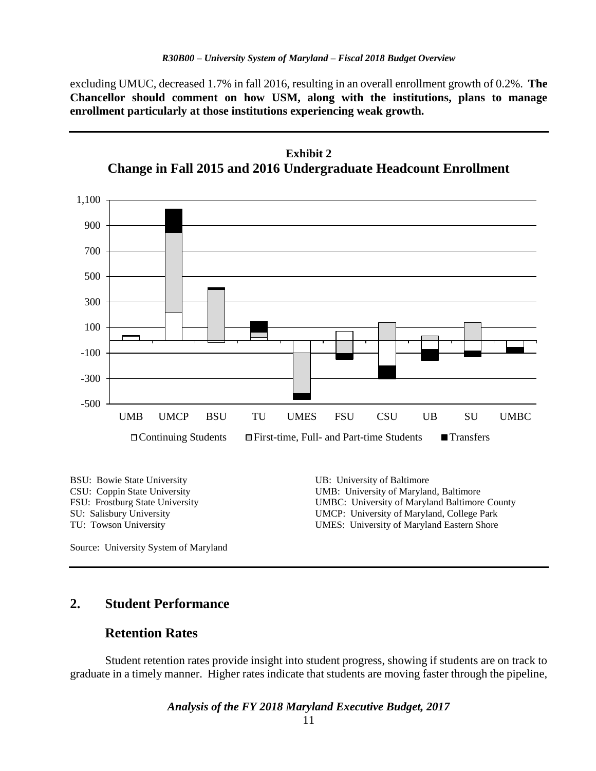excluding UMUC, decreased 1.7% in fall 2016, resulting in an overall enrollment growth of 0.2%. **The Chancellor should comment on how USM, along with the institutions, plans to manage enrollment particularly at those institutions experiencing weak growth.**

**Exhibit 2**
**Change in Fall 2015 and 2016 Undergraduate Headcount Enrollment**

BSU: Bowie State University
CSU: Coppin State University
FSU: Frostburg State University
SU: Salisbury University
TU: Towson University
UB: University of Baltimore
UMB: University of Maryland, Baltimore
UMBC: University of Maryland Baltimore County
UMCP: University of Maryland, College Park
UMES: University of Maryland Eastern Shore

Source: University System of Maryland

## 2. Student Performance

### Retention Rates

Student retention rates provide insight into student progress, showing if students are on track to graduate in a timely manner. Higher rates indicate that students are moving faster through the pipeline,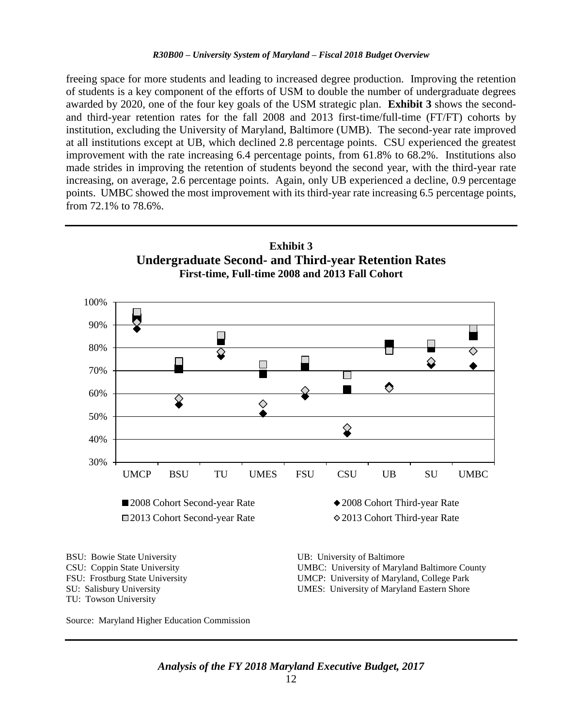freeing space for more students and leading to increased degree production. Improving the retention of students is a key component of the efforts of USM to double the number of undergraduate degrees awarded by 2020, one of the four key goals of the USM strategic plan. **Exhibit 3** shows the second- and third-year retention rates for the fall 2008 and 2013 first-time/full-time (FT/FT) cohorts by institution, excluding the University of Maryland, Baltimore (UMB). The second-year rate improved at all institutions except at UB, which declined 2.8 percentage points. CSU experienced the greatest improvement with the rate increasing 6.4 percentage points, from 61.8% to 68.2%. Institutions also made strides in improving the retention of students beyond the second year, with the third-year rate increasing, on average, 2.6 percentage points. Again, only UB experienced a decline, 0.9 percentage points. UMBC showed the most improvement with its third-year rate increasing 6.5 percentage points, from 72.1% to 78.6%.

**Exhibit 3**
**Undergraduate Second- and Third-year Retention Rates**
**First-time, Full-time 2008 and 2013 Fall Cohort**

BSU: Bowie State University
CSU: Coppin State University
FSU: Frostburg State University
SU: Salisbury University
TU: Towson University
UB: University of Baltimore
UMBC: University of Maryland Baltimore County
UMCP: University of Maryland, College Park
UMES: University of Maryland Eastern Shore

Source: Maryland Higher Education Commission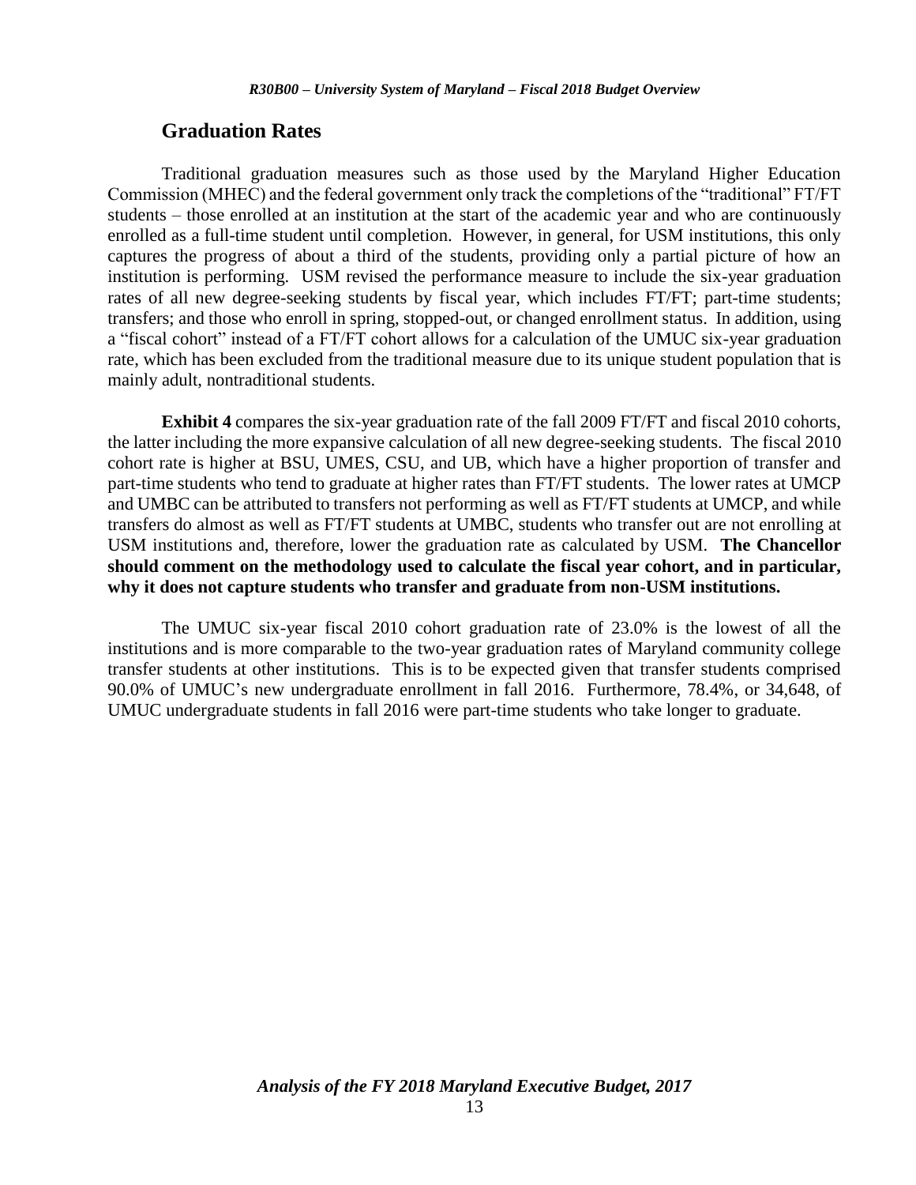## Graduation Rates

Traditional graduation measures such as those used by the Maryland Higher Education Commission (MHEC) and the federal government only track the completions of the "traditional" FT/FT students – those enrolled at an institution at the start of the academic year and who are continuously enrolled as a full-time student until completion. However, in general, for USM institutions, this only captures the progress of about a third of the students, providing only a partial picture of how an institution is performing. USM revised the performance measure to include the six-year graduation rates of all new degree-seeking students by fiscal year, which includes FT/FT; part-time students; transfers; and those who enroll in spring, stopped-out, or changed enrollment status. In addition, using a "fiscal cohort" instead of a FT/FT cohort allows for a calculation of the UMUC six-year graduation rate, which has been excluded from the traditional measure due to its unique student population that is mainly adult, nontraditional students.

**Exhibit 4** compares the six-year graduation rate of the fall 2009 FT/FT and fiscal 2010 cohorts, the latter including the more expansive calculation of all new degree-seeking students. The fiscal 2010 cohort rate is higher at BSU, UMES, CSU, and UB, which have a higher proportion of transfer and part-time students who tend to graduate at higher rates than FT/FT students. The lower rates at UMCP and UMBC can be attributed to transfers not performing as well as FT/FT students at UMCP, and while transfers do almost as well as FT/FT students at UMBC, students who transfer out are not enrolling at USM institutions and, therefore, lower the graduation rate as calculated by USM. **The Chancellor should comment on the methodology used to calculate the fiscal year cohort, and in particular, why it does not capture students who transfer and graduate from non-USM institutions.**

The UMUC six-year fiscal 2010 cohort graduation rate of 23.0% is the lowest of all the institutions and is more comparable to the two-year graduation rates of Maryland community college transfer students at other institutions. This is to be expected given that transfer students comprised 90.0% of UMUC's new undergraduate enrollment in fall 2016. Furthermore, 78.4%, or 34,648, of UMUC undergraduate students in fall 2016 were part-time students who take longer to graduate.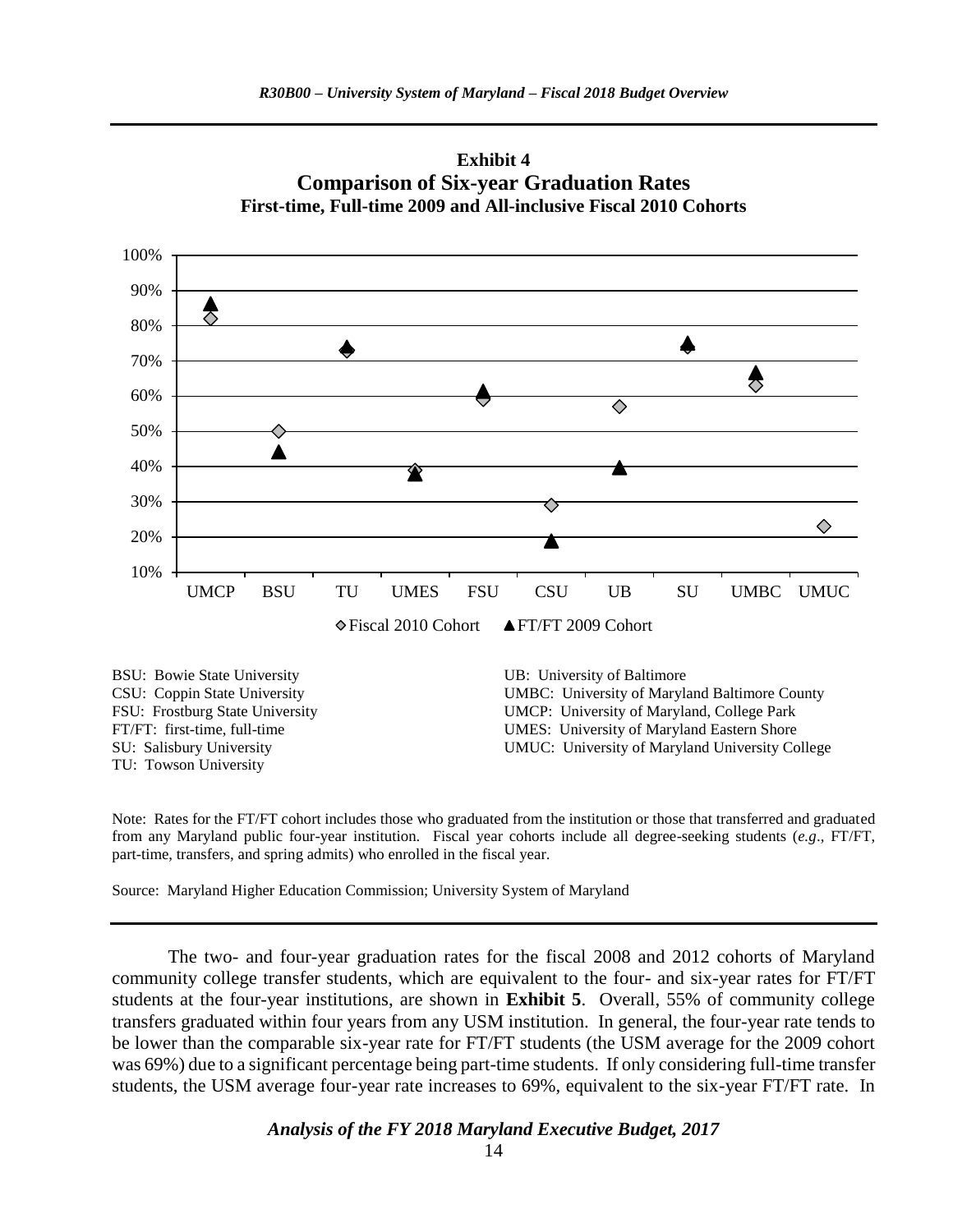**Exhibit 4**
**Comparison of Six-year Graduation Rates**
**First-time, Full-time 2009 and All-inclusive Fiscal 2010 Cohorts**

BSU: Bowie State University
CSU: Coppin State University
FSU: Frostburg State University
FT/FT: first-time, full-time
SU: Salisbury University
TU: Towson University
UB: University of Baltimore
UMBC: University of Maryland Baltimore County
UMCP: University of Maryland, College Park
UMES: University of Maryland Eastern Shore
UMUC: University of Maryland University College

Note: Rates for the FT/FT cohort includes those who graduated from the institution or those that transferred and graduated from any Maryland public four-year institution. Fiscal year cohorts include all degree-seeking students (*e.g.*, FT/FT, part-time, transfers, and spring admits) who enrolled in the fiscal year.

Source: Maryland Higher Education Commission; University System of Maryland

The two- and four-year graduation rates for the fiscal 2008 and 2012 cohorts of Maryland community college transfer students, which are equivalent to the four- and six-year rates for FT/FT students at the four-year institutions, are shown in **Exhibit 5**. Overall, 55% of community college transfers graduated within four years from any USM institution. In general, the four-year rate tends to be lower than the comparable six-year rate for FT/FT students (the USM average for the 2009 cohort was 69%) due to a significant percentage being part-time students. If only considering full-time transfer students, the USM average four-year rate increases to 69%, equivalent to the six-year FT/FT rate. In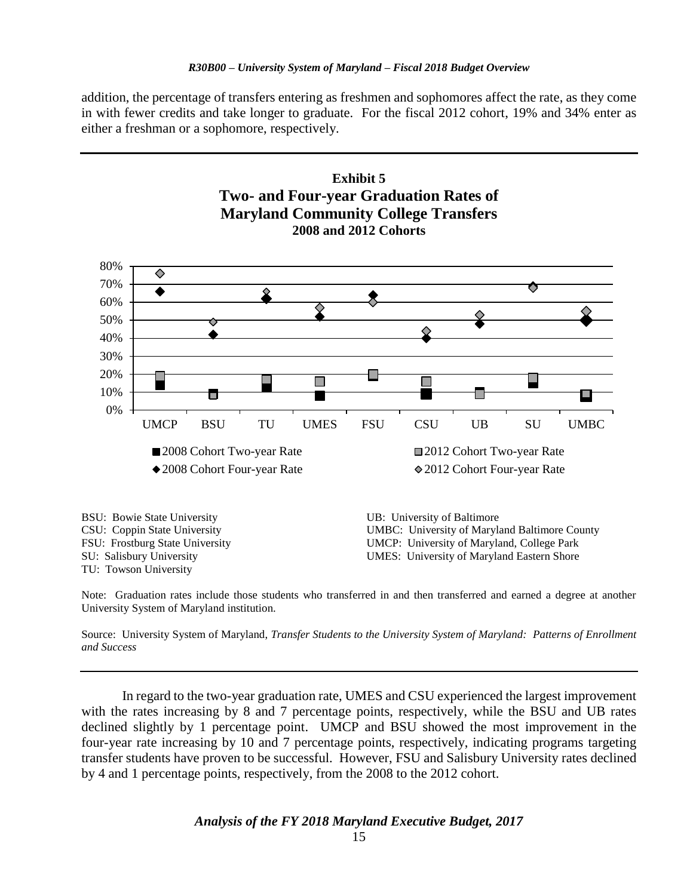addition, the percentage of transfers entering as freshmen and sophomores affect the rate, as they come in with fewer credits and take longer to graduate. For the fiscal 2012 cohort, 19% and 34% enter as either a freshman or a sophomore, respectively.

**Exhibit 5**
**Two- and Four-year Graduation Rates of Maryland Community College Transfers**
**2008 and 2012 Cohorts**

■ 2008 Cohort Two-year Rate
■ 2012 Cohort Two-year Rate
◆ 2008 Cohort Four-year Rate
◆ 2012 Cohort Four-year Rate

BSU: Bowie State University
CSU: Coppin State University
FSU: Frostburg State University
SU: Salisbury University
TU: Towson University
UB: University of Baltimore
UMBC: University of Maryland Baltimore County
UMCP: University of Maryland, College Park
UMES: University of Maryland Eastern Shore

Note: Graduation rates include those students who transferred in and then transferred and earned a degree at another University System of Maryland institution.

Source: University System of Maryland, *Transfer Students to the University System of Maryland: Patterns of Enrollment and Success*

In regard to the two-year graduation rate, UMES and CSU experienced the largest improvement with the rates increasing by 8 and 7 percentage points, respectively, while the BSU and UB rates declined slightly by 1 percentage point. UMCP and BSU showed the most improvement in the four-year rate increasing by 10 and 7 percentage points, respectively, indicating programs targeting transfer students have proven to be successful. However, FSU and Salisbury University rates declined by 4 and 1 percentage points, respectively, from the 2008 to the 2012 cohort.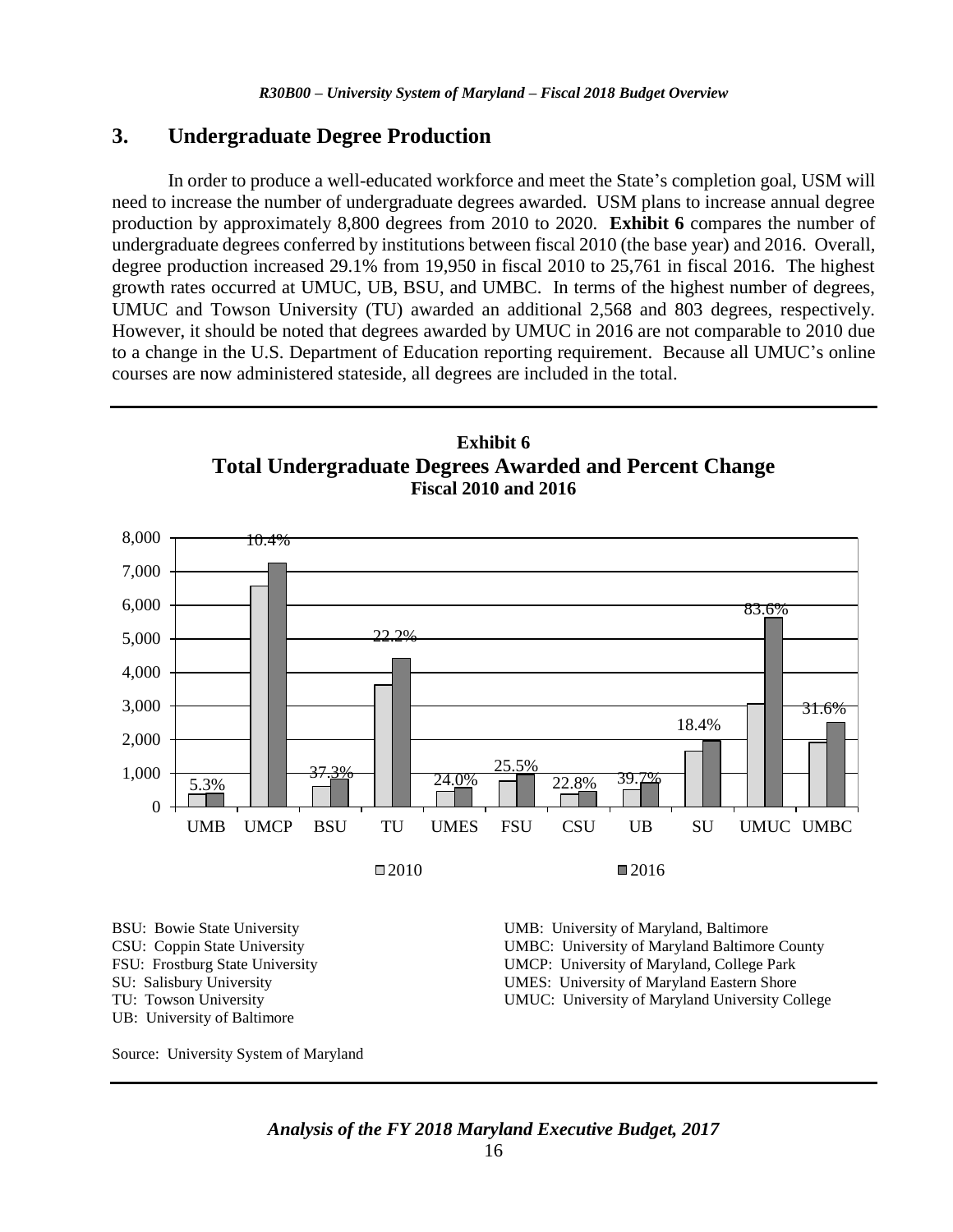## 3. Undergraduate Degree Production

In order to produce a well-educated workforce and meet the State's completion goal, USM will need to increase the number of undergraduate degrees awarded. USM plans to increase annual degree production by approximately 8,800 degrees from 2010 to 2020. **Exhibit 6** compares the number of undergraduate degrees conferred by institutions between fiscal 2010 (the base year) and 2016. Overall, degree production increased 29.1% from 19,950 in fiscal 2010 to 25,761 in fiscal 2016. The highest growth rates occurred at UMUC, UB, BSU, and UMBC. In terms of the highest number of degrees, UMUC and Towson University (TU) awarded an additional 2,568 and 803 degrees, respectively. However, it should be noted that degrees awarded by UMUC in 2016 are not comparable to 2010 due to a change in the U.S. Department of Education reporting requirement. Because all UMUC's online courses are now administered stateside, all degrees are included in the total.

**Exhibit 6**
**Total Undergraduate Degrees Awarded and Percent Change**
**Fiscal 2010 and 2016**

| Institution | Percent Change 2010–2016 |
|---|---|
| UMB | 5.3% |
| UMCP | 10.4% |
| BSU | 37.3% |
| TU | 22.2% |
| UMES | 24.0% |
| FSU | 25.5% |
| CSU | 22.8% |
| UB | 39.7% |
| SU | 18.4% |
| UMUC | 83.6% |
| UMBC | 31.6% |

BSU: Bowie State University
CSU: Coppin State University
FSU: Frostburg State University
SU: Salisbury University
TU: Towson University
UB: University of Baltimore
UMB: University of Maryland, Baltimore
UMBC: University of Maryland Baltimore County
UMCP: University of Maryland, College Park
UMES: University of Maryland Eastern Shore
UMUC: University of Maryland University College

Source: University System of Maryland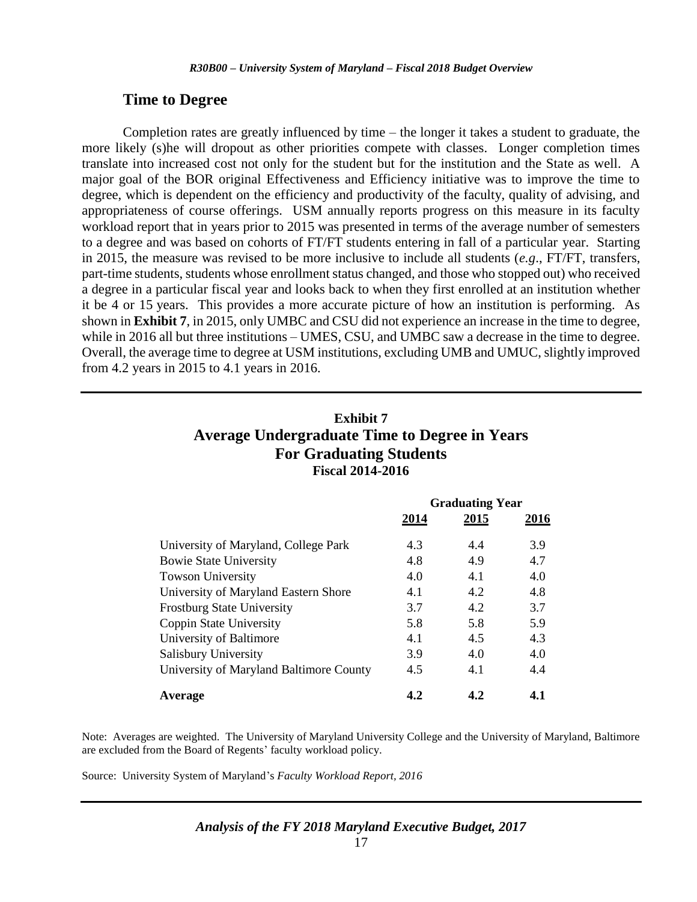## Time to Degree

Completion rates are greatly influenced by time – the longer it takes a student to graduate, the more likely (s)he will dropout as other priorities compete with classes. Longer completion times translate into increased cost not only for the student but for the institution and the State as well. A major goal of the BOR original Effectiveness and Efficiency initiative was to improve the time to degree, which is dependent on the efficiency and productivity of the faculty, quality of advising, and appropriateness of course offerings. USM annually reports progress on this measure in its faculty workload report that in years prior to 2015 was presented in terms of the average number of semesters to a degree and was based on cohorts of FT/FT students entering in fall of a particular year. Starting in 2015, the measure was revised to be more inclusive to include all students (*e.g*., FT/FT, transfers, part-time students, students whose enrollment status changed, and those who stopped out) who received a degree in a particular fiscal year and looks back to when they first enrolled at an institution whether it be 4 or 15 years. This provides a more accurate picture of how an institution is performing. As shown in **Exhibit 7**, in 2015, only UMBC and CSU did not experience an increase in the time to degree, while in 2016 all but three institutions – UMES, CSU, and UMBC saw a decrease in the time to degree. Overall, the average time to degree at USM institutions, excluding UMB and UMUC, slightly improved from 4.2 years in 2015 to 4.1 years in 2016.

**Exhibit 7**
**Average Undergraduate Time to Degree in Years**
**For Graduating Students**
**Fiscal 2014-2016**

| | Graduating Year | | |
|---|---|---|---|
| | 2014 | 2015 | 2016 |
| University of Maryland, College Park | 4.3 | 4.4 | 3.9 |
| Bowie State University | 4.8 | 4.9 | 4.7 |
| Towson University | 4.0 | 4.1 | 4.0 |
| University of Maryland Eastern Shore | 4.1 | 4.2 | 4.8 |
| Frostburg State University | 3.7 | 4.2 | 3.7 |
| Coppin State University | 5.8 | 5.8 | 5.9 |
| University of Baltimore | 4.1 | 4.5 | 4.3 |
| Salisbury University | 3.9 | 4.0 | 4.0 |
| University of Maryland Baltimore County | 4.5 | 4.1 | 4.4 |
| **Average** | **4.2** | **4.2** | **4.1** |

Note: Averages are weighted. The University of Maryland University College and the University of Maryland, Baltimore are excluded from the Board of Regents' faculty workload policy.

Source: University System of Maryland's *Faculty Workload Report, 2016*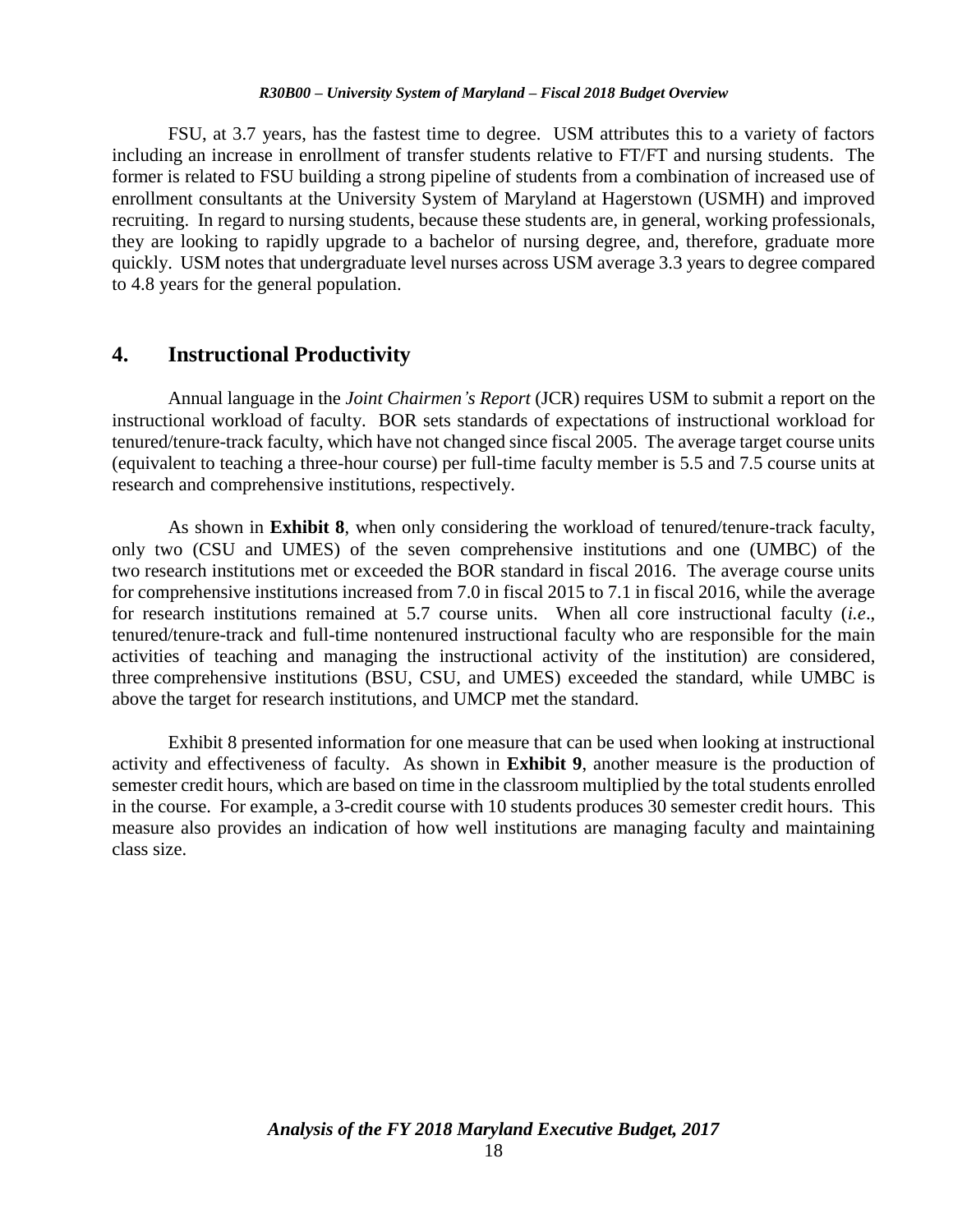FSU, at 3.7 years, has the fastest time to degree. USM attributes this to a variety of factors including an increase in enrollment of transfer students relative to FT/FT and nursing students. The former is related to FSU building a strong pipeline of students from a combination of increased use of enrollment consultants at the University System of Maryland at Hagerstown (USMH) and improved recruiting. In regard to nursing students, because these students are, in general, working professionals, they are looking to rapidly upgrade to a bachelor of nursing degree, and, therefore, graduate more quickly. USM notes that undergraduate level nurses across USM average 3.3 years to degree compared to 4.8 years for the general population.

## 4. Instructional Productivity

Annual language in the *Joint Chairmen's Report* (JCR) requires USM to submit a report on the instructional workload of faculty. BOR sets standards of expectations of instructional workload for tenured/tenure-track faculty, which have not changed since fiscal 2005. The average target course units (equivalent to teaching a three-hour course) per full-time faculty member is 5.5 and 7.5 course units at research and comprehensive institutions, respectively.

As shown in **Exhibit 8**, when only considering the workload of tenured/tenure-track faculty, only two (CSU and UMES) of the seven comprehensive institutions and one (UMBC) of the two research institutions met or exceeded the BOR standard in fiscal 2016. The average course units for comprehensive institutions increased from 7.0 in fiscal 2015 to 7.1 in fiscal 2016, while the average for research institutions remained at 5.7 course units. When all core instructional faculty (*i.e.*, tenured/tenure-track and full-time nontenured instructional faculty who are responsible for the main activities of teaching and managing the instructional activity of the institution) are considered, three comprehensive institutions (BSU, CSU, and UMES) exceeded the standard, while UMBC is above the target for research institutions, and UMCP met the standard.

Exhibit 8 presented information for one measure that can be used when looking at instructional activity and effectiveness of faculty. As shown in **Exhibit 9**, another measure is the production of semester credit hours, which are based on time in the classroom multiplied by the total students enrolled in the course. For example, a 3-credit course with 10 students produces 30 semester credit hours. This measure also provides an indication of how well institutions are managing faculty and maintaining class size.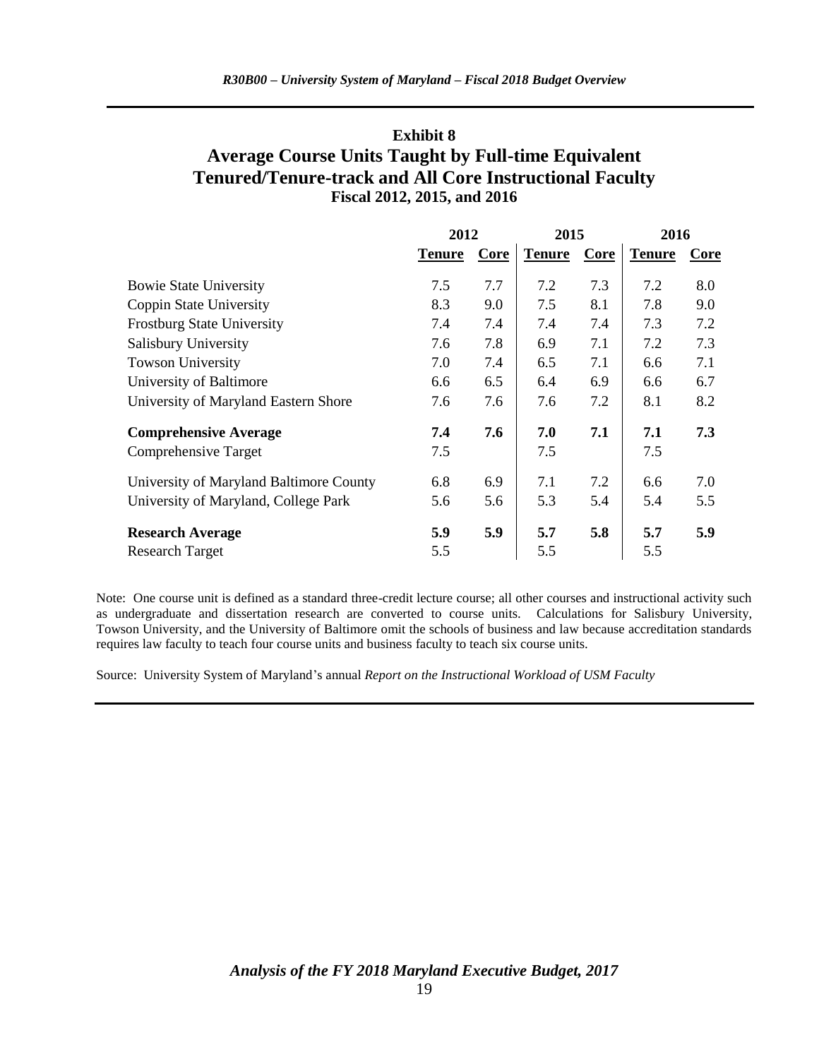### Exhibit 8
### Average Course Units Taught by Full-time Equivalent Tenured/Tenure-track and All Core Instructional Faculty
**Fiscal 2012, 2015, and 2016**

| | 2012 | | 2015 | | 2016 | |
|---|---|---|---|---|---|---|
| | **Tenure** | **Core** | **Tenure** | **Core** | **Tenure** | **Core** |
| Bowie State University | 7.5 | 7.7 | 7.2 | 7.3 | 7.2 | 8.0 |
| Coppin State University | 8.3 | 9.0 | 7.5 | 8.1 | 7.8 | 9.0 |
| Frostburg State University | 7.4 | 7.4 | 7.4 | 7.4 | 7.3 | 7.2 |
| Salisbury University | 7.6 | 7.8 | 6.9 | 7.1 | 7.2 | 7.3 |
| Towson University | 7.0 | 7.4 | 6.5 | 7.1 | 6.6 | 7.1 |
| University of Baltimore | 6.6 | 6.5 | 6.4 | 6.9 | 6.6 | 6.7 |
| University of Maryland Eastern Shore | 7.6 | 7.6 | 7.6 | 7.2 | 8.1 | 8.2 |
| **Comprehensive Average** | **7.4** | **7.6** | **7.0** | **7.1** | **7.1** | **7.3** |
| Comprehensive Target | 7.5 | | 7.5 | | 7.5 | |
| University of Maryland Baltimore County | 6.8 | 6.9 | 7.1 | 7.2 | 6.6 | 7.0 |
| University of Maryland, College Park | 5.6 | 5.6 | 5.3 | 5.4 | 5.4 | 5.5 |
| **Research Average** | **5.9** | **5.9** | **5.7** | **5.8** | **5.7** | **5.9** |
| Research Target | 5.5 | | 5.5 | | 5.5 | |

Note: One course unit is defined as a standard three-credit lecture course; all other courses and instructional activity such as undergraduate and dissertation research are converted to course units. Calculations for Salisbury University, Towson University, and the University of Baltimore omit the schools of business and law because accreditation standards requires law faculty to teach four course units and business faculty to teach six course units.

Source: University System of Maryland's annual *Report on the Instructional Workload of USM Faculty*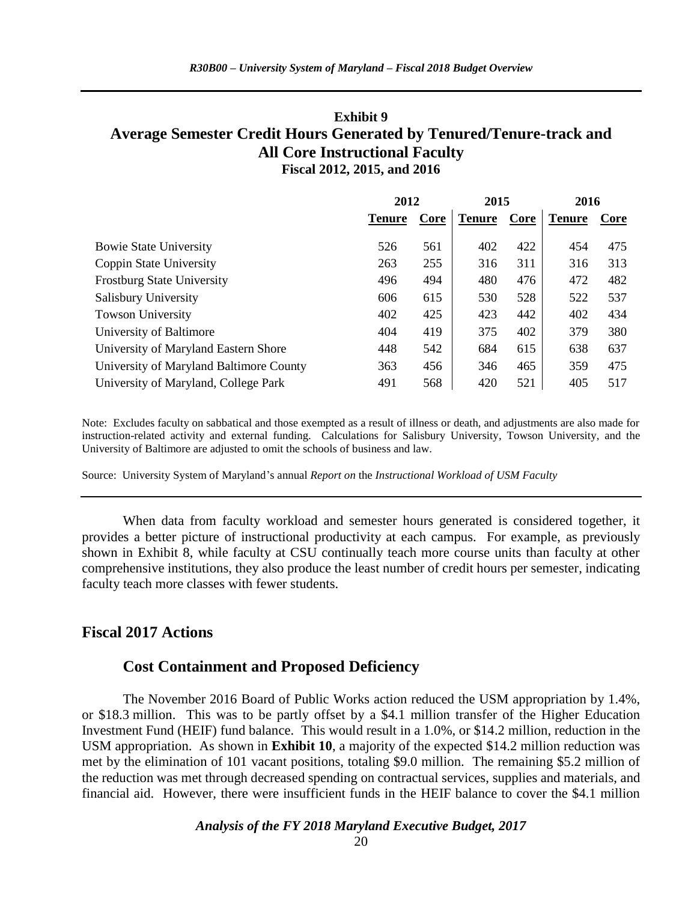**Exhibit 9**
**Average Semester Credit Hours Generated by Tenured/Tenure-track and All Core Instructional Faculty**
**Fiscal 2012, 2015, and 2016**

| | 2012 | | 2015 | | 2016 | |
|---|---|---|---|---|---|---|
| | Tenure | Core | Tenure | Core | Tenure | Core |
| Bowie State University | 526 | 561 | 402 | 422 | 454 | 475 |
| Coppin State University | 263 | 255 | 316 | 311 | 316 | 313 |
| Frostburg State University | 496 | 494 | 480 | 476 | 472 | 482 |
| Salisbury University | 606 | 615 | 530 | 528 | 522 | 537 |
| Towson University | 402 | 425 | 423 | 442 | 402 | 434 |
| University of Baltimore | 404 | 419 | 375 | 402 | 379 | 380 |
| University of Maryland Eastern Shore | 448 | 542 | 684 | 615 | 638 | 637 |
| University of Maryland Baltimore County | 363 | 456 | 346 | 465 | 359 | 475 |
| University of Maryland, College Park | 491 | 568 | 420 | 521 | 405 | 517 |

Note: Excludes faculty on sabbatical and those exempted as a result of illness or death, and adjustments are also made for instruction-related activity and external funding. Calculations for Salisbury University, Towson University, and the University of Baltimore are adjusted to omit the schools of business and law.

Source: University System of Maryland's annual *Report on* the *Instructional Workload of USM Faculty*

When data from faculty workload and semester hours generated is considered together, it provides a better picture of instructional productivity at each campus. For example, as previously shown in Exhibit 8, while faculty at CSU continually teach more course units than faculty at other comprehensive institutions, they also produce the least number of credit hours per semester, indicating faculty teach more classes with fewer students.

## Fiscal 2017 Actions

### Cost Containment and Proposed Deficiency

The November 2016 Board of Public Works action reduced the USM appropriation by 1.4%, or $18.3 million. This was to be partly offset by a $4.1 million transfer of the Higher Education Investment Fund (HEIF) fund balance. This would result in a 1.0%, or $14.2 million, reduction in the USM appropriation. As shown in **Exhibit 10**, a majority of the expected $14.2 million reduction was met by the elimination of 101 vacant positions, totaling $9.0 million. The remaining $5.2 million of the reduction was met through decreased spending on contractual services, supplies and materials, and financial aid. However, there were insufficient funds in the HEIF balance to cover the $4.1 million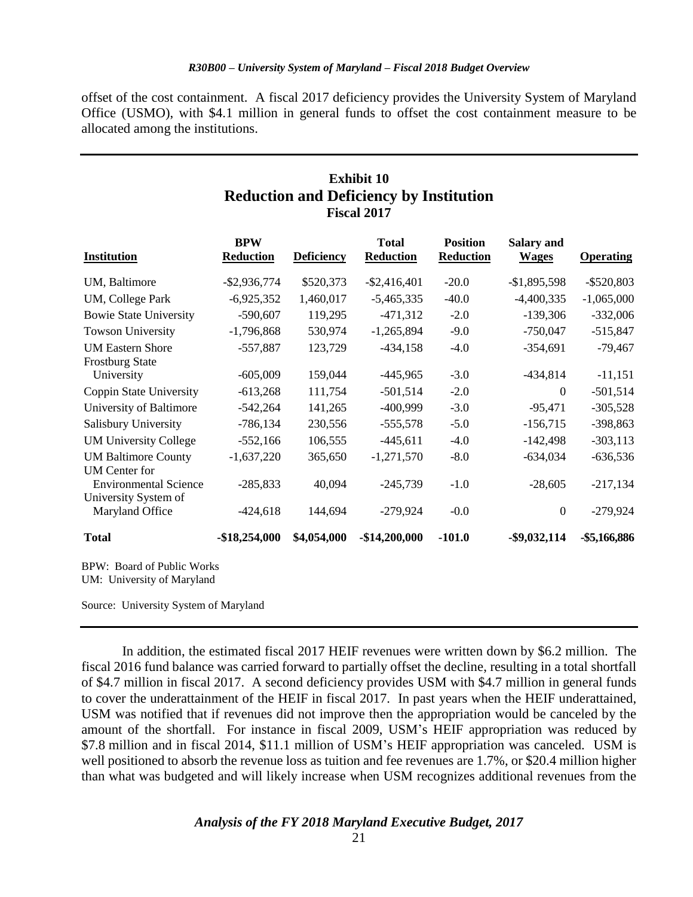offset of the cost containment. A fiscal 2017 deficiency provides the University System of Maryland Office (USMO), with $4.1 million in general funds to offset the cost containment measure to be allocated among the institutions.

**Exhibit 10**
**Reduction and Deficiency by Institution**
**Fiscal 2017**

| Institution | BPW Reduction | Deficiency | Total Reduction | Position Reduction | Salary and Wages | Operating |
|---|---|---|---|---|---|---|
| UM, Baltimore | -$2,936,774 | $520,373 | -$2,416,401 | -20.0 | -$1,895,598 | -$520,803 |
| UM, College Park | -6,925,352 | 1,460,017 | -5,465,335 | -40.0 | -4,400,335 | -1,065,000 |
| Bowie State University | -590,607 | 119,295 | -471,312 | -2.0 | -139,306 | -332,006 |
| Towson University | -1,796,868 | 530,974 | -1,265,894 | -9.0 | -750,047 | -515,847 |
| UM Eastern Shore | -557,887 | 123,729 | -434,158 | -4.0 | -354,691 | -79,467 |
| Frostburg State University | -605,009 | 159,044 | -445,965 | -3.0 | -434,814 | -11,151 |
| Coppin State University | -613,268 | 111,754 | -501,514 | -2.0 | 0 | -501,514 |
| University of Baltimore | -542,264 | 141,265 | -400,999 | -3.0 | -95,471 | -305,528 |
| Salisbury University | -786,134 | 230,556 | -555,578 | -5.0 | -156,715 | -398,863 |
| UM University College | -552,166 | 106,555 | -445,611 | -4.0 | -142,498 | -303,113 |
| UM Baltimore County | -1,637,220 | 365,650 | -1,271,570 | -8.0 | -634,034 | -636,536 |
| UM Center for Environmental Science | -285,833 | 40,094 | -245,739 | -1.0 | -28,605 | -217,134 |
| University System of Maryland Office | -424,618 | 144,694 | -279,924 | -0.0 | 0 | -279,924 |
| **Total** | **-$18,254,000** | **$4,054,000** | **-$14,200,000** | **-101.0** | **-$9,032,114** | **-$5,166,886** |

BPW: Board of Public Works
UM: University of Maryland

Source: University System of Maryland

In addition, the estimated fiscal 2017 HEIF revenues were written down by $6.2 million. The fiscal 2016 fund balance was carried forward to partially offset the decline, resulting in a total shortfall of $4.7 million in fiscal 2017. A second deficiency provides USM with $4.7 million in general funds to cover the underattainment of the HEIF in fiscal 2017. In past years when the HEIF underattained, USM was notified that if revenues did not improve then the appropriation would be canceled by the amount of the shortfall. For instance in fiscal 2009, USM's HEIF appropriation was reduced by $7.8 million and in fiscal 2014, $11.1 million of USM's HEIF appropriation was canceled. USM is well positioned to absorb the revenue loss as tuition and fee revenues are 1.7%, or $20.4 million higher than what was budgeted and will likely increase when USM recognizes additional revenues from the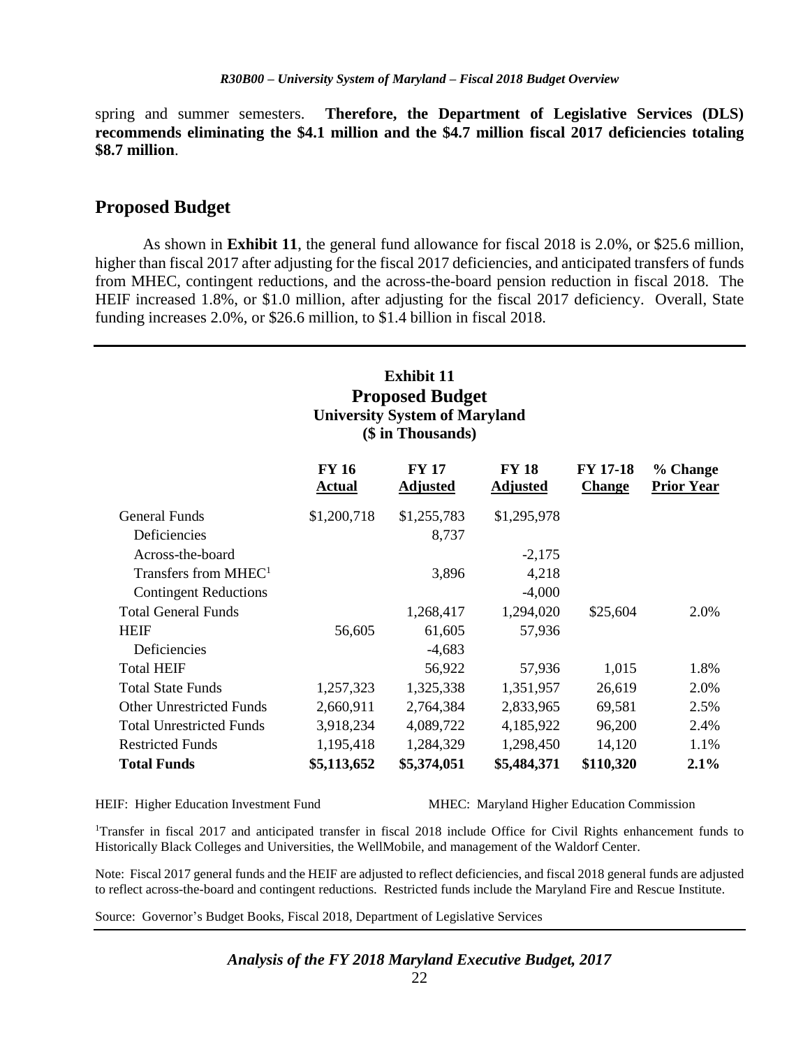spring and summer semesters. **Therefore, the Department of Legislative Services (DLS) recommends eliminating the $4.1 million and the $4.7 million fiscal 2017 deficiencies totaling $8.7 million**.

## Proposed Budget

As shown in **Exhibit 11**, the general fund allowance for fiscal 2018 is 2.0%, or $25.6 million, higher than fiscal 2017 after adjusting for the fiscal 2017 deficiencies, and anticipated transfers of funds from MHEC, contingent reductions, and the across-the-board pension reduction in fiscal 2018. The HEIF increased 1.8%, or $1.0 million, after adjusting for the fiscal 2017 deficiency. Overall, State funding increases 2.0%, or $26.6 million, to $1.4 billion in fiscal 2018.

**Exhibit 11**
**Proposed Budget**
**University System of Maryland**
**($ in Thousands)**

| | FY 16 Actual | FY 17 Adjusted | FY 18 Adjusted | FY 17-18 Change | % Change Prior Year |
|---|---|---|---|---|---|
| General Funds | $1,200,718 | $1,255,783 | $1,295,978 | | |
| Deficiencies | | 8,737 | | | |
| Across-the-board | | | -2,175 | | |
| Transfers from MHEC[1] | | 3,896 | 4,218 | | |
| Contingent Reductions | | | -4,000 | | |
| Total General Funds | | 1,268,417 | 1,294,020 | $25,604 | 2.0% |
| HEIF | 56,605 | 61,605 | 57,936 | | |
| Deficiencies | | -4,683 | | | |
| Total HEIF | | 56,922 | 57,936 | 1,015 | 1.8% |
| Total State Funds | 1,257,323 | 1,325,338 | 1,351,957 | 26,619 | 2.0% |
| Other Unrestricted Funds | 2,660,911 | 2,764,384 | 2,833,965 | 69,581 | 2.5% |
| Total Unrestricted Funds | 3,918,234 | 4,089,722 | 4,185,922 | 96,200 | 2.4% |
| Restricted Funds | 1,195,418 | 1,284,329 | 1,298,450 | 14,120 | 1.1% |
| **Total Funds** | **$5,113,652** | **$5,374,051** | **$5,484,371** | **$110,320** | **2.1%** |

HEIF: Higher Education Investment Fund

MHEC: Maryland Higher Education Commission

[1]Transfer in fiscal 2017 and anticipated transfer in fiscal 2018 include Office for Civil Rights enhancement funds to Historically Black Colleges and Universities, the WellMobile, and management of the Waldorf Center.

Note: Fiscal 2017 general funds and the HEIF are adjusted to reflect deficiencies, and fiscal 2018 general funds are adjusted to reflect across-the-board and contingent reductions. Restricted funds include the Maryland Fire and Rescue Institute.

Source: Governor's Budget Books, Fiscal 2018, Department of Legislative Services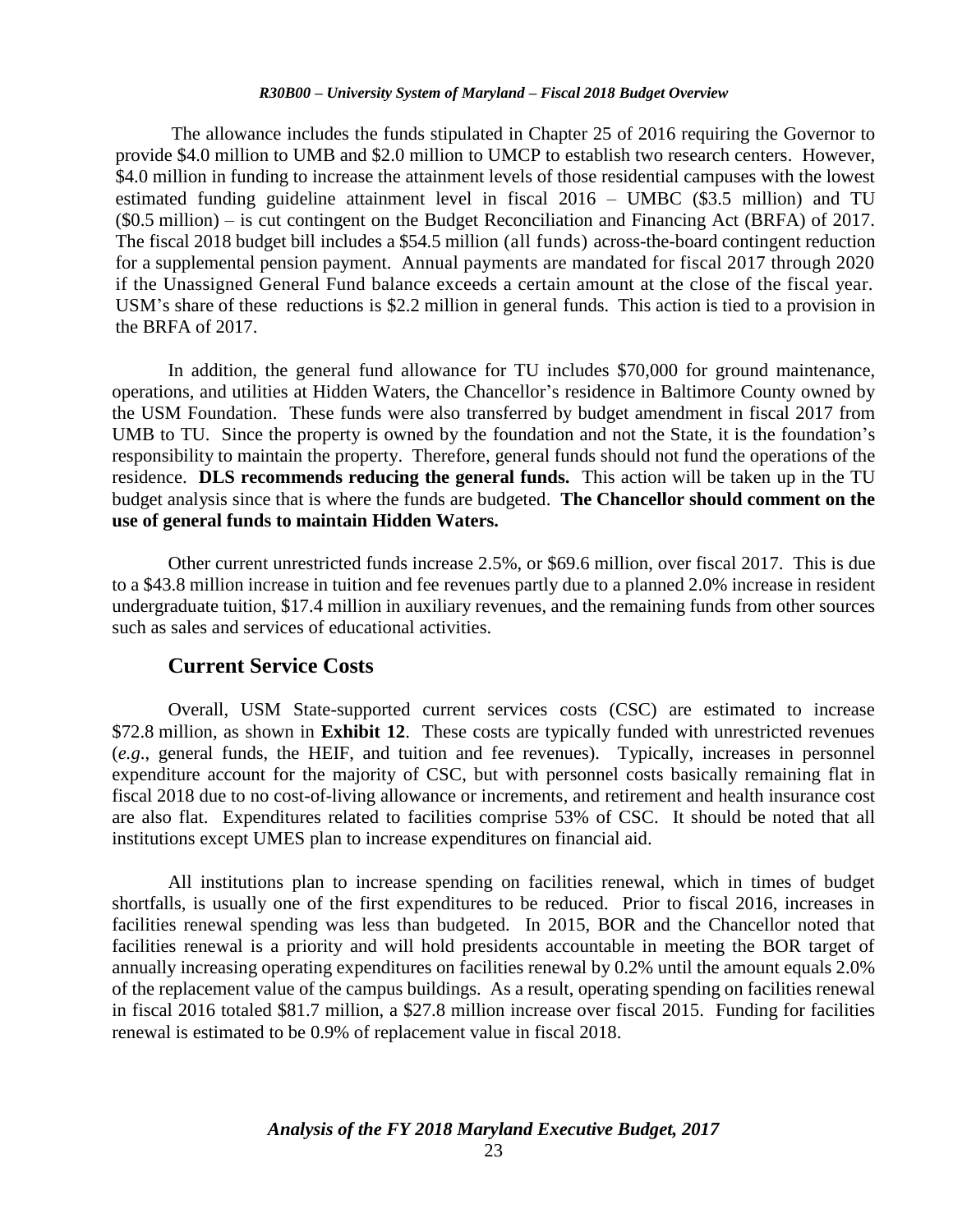The allowance includes the funds stipulated in Chapter 25 of 2016 requiring the Governor to provide $4.0 million to UMB and $2.0 million to UMCP to establish two research centers. However, $4.0 million in funding to increase the attainment levels of those residential campuses with the lowest estimated funding guideline attainment level in fiscal 2016 – UMBC ($3.5 million) and TU ($0.5 million) – is cut contingent on the Budget Reconciliation and Financing Act (BRFA) of 2017. The fiscal 2018 budget bill includes a $54.5 million (all funds) across-the-board contingent reduction for a supplemental pension payment. Annual payments are mandated for fiscal 2017 through 2020 if the Unassigned General Fund balance exceeds a certain amount at the close of the fiscal year. USM's share of these reductions is $2.2 million in general funds. This action is tied to a provision in the BRFA of 2017.

In addition, the general fund allowance for TU includes $70,000 for ground maintenance, operations, and utilities at Hidden Waters, the Chancellor's residence in Baltimore County owned by the USM Foundation. These funds were also transferred by budget amendment in fiscal 2017 from UMB to TU. Since the property is owned by the foundation and not the State, it is the foundation's responsibility to maintain the property. Therefore, general funds should not fund the operations of the residence. **DLS recommends reducing the general funds.** This action will be taken up in the TU budget analysis since that is where the funds are budgeted. **The Chancellor should comment on the use of general funds to maintain Hidden Waters.**

Other current unrestricted funds increase 2.5%, or $69.6 million, over fiscal 2017. This is due to a $43.8 million increase in tuition and fee revenues partly due to a planned 2.0% increase in resident undergraduate tuition, $17.4 million in auxiliary revenues, and the remaining funds from other sources such as sales and services of educational activities.

## Current Service Costs

Overall, USM State-supported current services costs (CSC) are estimated to increase $72.8 million, as shown in **Exhibit 12**. These costs are typically funded with unrestricted revenues (*e.g.*, general funds, the HEIF, and tuition and fee revenues). Typically, increases in personnel expenditure account for the majority of CSC, but with personnel costs basically remaining flat in fiscal 2018 due to no cost-of-living allowance or increments, and retirement and health insurance cost are also flat. Expenditures related to facilities comprise 53% of CSC. It should be noted that all institutions except UMES plan to increase expenditures on financial aid.

All institutions plan to increase spending on facilities renewal, which in times of budget shortfalls, is usually one of the first expenditures to be reduced. Prior to fiscal 2016, increases in facilities renewal spending was less than budgeted. In 2015, BOR and the Chancellor noted that facilities renewal is a priority and will hold presidents accountable in meeting the BOR target of annually increasing operating expenditures on facilities renewal by 0.2% until the amount equals 2.0% of the replacement value of the campus buildings. As a result, operating spending on facilities renewal in fiscal 2016 totaled $81.7 million, a $27.8 million increase over fiscal 2015. Funding for facilities renewal is estimated to be 0.9% of replacement value in fiscal 2018.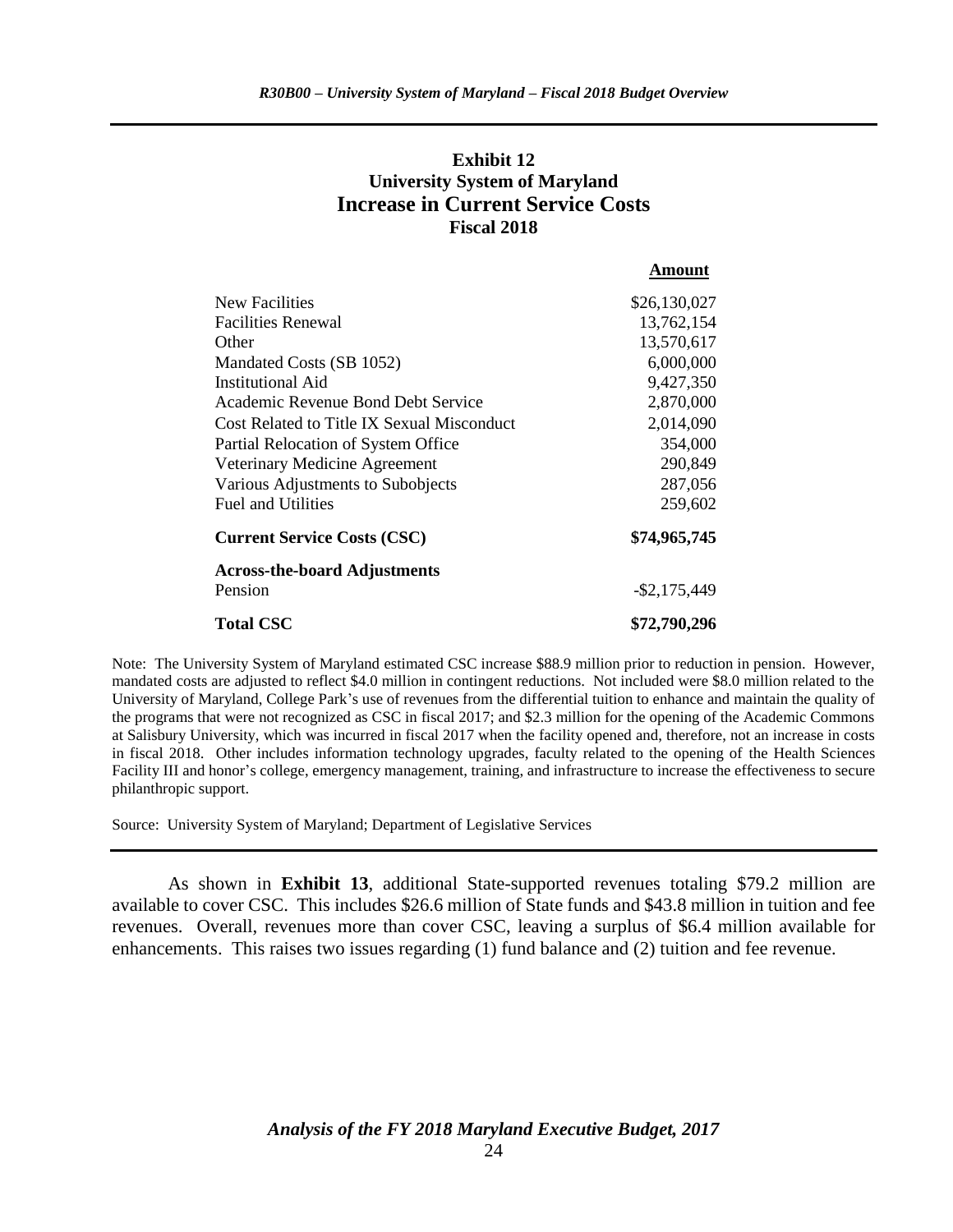**Exhibit 12**
**University System of Maryland**
**Increase in Current Service Costs**
**Fiscal 2018**

| | **Amount** |
|---|---|
| New Facilities | \$26,130,027 |
| Facilities Renewal | 13,762,154 |
| Other | 13,570,617 |
| Mandated Costs (SB 1052) | 6,000,000 |
| Institutional Aid | 9,427,350 |
| Academic Revenue Bond Debt Service | 2,870,000 |
| Cost Related to Title IX Sexual Misconduct | 2,014,090 |
| Partial Relocation of System Office | 354,000 |
| Veterinary Medicine Agreement | 290,849 |
| Various Adjustments to Subobjects | 287,056 |
| Fuel and Utilities | 259,602 |
| **Current Service Costs (CSC)** | **\$74,965,745** |
| **Across-the-board Adjustments** | |
| Pension | -\$2,175,449 |
| **Total CSC** | **\$72,790,296** |

Note: The University System of Maryland estimated CSC increase \$88.9 million prior to reduction in pension. However, mandated costs are adjusted to reflect \$4.0 million in contingent reductions. Not included were \$8.0 million related to the University of Maryland, College Park's use of revenues from the differential tuition to enhance and maintain the quality of the programs that were not recognized as CSC in fiscal 2017; and \$2.3 million for the opening of the Academic Commons at Salisbury University, which was incurred in fiscal 2017 when the facility opened and, therefore, not an increase in costs in fiscal 2018. Other includes information technology upgrades, faculty related to the opening of the Health Sciences Facility III and honor's college, emergency management, training, and infrastructure to increase the effectiveness to secure philanthropic support.

Source: University System of Maryland; Department of Legislative Services

As shown in **Exhibit 13**, additional State-supported revenues totaling \$79.2 million are available to cover CSC. This includes \$26.6 million of State funds and \$43.8 million in tuition and fee revenues. Overall, revenues more than cover CSC, leaving a surplus of \$6.4 million available for enhancements. This raises two issues regarding (1) fund balance and (2) tuition and fee revenue.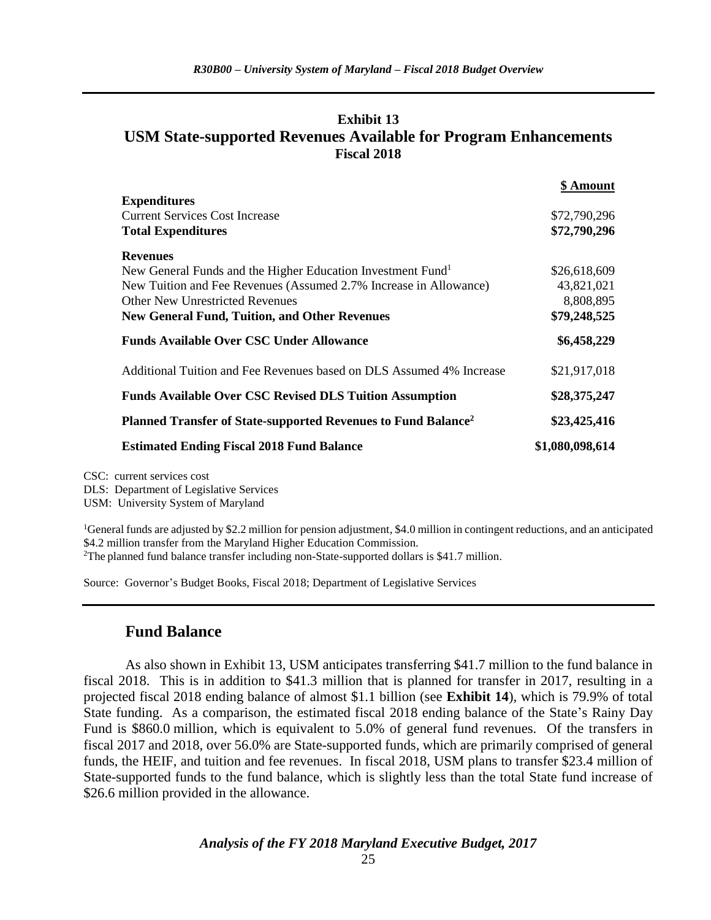**Exhibit 13**
**USM State-supported Revenues Available for Program Enhancements**
**Fiscal 2018**

| | **\$ Amount** |
|---|---:|
| **Expenditures** | |
| Current Services Cost Increase | \$72,790,296 |
| **Total Expenditures** | **\$72,790,296** |
| **Revenues** | |
| New General Funds and the Higher Education Investment Fund[1] | \$26,618,609 |
| New Tuition and Fee Revenues (Assumed 2.7% Increase in Allowance) | 43,821,021 |
| Other New Unrestricted Revenues | 8,808,895 |
| **New General Fund, Tuition, and Other Revenues** | **\$79,248,525** |
| **Funds Available Over CSC Under Allowance** | **\$6,458,229** |
| Additional Tuition and Fee Revenues based on DLS Assumed 4% Increase | \$21,917,018 |
| **Funds Available Over CSC Revised DLS Tuition Assumption** | **\$28,375,247** |
| **Planned Transfer of State-supported Revenues to Fund Balance[2]** | **\$23,425,416** |
| **Estimated Ending Fiscal 2018 Fund Balance** | **\$1,080,098,614** |

CSC: current services cost
DLS: Department of Legislative Services
USM: University System of Maryland

[1]General funds are adjusted by \$2.2 million for pension adjustment, \$4.0 million in contingent reductions, and an anticipated \$4.2 million transfer from the Maryland Higher Education Commission.
[2]The planned fund balance transfer including non-State-supported dollars is \$41.7 million.

Source: Governor's Budget Books, Fiscal 2018; Department of Legislative Services

## Fund Balance

As also shown in Exhibit 13, USM anticipates transferring \$41.7 million to the fund balance in fiscal 2018. This is in addition to \$41.3 million that is planned for transfer in 2017, resulting in a projected fiscal 2018 ending balance of almost \$1.1 billion (see **Exhibit 14**), which is 79.9% of total State funding. As a comparison, the estimated fiscal 2018 ending balance of the State's Rainy Day Fund is \$860.0 million, which is equivalent to 5.0% of general fund revenues. Of the transfers in fiscal 2017 and 2018, over 56.0% are State-supported funds, which are primarily comprised of general funds, the HEIF, and tuition and fee revenues. In fiscal 2018, USM plans to transfer \$23.4 million of State-supported funds to the fund balance, which is slightly less than the total State fund increase of \$26.6 million provided in the allowance.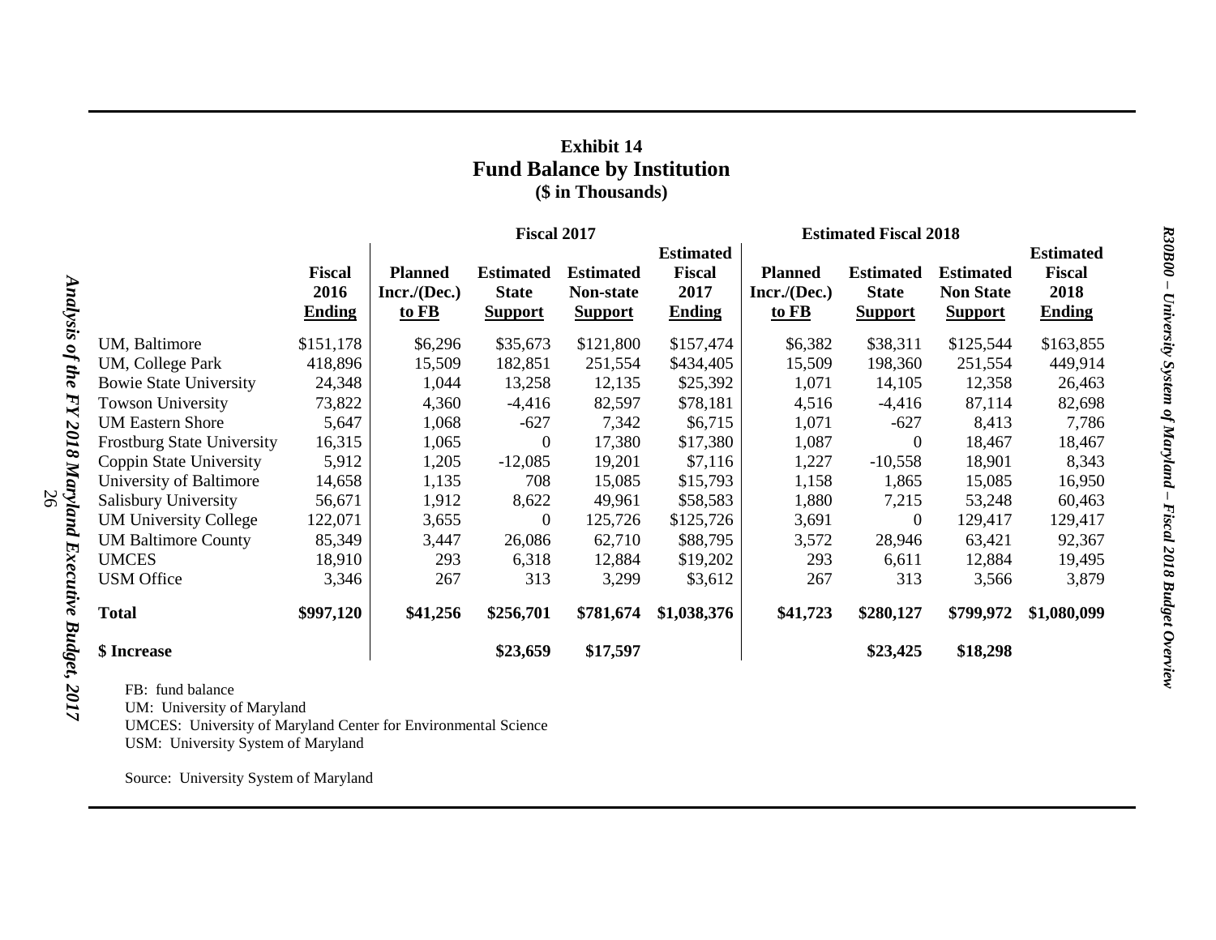## Exhibit 14
## Fund Balance by Institution
### ($ in Thousands)

| | Fiscal 2016 Ending | Fiscal 2017 | | | | Estimated Fiscal 2018 | | | |
|---|---|---|---|---|---|---|---|---|---|
| | | Planned Incr./(Dec.) to FB | Estimated State Support | Estimated Non-state Support | Estimated Fiscal 2017 Ending | Planned Incr./(Dec.) to FB | Estimated State Support | Estimated Non State Support | Estimated Fiscal 2018 Ending |
| UM, Baltimore | $151,178 | $6,296 | $35,673 | $121,800 | $157,474 | $6,382 | $38,311 | $125,544 | $163,855 |
| UM, College Park | 418,896 | 15,509 | 182,851 | 251,554 | $434,405 | 15,509 | 198,360 | 251,554 | 449,914 |
| Bowie State University | 24,348 | 1,044 | 13,258 | 12,135 | $25,392 | 1,071 | 14,105 | 12,358 | 26,463 |
| Towson University | 73,822 | 4,360 | -4,416 | 82,597 | $78,181 | 4,516 | -4,416 | 87,114 | 82,698 |
| UM Eastern Shore | 5,647 | 1,068 | -627 | 7,342 | $6,715 | 1,071 | -627 | 8,413 | 7,786 |
| Frostburg State University | 16,315 | 1,065 | 0 | 17,380 | $17,380 | 1,087 | 0 | 18,467 | 18,467 |
| Coppin State University | 5,912 | 1,205 | -12,085 | 19,201 | $7,116 | 1,227 | -10,558 | 18,901 | 8,343 |
| University of Baltimore | 14,658 | 1,135 | 708 | 15,085 | $15,793 | 1,158 | 1,865 | 15,085 | 16,950 |
| Salisbury University | 56,671 | 1,912 | 8,622 | 49,961 | $58,583 | 1,880 | 7,215 | 53,248 | 60,463 |
| UM University College | 122,071 | 3,655 | 0 | 125,726 | $125,726 | 3,691 | 0 | 129,417 | 129,417 |
| UM Baltimore County | 85,349 | 3,447 | 26,086 | 62,710 | $88,795 | 3,572 | 28,946 | 63,421 | 92,367 |
| UMCES | 18,910 | 293 | 6,318 | 12,884 | $19,202 | 293 | 6,611 | 12,884 | 19,495 |
| USM Office | 3,346 | 267 | 313 | 3,299 | $3,612 | 267 | 313 | 3,566 | 3,879 |
| **Total** | **$997,120** | **$41,256** | **$256,701** | **$781,674** | **$1,038,376** | **$41,723** | **$280,127** | **$799,972** | **$1,080,099** |
| **$ Increase** | | | **$23,659** | **$17,597** | | | **$23,425** | **$18,298** | |

FB: fund balance
UM: University of Maryland
UMCES: University of Maryland Center for Environmental Science
USM: University System of Maryland

Source: University System of Maryland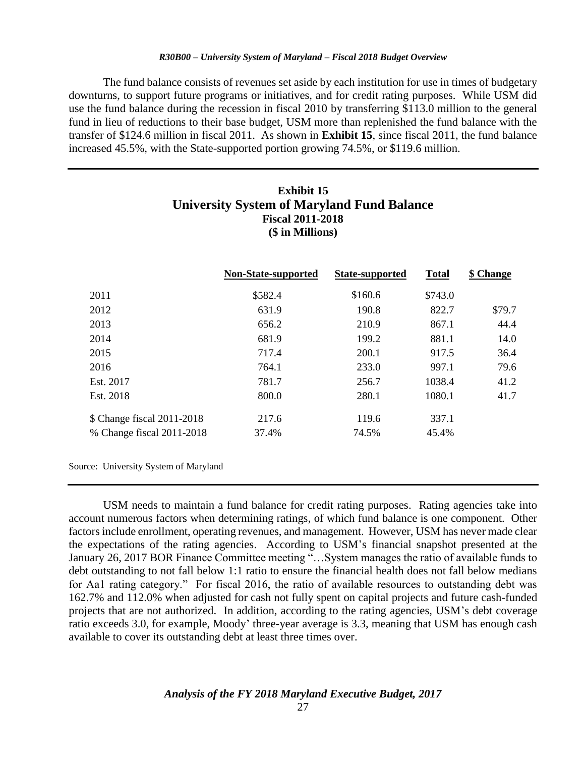The fund balance consists of revenues set aside by each institution for use in times of budgetary downturns, to support future programs or initiatives, and for credit rating purposes. While USM did use the fund balance during the recession in fiscal 2010 by transferring $113.0 million to the general fund in lieu of reductions to their base budget, USM more than replenished the fund balance with the transfer of $124.6 million in fiscal 2011. As shown in **Exhibit 15**, since fiscal 2011, the fund balance increased 45.5%, with the State-supported portion growing 74.5%, or $119.6 million.

**Exhibit 15**
**University System of Maryland Fund Balance**
**Fiscal 2011-2018**
**($ in Millions)**

| | Non-State-supported | State-supported | Total | $ Change |
|---|---|---|---|---|
| 2011 | $582.4 | $160.6 | $743.0 | |
| 2012 | 631.9 | 190.8 | 822.7 | $79.7 |
| 2013 | 656.2 | 210.9 | 867.1 | 44.4 |
| 2014 | 681.9 | 199.2 | 881.1 | 14.0 |
| 2015 | 717.4 | 200.1 | 917.5 | 36.4 |
| 2016 | 764.1 | 233.0 | 997.1 | 79.6 |
| Est. 2017 | 781.7 | 256.7 | 1038.4 | 41.2 |
| Est. 2018 | 800.0 | 280.1 | 1080.1 | 41.7 |
| $ Change fiscal 2011-2018 | 217.6 | 119.6 | 337.1 | |
| % Change fiscal 2011-2018 | 37.4% | 74.5% | 45.4% | |

Source: University System of Maryland

USM needs to maintain a fund balance for credit rating purposes. Rating agencies take into account numerous factors when determining ratings, of which fund balance is one component. Other factors include enrollment, operating revenues, and management. However, USM has never made clear the expectations of the rating agencies. According to USM's financial snapshot presented at the January 26, 2017 BOR Finance Committee meeting "…System manages the ratio of available funds to debt outstanding to not fall below 1:1 ratio to ensure the financial health does not fall below medians for Aa1 rating category." For fiscal 2016, the ratio of available resources to outstanding debt was 162.7% and 112.0% when adjusted for cash not fully spent on capital projects and future cash-funded projects that are not authorized. In addition, according to the rating agencies, USM's debt coverage ratio exceeds 3.0, for example, Moody' three-year average is 3.3, meaning that USM has enough cash available to cover its outstanding debt at least three times over.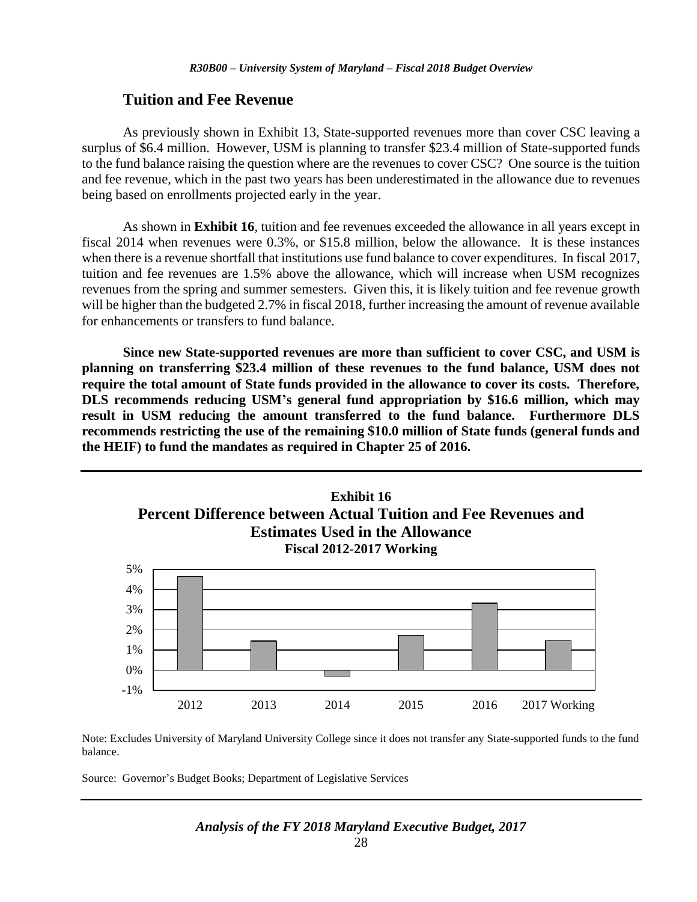## Tuition and Fee Revenue

As previously shown in Exhibit 13, State-supported revenues more than cover CSC leaving a surplus of $6.4 million. However, USM is planning to transfer $23.4 million of State-supported funds to the fund balance raising the question where are the revenues to cover CSC? One source is the tuition and fee revenue, which in the past two years has been underestimated in the allowance due to revenues being based on enrollments projected early in the year.

As shown in **Exhibit 16**, tuition and fee revenues exceeded the allowance in all years except in fiscal 2014 when revenues were 0.3%, or $15.8 million, below the allowance. It is these instances when there is a revenue shortfall that institutions use fund balance to cover expenditures. In fiscal 2017, tuition and fee revenues are 1.5% above the allowance, which will increase when USM recognizes revenues from the spring and summer semesters. Given this, it is likely tuition and fee revenue growth will be higher than the budgeted 2.7% in fiscal 2018, further increasing the amount of revenue available for enhancements or transfers to fund balance.

**Since new State-supported revenues are more than sufficient to cover CSC, and USM is planning on transferring $23.4 million of these revenues to the fund balance, USM does not require the total amount of State funds provided in the allowance to cover its costs. Therefore, DLS recommends reducing USM's general fund appropriation by $16.6 million, which may result in USM reducing the amount transferred to the fund balance. Furthermore DLS recommends restricting the use of the remaining $10.0 million of State funds (general funds and the HEIF) to fund the mandates as required in Chapter 25 of 2016.**

**Exhibit 16**
**Percent Difference between Actual Tuition and Fee Revenues and Estimates Used in the Allowance**
**Fiscal 2012-2017 Working**

| Fiscal Year | Percent Difference |
|---|---|
| 2012 | 4.6% |
| 2013 | 1.4% |
| 2014 | -0.3% |
| 2015 | 1.7% |
| 2016 | 3.3% |
| 2017 Working | 1.5% |

Note: Excludes University of Maryland University College since it does not transfer any State-supported funds to the fund balance.

Source: Governor's Budget Books; Department of Legislative Services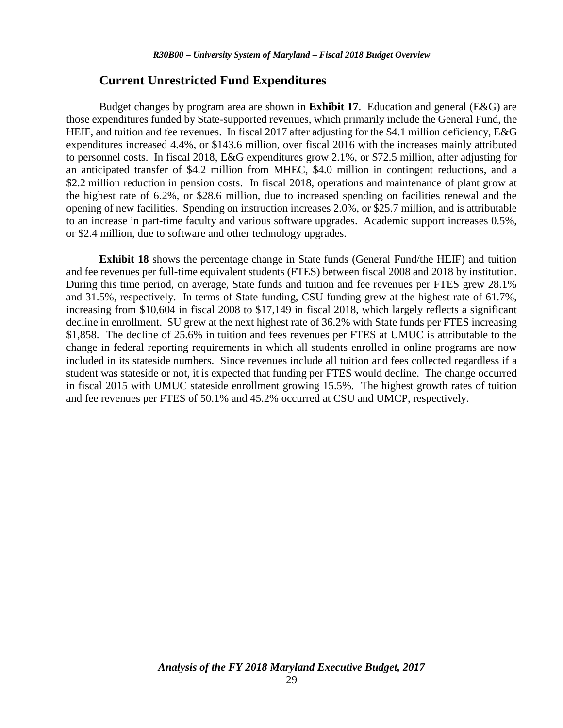## Current Unrestricted Fund Expenditures

Budget changes by program area are shown in **Exhibit 17**. Education and general (E&G) are those expenditures funded by State-supported revenues, which primarily include the General Fund, the HEIF, and tuition and fee revenues. In fiscal 2017 after adjusting for the $4.1 million deficiency, E&G expenditures increased 4.4%, or $143.6 million, over fiscal 2016 with the increases mainly attributed to personnel costs. In fiscal 2018, E&G expenditures grow 2.1%, or $72.5 million, after adjusting for an anticipated transfer of $4.2 million from MHEC, $4.0 million in contingent reductions, and a $2.2 million reduction in pension costs. In fiscal 2018, operations and maintenance of plant grow at the highest rate of 6.2%, or $28.6 million, due to increased spending on facilities renewal and the opening of new facilities. Spending on instruction increases 2.0%, or $25.7 million, and is attributable to an increase in part-time faculty and various software upgrades. Academic support increases 0.5%, or $2.4 million, due to software and other technology upgrades.

**Exhibit 18** shows the percentage change in State funds (General Fund/the HEIF) and tuition and fee revenues per full-time equivalent students (FTES) between fiscal 2008 and 2018 by institution. During this time period, on average, State funds and tuition and fee revenues per FTES grew 28.1% and 31.5%, respectively. In terms of State funding, CSU funding grew at the highest rate of 61.7%, increasing from $10,604 in fiscal 2008 to $17,149 in fiscal 2018, which largely reflects a significant decline in enrollment. SU grew at the next highest rate of 36.2% with State funds per FTES increasing $1,858. The decline of 25.6% in tuition and fees revenues per FTES at UMUC is attributable to the change in federal reporting requirements in which all students enrolled in online programs are now included in its stateside numbers. Since revenues include all tuition and fees collected regardless if a student was stateside or not, it is expected that funding per FTES would decline. The change occurred in fiscal 2015 with UMUC stateside enrollment growing 15.5%. The highest growth rates of tuition and fee revenues per FTES of 50.1% and 45.2% occurred at CSU and UMCP, respectively.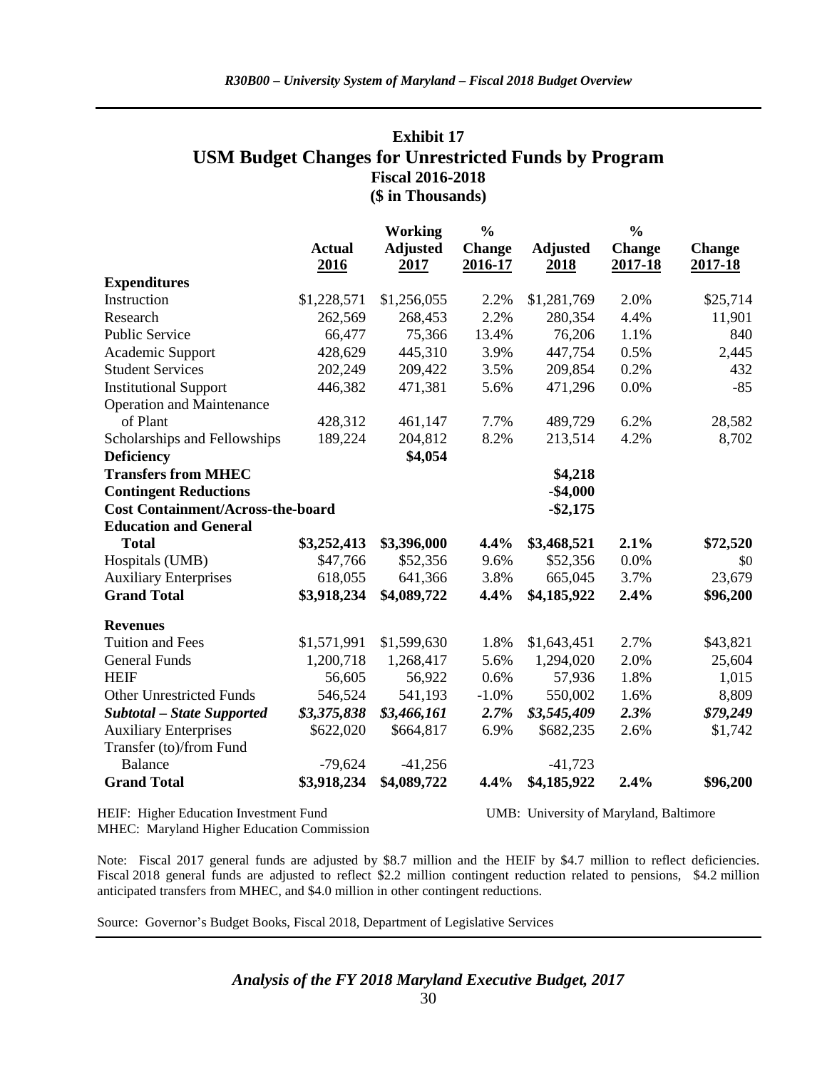## Exhibit 17
## USM Budget Changes for Unrestricted Funds by Program
### Fiscal 2016-2018
### ($ in Thousands)

| | Actual 2016 | Working Adjusted 2017 | % Change 2016-17 | Adjusted 2018 | % Change 2017-18 | Change 2017-18 |
|---|---|---|---|---|---|---|
| **Expenditures** | | | | | | |
| Instruction | $1,228,571 | $1,256,055 | 2.2% | $1,281,769 | 2.0% | $25,714 |
| Research | 262,569 | 268,453 | 2.2% | 280,354 | 4.4% | 11,901 |
| Public Service | 66,477 | 75,366 | 13.4% | 76,206 | 1.1% | 840 |
| Academic Support | 428,629 | 445,310 | 3.9% | 447,754 | 0.5% | 2,445 |
| Student Services | 202,249 | 209,422 | 3.5% | 209,854 | 0.2% | 432 |
| Institutional Support | 446,382 | 471,381 | 5.6% | 471,296 | 0.0% | -85 |
| Operation and Maintenance of Plant | 428,312 | 461,147 | 7.7% | 489,729 | 6.2% | 28,582 |
| Scholarships and Fellowships | 189,224 | 204,812 | 8.2% | 213,514 | 4.2% | 8,702 |
| **Deficiency** | | **$4,054** | | | | |
| **Transfers from MHEC** | | | | **$4,218** | | |
| **Contingent Reductions** | | | | **-$4,000** | | |
| **Cost Containment/Across-the-board** | | | | **-$2,175** | | |
| **Education and General Total** | **$3,252,413** | **$3,396,000** | **4.4%** | **$3,468,521** | **2.1%** | **$72,520** |
| Hospitals (UMB) | $47,766 | $52,356 | 9.6% | $52,356 | 0.0% | $0 |
| Auxiliary Enterprises | 618,055 | 641,366 | 3.8% | 665,045 | 3.7% | 23,679 |
| **Grand Total** | **$3,918,234** | **$4,089,722** | **4.4%** | **$4,185,922** | **2.4%** | **$96,200** |
| **Revenues** | | | | | | |
| Tuition and Fees | $1,571,991 | $1,599,630 | 1.8% | $1,643,451 | 2.7% | $43,821 |
| General Funds | 1,200,718 | 1,268,417 | 5.6% | 1,294,020 | 2.0% | 25,604 |
| HEIF | 56,605 | 56,922 | 0.6% | 57,936 | 1.8% | 1,015 |
| Other Unrestricted Funds | 546,524 | 541,193 | -1.0% | 550,002 | 1.6% | 8,809 |
| ***Subtotal – State Supported*** | ***$3,375,838*** | ***$3,466,161*** | ***2.7%*** | ***$3,545,409*** | ***2.3%*** | ***$79,249*** |
| Auxiliary Enterprises | $622,020 | $664,817 | 6.9% | $682,235 | 2.6% | $1,742 |
| Transfer (to)/from Fund Balance | -79,624 | -41,256 | | -41,723 | | |
| **Grand Total** | **$3,918,234** | **$4,089,722** | **4.4%** | **$4,185,922** | **2.4%** | **$96,200** |

HEIF: Higher Education Investment Fund
MHEC: Maryland Higher Education Commission
UMB: University of Maryland, Baltimore

Note: Fiscal 2017 general funds are adjusted by $8.7 million and the HEIF by $4.7 million to reflect deficiencies. Fiscal 2018 general funds are adjusted to reflect $2.2 million contingent reduction related to pensions, $4.2 million anticipated transfers from MHEC, and $4.0 million in other contingent reductions.

Source: Governor's Budget Books, Fiscal 2018, Department of Legislative Services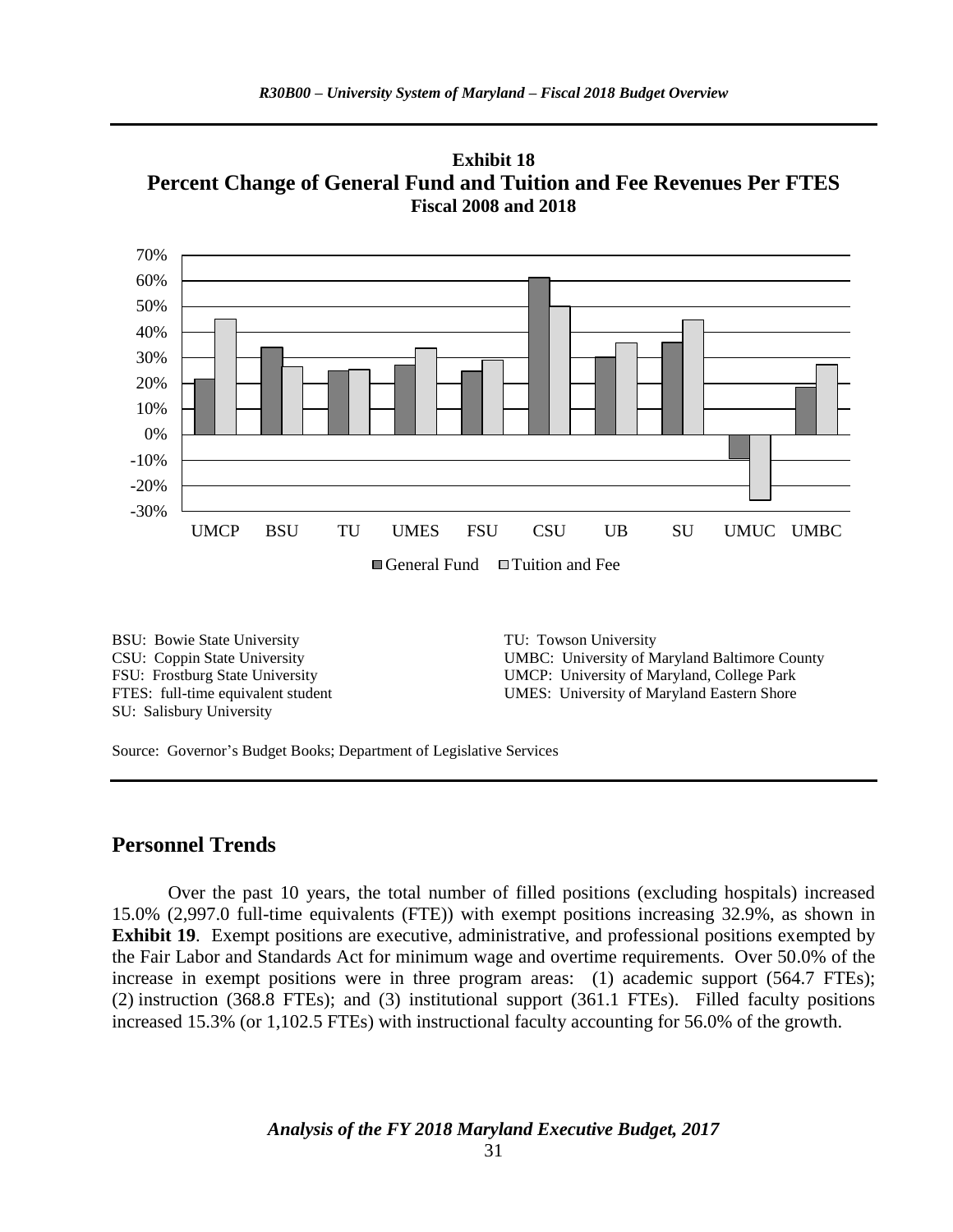**Exhibit 18**
**Percent Change of General Fund and Tuition and Fee Revenues Per FTES**
**Fiscal 2008 and 2018**

BSU: Bowie State University
CSU: Coppin State University
FSU: Frostburg State University
FTES: full-time equivalent student
SU: Salisbury University
TU: Towson University
UMBC: University of Maryland Baltimore County
UMCP: University of Maryland, College Park
UMES: University of Maryland Eastern Shore

Source: Governor's Budget Books; Department of Legislative Services

## Personnel Trends

Over the past 10 years, the total number of filled positions (excluding hospitals) increased 15.0% (2,997.0 full-time equivalents (FTE)) with exempt positions increasing 32.9%, as shown in **Exhibit 19**. Exempt positions are executive, administrative, and professional positions exempted by the Fair Labor and Standards Act for minimum wage and overtime requirements. Over 50.0% of the increase in exempt positions were in three program areas: (1) academic support (564.7 FTEs); (2) instruction (368.8 FTEs); and (3) institutional support (361.1 FTEs). Filled faculty positions increased 15.3% (or 1,102.5 FTEs) with instructional faculty accounting for 56.0% of the growth.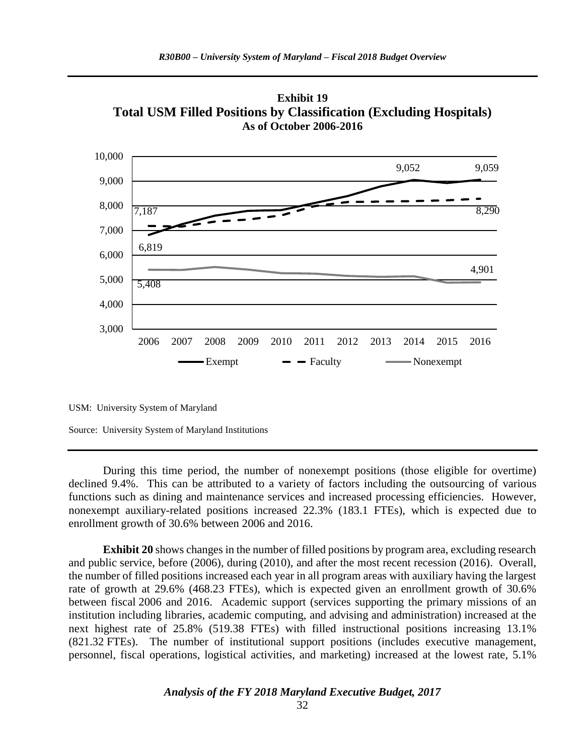**Exhibit 19**
**Total USM Filled Positions by Classification (Excluding Hospitals)**
**As of October 2006-2016**

USM: University System of Maryland

Source: University System of Maryland Institutions

During this time period, the number of nonexempt positions (those eligible for overtime) declined 9.4%. This can be attributed to a variety of factors including the outsourcing of various functions such as dining and maintenance services and increased processing efficiencies. However, nonexempt auxiliary-related positions increased 22.3% (183.1 FTEs), which is expected due to enrollment growth of 30.6% between 2006 and 2016.

**Exhibit 20** shows changes in the number of filled positions by program area, excluding research and public service, before (2006), during (2010), and after the most recent recession (2016). Overall, the number of filled positions increased each year in all program areas with auxiliary having the largest rate of growth at 29.6% (468.23 FTEs), which is expected given an enrollment growth of 30.6% between fiscal 2006 and 2016. Academic support (services supporting the primary missions of an institution including libraries, academic computing, and advising and administration) increased at the next highest rate of 25.8% (519.38 FTEs) with filled instructional positions increasing 13.1% (821.32 FTEs). The number of institutional support positions (includes executive management, personnel, fiscal operations, logistical activities, and marketing) increased at the lowest rate, 5.1%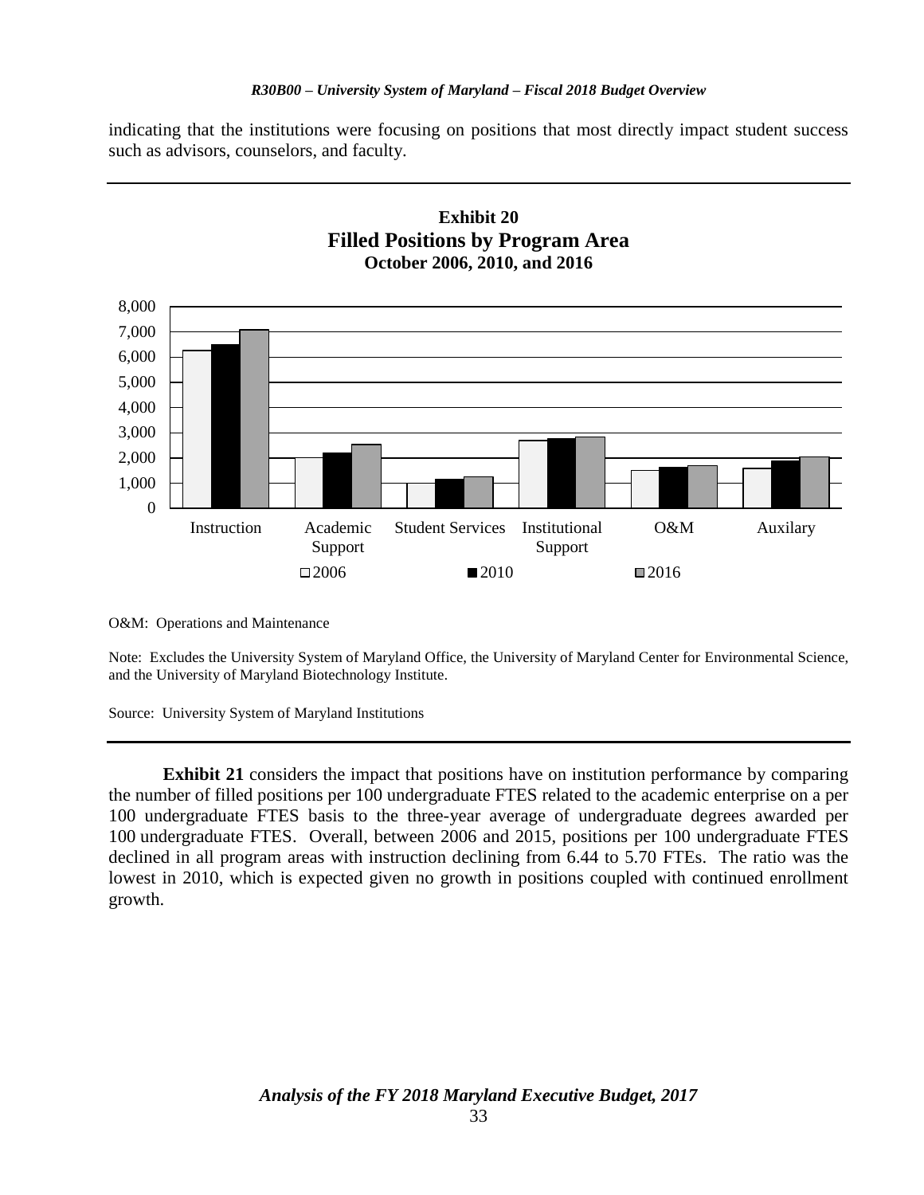indicating that the institutions were focusing on positions that most directly impact student success such as advisors, counselors, and faculty.

**Exhibit 20**
**Filled Positions by Program Area**
**October 2006, 2010, and 2016**

O&M: Operations and Maintenance

Note: Excludes the University System of Maryland Office, the University of Maryland Center for Environmental Science, and the University of Maryland Biotechnology Institute.

Source: University System of Maryland Institutions

**Exhibit 21** considers the impact that positions have on institution performance by comparing the number of filled positions per 100 undergraduate FTES related to the academic enterprise on a per 100 undergraduate FTES basis to the three-year average of undergraduate degrees awarded per 100 undergraduate FTES. Overall, between 2006 and 2015, positions per 100 undergraduate FTES declined in all program areas with instruction declining from 6.44 to 5.70 FTEs. The ratio was the lowest in 2010, which is expected given no growth in positions coupled with continued enrollment growth.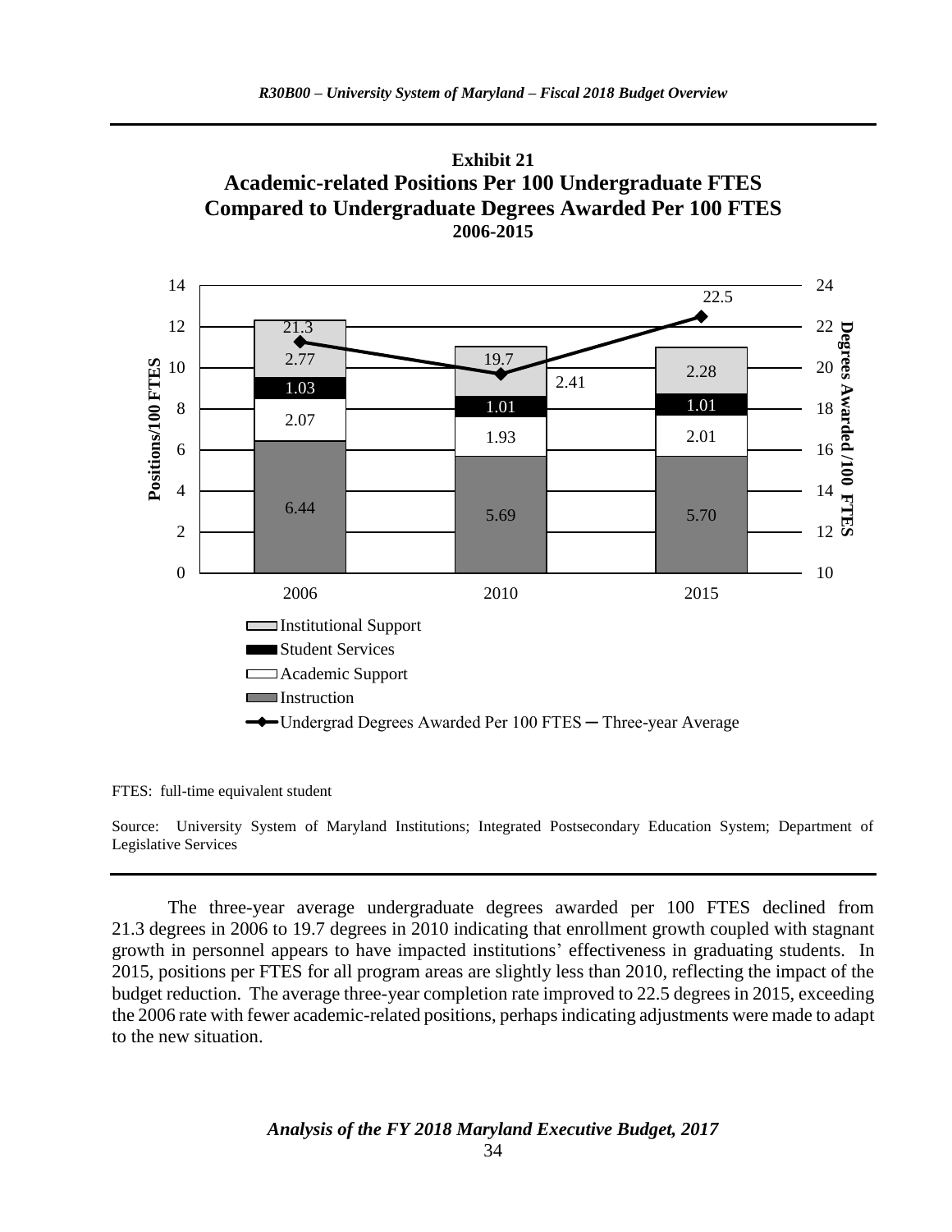**Exhibit 21**
**Academic-related Positions Per 100 Undergraduate FTES Compared to Undergraduate Degrees Awarded Per 100 FTES**
**2006-2015**

| | 2006 | 2010 | 2015 |
|---|---|---|---|
| Institutional Support | 2.77 | 2.41 | 2.28 |
| Student Services | 1.03 | 1.01 | 1.01 |
| Academic Support | 2.07 | 1.93 | 2.01 |
| Instruction | 6.44 | 5.69 | 5.70 |
| Undergrad Degrees Awarded Per 100 FTES – Three-year Average | 21.3 | 19.7 | 22.5 |

FTES: full-time equivalent student

Source: University System of Maryland Institutions; Integrated Postsecondary Education System; Department of Legislative Services

The three-year average undergraduate degrees awarded per 100 FTES declined from 21.3 degrees in 2006 to 19.7 degrees in 2010 indicating that enrollment growth coupled with stagnant growth in personnel appears to have impacted institutions' effectiveness in graduating students. In 2015, positions per FTES for all program areas are slightly less than 2010, reflecting the impact of the budget reduction. The average three-year completion rate improved to 22.5 degrees in 2015, exceeding the 2006 rate with fewer academic-related positions, perhaps indicating adjustments were made to adapt to the new situation.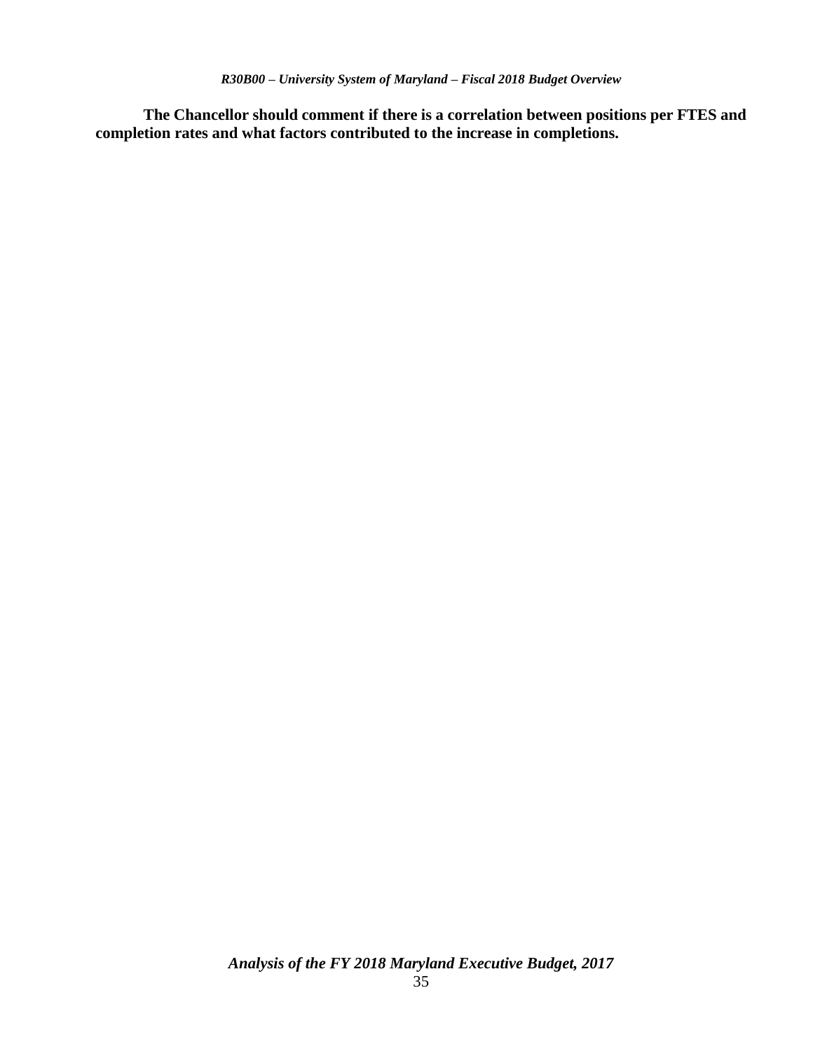**The Chancellor should comment if there is a correlation between positions per FTES and completion rates and what factors contributed to the increase in completions.**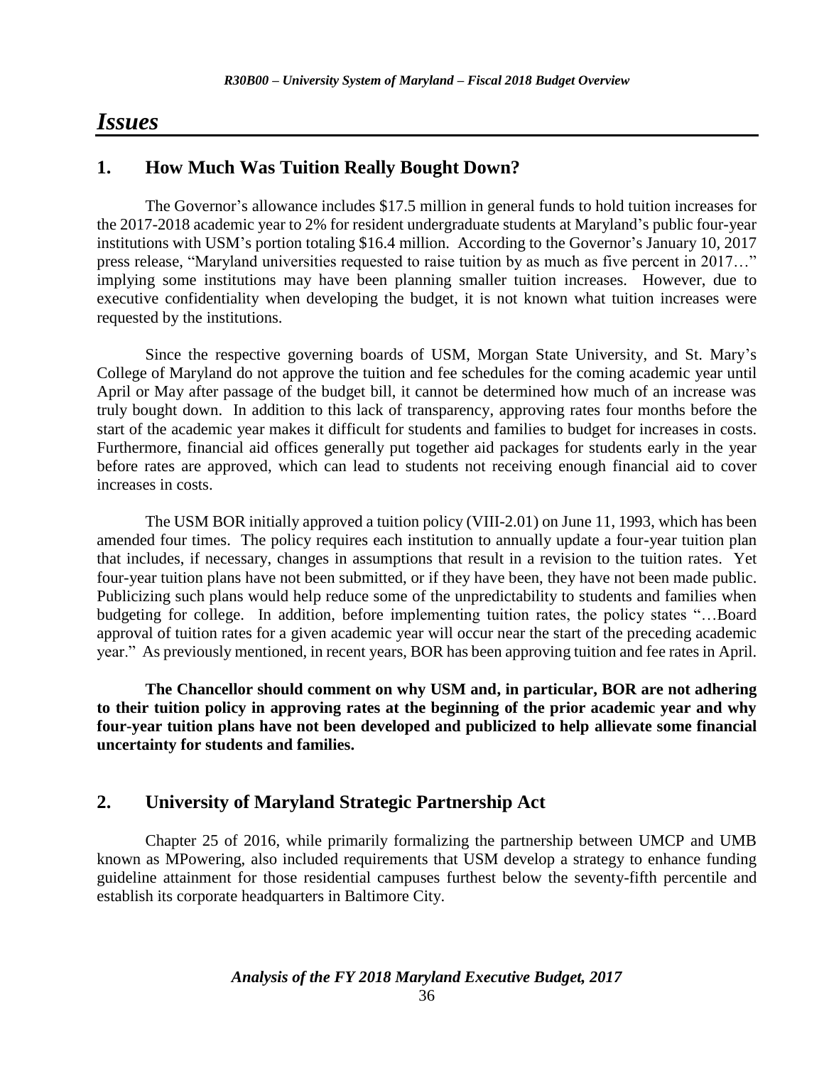# *Issues*

## 1. How Much Was Tuition Really Bought Down?

The Governor's allowance includes $17.5 million in general funds to hold tuition increases for the 2017-2018 academic year to 2% for resident undergraduate students at Maryland's public four-year institutions with USM's portion totaling $16.4 million. According to the Governor's January 10, 2017 press release, "Maryland universities requested to raise tuition by as much as five percent in 2017…" implying some institutions may have been planning smaller tuition increases. However, due to executive confidentiality when developing the budget, it is not known what tuition increases were requested by the institutions.

Since the respective governing boards of USM, Morgan State University, and St. Mary's College of Maryland do not approve the tuition and fee schedules for the coming academic year until April or May after passage of the budget bill, it cannot be determined how much of an increase was truly bought down. In addition to this lack of transparency, approving rates four months before the start of the academic year makes it difficult for students and families to budget for increases in costs. Furthermore, financial aid offices generally put together aid packages for students early in the year before rates are approved, which can lead to students not receiving enough financial aid to cover increases in costs.

The USM BOR initially approved a tuition policy (VIII-2.01) on June 11, 1993, which has been amended four times. The policy requires each institution to annually update a four-year tuition plan that includes, if necessary, changes in assumptions that result in a revision to the tuition rates. Yet four-year tuition plans have not been submitted, or if they have been, they have not been made public. Publicizing such plans would help reduce some of the unpredictability to students and families when budgeting for college. In addition, before implementing tuition rates, the policy states "…Board approval of tuition rates for a given academic year will occur near the start of the preceding academic year." As previously mentioned, in recent years, BOR has been approving tuition and fee rates in April.

**The Chancellor should comment on why USM and, in particular, BOR are not adhering to their tuition policy in approving rates at the beginning of the prior academic year and why four-year tuition plans have not been developed and publicized to help allievate some financial uncertainty for students and families.**

## 2. University of Maryland Strategic Partnership Act

Chapter 25 of 2016, while primarily formalizing the partnership between UMCP and UMB known as MPowering, also included requirements that USM develop a strategy to enhance funding guideline attainment for those residential campuses furthest below the seventy-fifth percentile and establish its corporate headquarters in Baltimore City.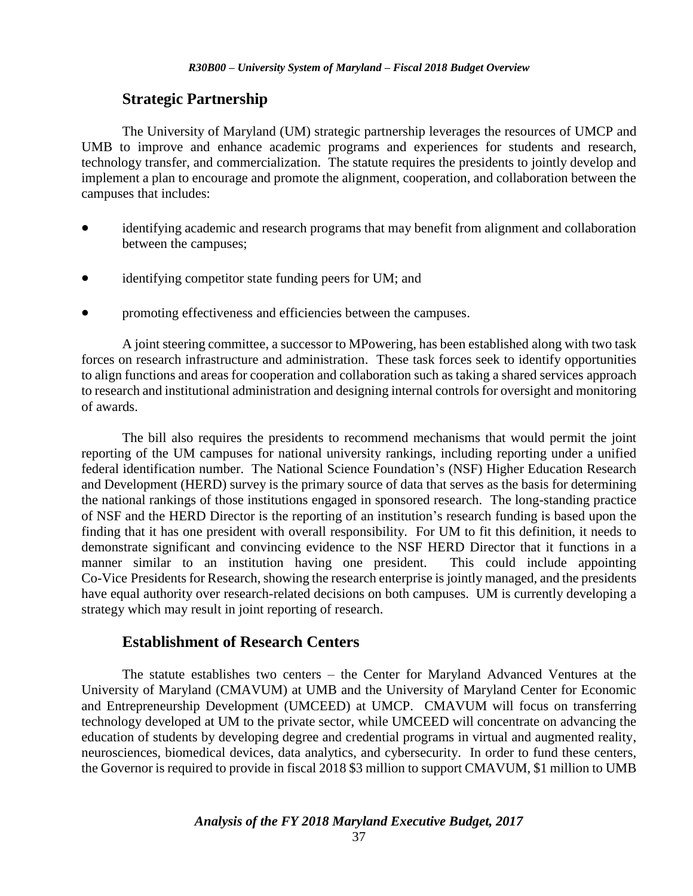## Strategic Partnership

The University of Maryland (UM) strategic partnership leverages the resources of UMCP and UMB to improve and enhance academic programs and experiences for students and research, technology transfer, and commercialization. The statute requires the presidents to jointly develop and implement a plan to encourage and promote the alignment, cooperation, and collaboration between the campuses that includes:

- identifying academic and research programs that may benefit from alignment and collaboration between the campuses;
- identifying competitor state funding peers for UM; and
- promoting effectiveness and efficiencies between the campuses.

A joint steering committee, a successor to MPowering, has been established along with two task forces on research infrastructure and administration. These task forces seek to identify opportunities to align functions and areas for cooperation and collaboration such as taking a shared services approach to research and institutional administration and designing internal controls for oversight and monitoring of awards.

The bill also requires the presidents to recommend mechanisms that would permit the joint reporting of the UM campuses for national university rankings, including reporting under a unified federal identification number. The National Science Foundation's (NSF) Higher Education Research and Development (HERD) survey is the primary source of data that serves as the basis for determining the national rankings of those institutions engaged in sponsored research. The long-standing practice of NSF and the HERD Director is the reporting of an institution's research funding is based upon the finding that it has one president with overall responsibility. For UM to fit this definition, it needs to demonstrate significant and convincing evidence to the NSF HERD Director that it functions in a manner similar to an institution having one president. This could include appointing Co-Vice Presidents for Research, showing the research enterprise is jointly managed, and the presidents have equal authority over research-related decisions on both campuses. UM is currently developing a strategy which may result in joint reporting of research.

## Establishment of Research Centers

The statute establishes two centers – the Center for Maryland Advanced Ventures at the University of Maryland (CMAVUM) at UMB and the University of Maryland Center for Economic and Entrepreneurship Development (UMCEED) at UMCP. CMAVUM will focus on transferring technology developed at UM to the private sector, while UMCEED will concentrate on advancing the education of students by developing degree and credential programs in virtual and augmented reality, neurosciences, biomedical devices, data analytics, and cybersecurity. In order to fund these centers, the Governor is required to provide in fiscal 2018 $3 million to support CMAVUM, $1 million to UMB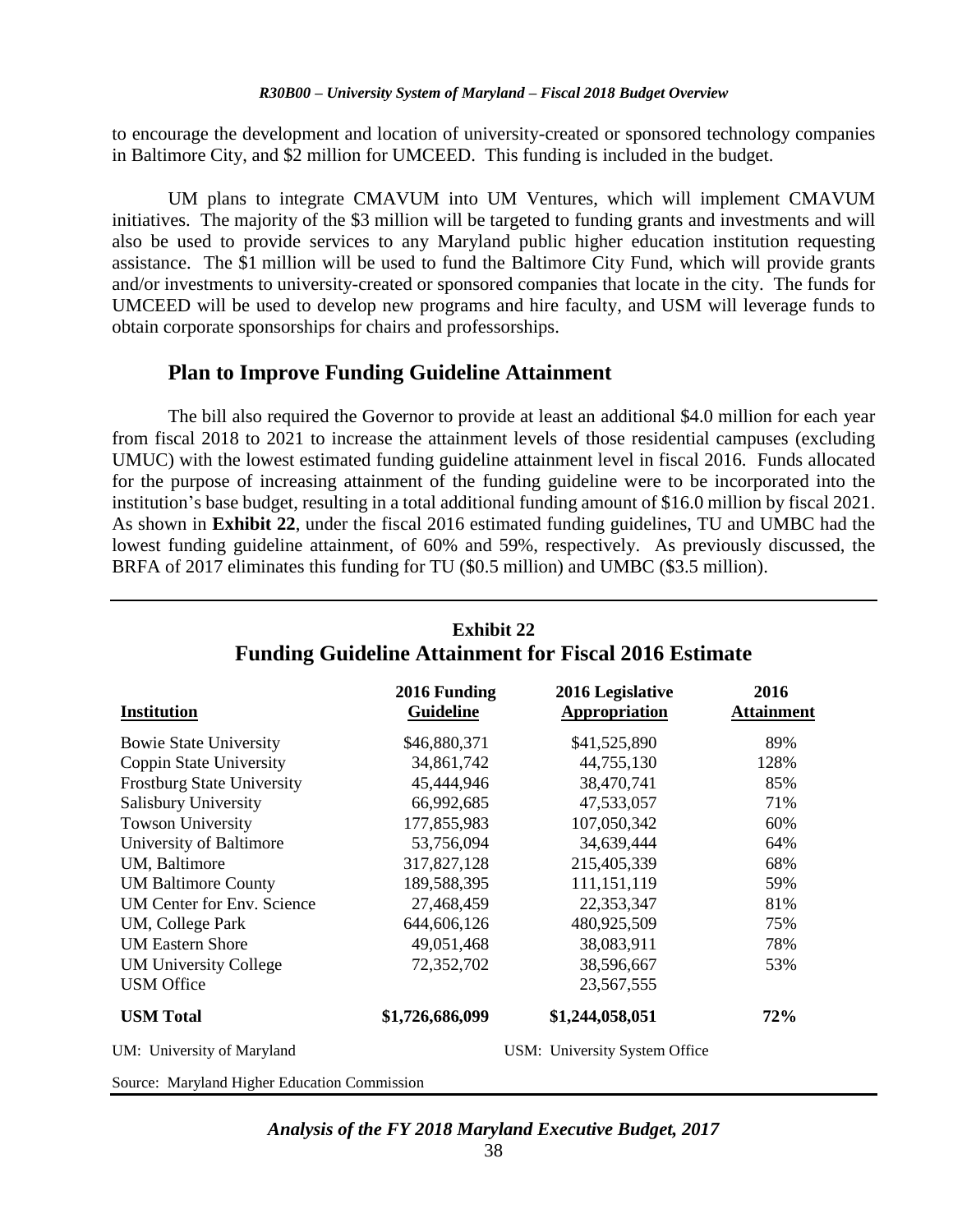to encourage the development and location of university-created or sponsored technology companies in Baltimore City, and $2 million for UMCEED. This funding is included in the budget.

UM plans to integrate CMAVUM into UM Ventures, which will implement CMAVUM initiatives. The majority of the $3 million will be targeted to funding grants and investments and will also be used to provide services to any Maryland public higher education institution requesting assistance. The $1 million will be used to fund the Baltimore City Fund, which will provide grants and/or investments to university-created or sponsored companies that locate in the city. The funds for UMCEED will be used to develop new programs and hire faculty, and USM will leverage funds to obtain corporate sponsorships for chairs and professorships.

## Plan to Improve Funding Guideline Attainment

The bill also required the Governor to provide at least an additional $4.0 million for each year from fiscal 2018 to 2021 to increase the attainment levels of those residential campuses (excluding UMUC) with the lowest estimated funding guideline attainment level in fiscal 2016. Funds allocated for the purpose of increasing attainment of the funding guideline were to be incorporated into the institution's base budget, resulting in a total additional funding amount of $16.0 million by fiscal 2021. As shown in **Exhibit 22**, under the fiscal 2016 estimated funding guidelines, TU and UMBC had the lowest funding guideline attainment, of 60% and 59%, respectively. As previously discussed, the BRFA of 2017 eliminates this funding for TU ($0.5 million) and UMBC ($3.5 million).

**Exhibit 22**
**Funding Guideline Attainment for Fiscal 2016 Estimate**

| Institution | 2016 Funding Guideline | 2016 Legislative Appropriation | 2016 Attainment |
|---|---|---|---|
| Bowie State University | $46,880,371 | $41,525,890 | 89% |
| Coppin State University | 34,861,742 | 44,755,130 | 128% |
| Frostburg State University | 45,444,946 | 38,470,741 | 85% |
| Salisbury University | 66,992,685 | 47,533,057 | 71% |
| Towson University | 177,855,983 | 107,050,342 | 60% |
| University of Baltimore | 53,756,094 | 34,639,444 | 64% |
| UM, Baltimore | 317,827,128 | 215,405,339 | 68% |
| UM Baltimore County | 189,588,395 | 111,151,119 | 59% |
| UM Center for Env. Science | 27,468,459 | 22,353,347 | 81% |
| UM, College Park | 644,606,126 | 480,925,509 | 75% |
| UM Eastern Shore | 49,051,468 | 38,083,911 | 78% |
| UM University College | 72,352,702 | 38,596,667 | 53% |
| USM Office | | 23,567,555 | |
| **USM Total** | **$1,726,686,099** | **$1,244,058,051** | **72%** |

UM: University of Maryland
USM: University System Office

Source: Maryland Higher Education Commission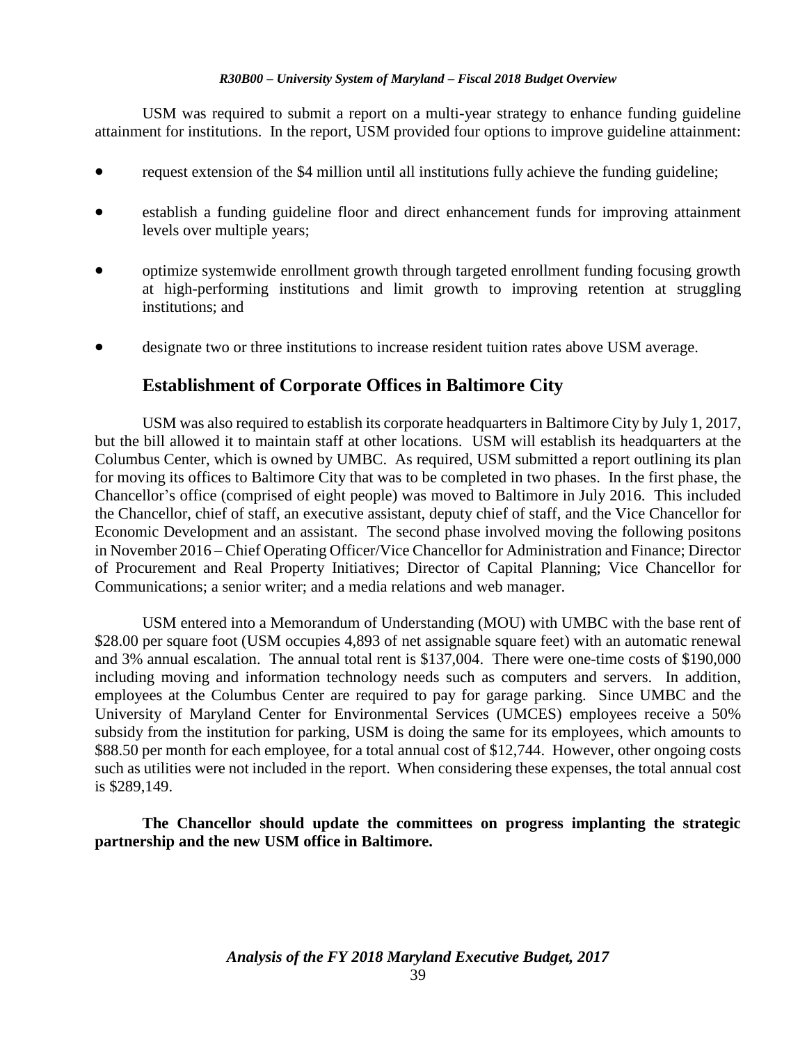USM was required to submit a report on a multi-year strategy to enhance funding guideline attainment for institutions. In the report, USM provided four options to improve guideline attainment:

- request extension of the $4 million until all institutions fully achieve the funding guideline;
- establish a funding guideline floor and direct enhancement funds for improving attainment levels over multiple years;
- optimize systemwide enrollment growth through targeted enrollment funding focusing growth at high-performing institutions and limit growth to improving retention at struggling institutions; and
- designate two or three institutions to increase resident tuition rates above USM average.

## Establishment of Corporate Offices in Baltimore City

USM was also required to establish its corporate headquarters in Baltimore City by July 1, 2017, but the bill allowed it to maintain staff at other locations. USM will establish its headquarters at the Columbus Center, which is owned by UMBC. As required, USM submitted a report outlining its plan for moving its offices to Baltimore City that was to be completed in two phases. In the first phase, the Chancellor's office (comprised of eight people) was moved to Baltimore in July 2016. This included the Chancellor, chief of staff, an executive assistant, deputy chief of staff, and the Vice Chancellor for Economic Development and an assistant. The second phase involved moving the following positons in November 2016 – Chief Operating Officer/Vice Chancellor for Administration and Finance; Director of Procurement and Real Property Initiatives; Director of Capital Planning; Vice Chancellor for Communications; a senior writer; and a media relations and web manager.

USM entered into a Memorandum of Understanding (MOU) with UMBC with the base rent of $28.00 per square foot (USM occupies 4,893 of net assignable square feet) with an automatic renewal and 3% annual escalation. The annual total rent is $137,004. There were one-time costs of $190,000 including moving and information technology needs such as computers and servers. In addition, employees at the Columbus Center are required to pay for garage parking. Since UMBC and the University of Maryland Center for Environmental Services (UMCES) employees receive a 50% subsidy from the institution for parking, USM is doing the same for its employees, which amounts to $88.50 per month for each employee, for a total annual cost of $12,744. However, other ongoing costs such as utilities were not included in the report. When considering these expenses, the total annual cost is $289,149.

**The Chancellor should update the committees on progress implanting the strategic partnership and the new USM office in Baltimore.**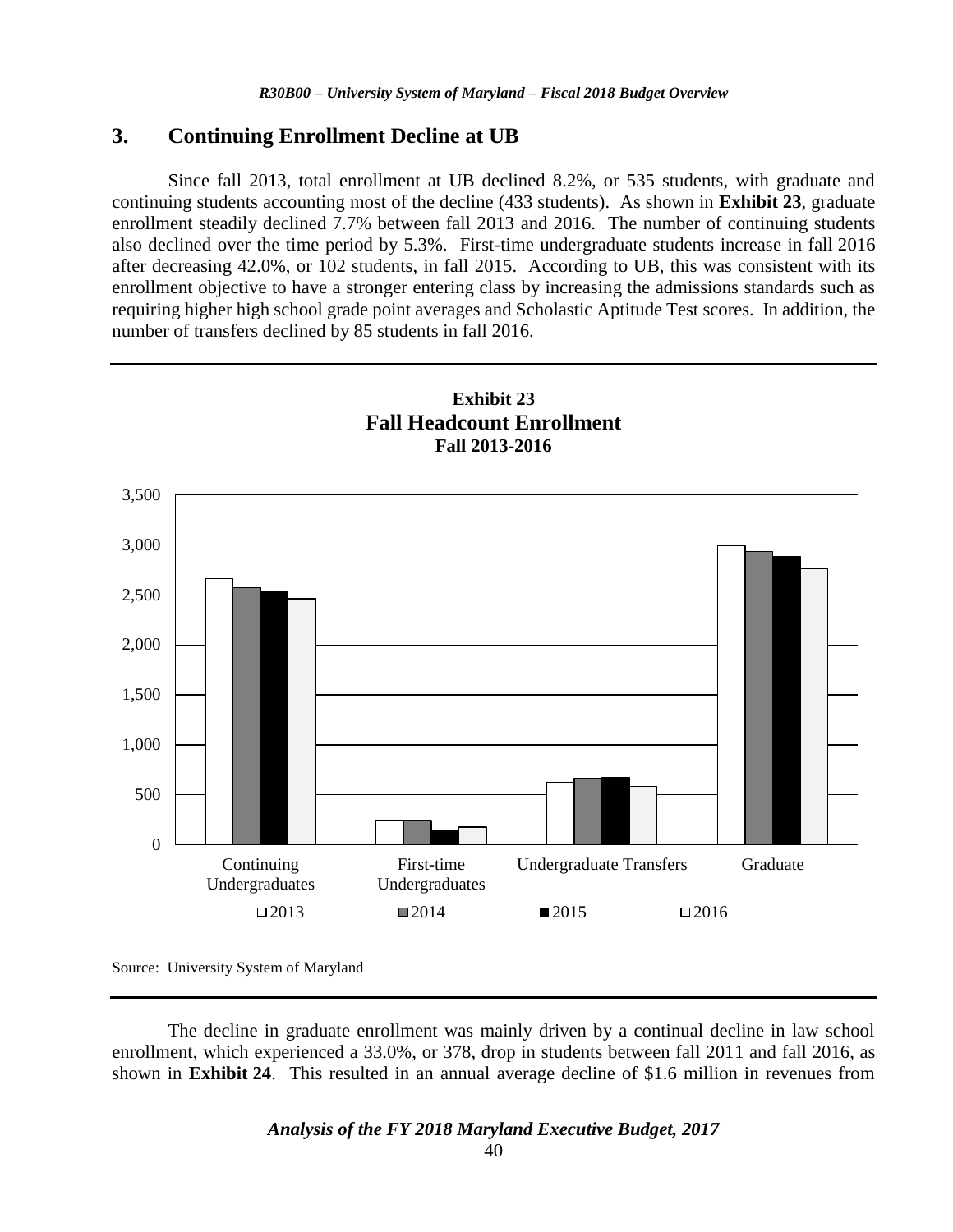## 3. Continuing Enrollment Decline at UB

Since fall 2013, total enrollment at UB declined 8.2%, or 535 students, with graduate and continuing students accounting most of the decline (433 students). As shown in **Exhibit 23**, graduate enrollment steadily declined 7.7% between fall 2013 and 2016. The number of continuing students also declined over the time period by 5.3%. First-time undergraduate students increase in fall 2016 after decreasing 42.0%, or 102 students, in fall 2015. According to UB, this was consistent with its enrollment objective to have a stronger entering class by increasing the admissions standards such as requiring higher high school grade point averages and Scholastic Aptitude Test scores. In addition, the number of transfers declined by 85 students in fall 2016.

**Exhibit 23**
**Fall Headcount Enrollment**
**Fall 2013-2016**

Categories: Continuing Undergraduates, First-time Undergraduates, Undergraduate Transfers, Graduate
Legend: 2013, 2014, 2015, 2016
Y-axis: 0, 500, 1,000, 1,500, 2,000, 2,500, 3,000, 3,500

Source: University System of Maryland

The decline in graduate enrollment was mainly driven by a continual decline in law school enrollment, which experienced a 33.0%, or 378, drop in students between fall 2011 and fall 2016, as shown in **Exhibit 24**. This resulted in an annual average decline of $1.6 million in revenues from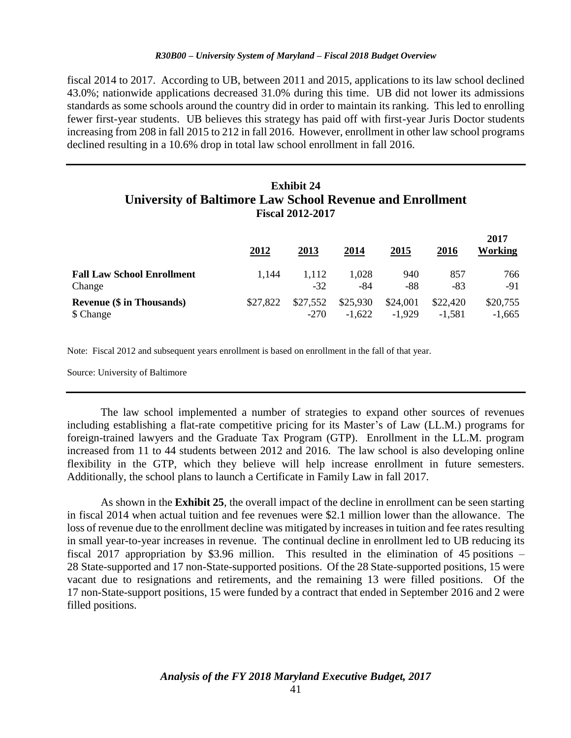fiscal 2014 to 2017. According to UB, between 2011 and 2015, applications to its law school declined 43.0%; nationwide applications decreased 31.0% during this time. UB did not lower its admissions standards as some schools around the country did in order to maintain its ranking. This led to enrolling fewer first-year students. UB believes this strategy has paid off with first-year Juris Doctor students increasing from 208 in fall 2015 to 212 in fall 2016. However, enrollment in other law school programs declined resulting in a 10.6% drop in total law school enrollment in fall 2016.

**Exhibit 24**
**University of Baltimore Law School Revenue and Enrollment**
**Fiscal 2012-2017**

| | 2012 | 2013 | 2014 | 2015 | 2016 | 2017 Working |
|---|---|---|---|---|---|---|
| **Fall Law School Enrollment** | 1,144 | 1,112 | 1,028 | 940 | 857 | 766 |
| Change | | -32 | -84 | -88 | -83 | -91 |
| **Revenue ($ in Thousands)** | $27,822 | $27,552 | $25,930 | $24,001 | $22,420 | $20,755 |
| $ Change | | -270 | -1,622 | -1,929 | -1,581 | -1,665 |

Note: Fiscal 2012 and subsequent years enrollment is based on enrollment in the fall of that year.

Source: University of Baltimore

The law school implemented a number of strategies to expand other sources of revenues including establishing a flat-rate competitive pricing for its Master's of Law (LL.M.) programs for foreign-trained lawyers and the Graduate Tax Program (GTP). Enrollment in the LL.M. program increased from 11 to 44 students between 2012 and 2016. The law school is also developing online flexibility in the GTP, which they believe will help increase enrollment in future semesters. Additionally, the school plans to launch a Certificate in Family Law in fall 2017.

As shown in the **Exhibit 25**, the overall impact of the decline in enrollment can be seen starting in fiscal 2014 when actual tuition and fee revenues were $2.1 million lower than the allowance. The loss of revenue due to the enrollment decline was mitigated by increases in tuition and fee rates resulting in small year-to-year increases in revenue. The continual decline in enrollment led to UB reducing its fiscal 2017 appropriation by $3.96 million. This resulted in the elimination of 45 positions – 28 State-supported and 17 non-State-supported positions. Of the 28 State-supported positions, 15 were vacant due to resignations and retirements, and the remaining 13 were filled positions. Of the 17 non-State-support positions, 15 were funded by a contract that ended in September 2016 and 2 were filled positions.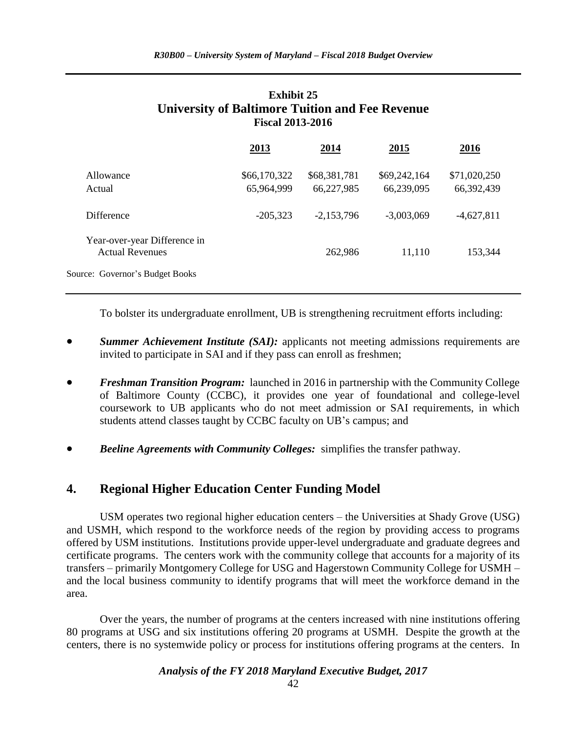**Exhibit 25**
**University of Baltimore Tuition and Fee Revenue**
**Fiscal 2013-2016**

| | 2013 | 2014 | 2015 | 2016 |
|---|---|---|---|---|
| Allowance | $66,170,322 | $68,381,781 | $69,242,164 | $71,020,250 |
| Actual | 65,964,999 | 66,227,985 | 66,239,095 | 66,392,439 |
| Difference | -205,323 | -2,153,796 | -3,003,069 | -4,627,811 |
| Year-over-year Difference in Actual Revenues | | 262,986 | 11,110 | 153,344 |

Source: Governor's Budget Books

To bolster its undergraduate enrollment, UB is strengthening recruitment efforts including:

- ***Summer Achievement Institute (SAI):*** applicants not meeting admissions requirements are invited to participate in SAI and if they pass can enroll as freshmen;
- ***Freshman Transition Program:*** launched in 2016 in partnership with the Community College of Baltimore County (CCBC), it provides one year of foundational and college-level coursework to UB applicants who do not meet admission or SAI requirements, in which students attend classes taught by CCBC faculty on UB's campus; and
- ***Beeline Agreements with Community Colleges:*** simplifies the transfer pathway.

## 4. Regional Higher Education Center Funding Model

USM operates two regional higher education centers – the Universities at Shady Grove (USG) and USMH, which respond to the workforce needs of the region by providing access to programs offered by USM institutions. Institutions provide upper-level undergraduate and graduate degrees and certificate programs. The centers work with the community college that accounts for a majority of its transfers – primarily Montgomery College for USG and Hagerstown Community College for USMH – and the local business community to identify programs that will meet the workforce demand in the area.

Over the years, the number of programs at the centers increased with nine institutions offering 80 programs at USG and six institutions offering 20 programs at USMH. Despite the growth at the centers, there is no systemwide policy or process for institutions offering programs at the centers. In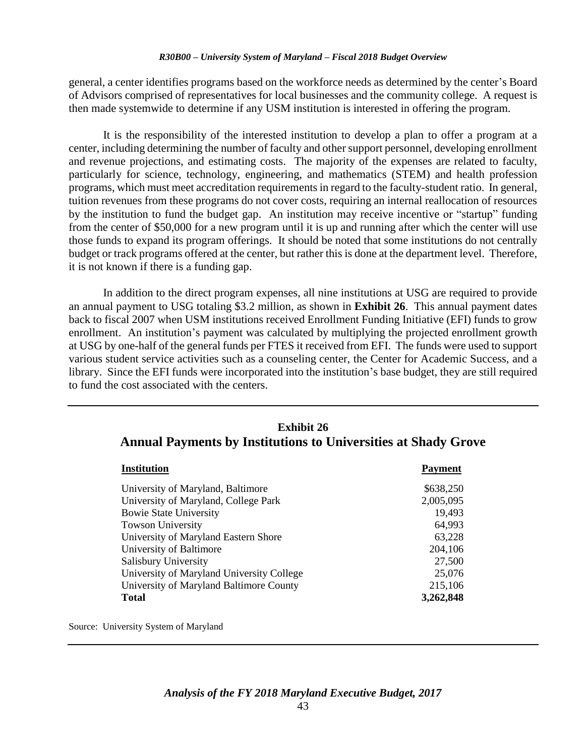general, a center identifies programs based on the workforce needs as determined by the center's Board of Advisors comprised of representatives for local businesses and the community college. A request is then made systemwide to determine if any USM institution is interested in offering the program.

It is the responsibility of the interested institution to develop a plan to offer a program at a center, including determining the number of faculty and other support personnel, developing enrollment and revenue projections, and estimating costs. The majority of the expenses are related to faculty, particularly for science, technology, engineering, and mathematics (STEM) and health profession programs, which must meet accreditation requirements in regard to the faculty-student ratio. In general, tuition revenues from these programs do not cover costs, requiring an internal reallocation of resources by the institution to fund the budget gap. An institution may receive incentive or "startup" funding from the center of $50,000 for a new program until it is up and running after which the center will use those funds to expand its program offerings. It should be noted that some institutions do not centrally budget or track programs offered at the center, but rather this is done at the department level. Therefore, it is not known if there is a funding gap.

In addition to the direct program expenses, all nine institutions at USG are required to provide an annual payment to USG totaling $3.2 million, as shown in **Exhibit 26**. This annual payment dates back to fiscal 2007 when USM institutions received Enrollment Funding Initiative (EFI) funds to grow enrollment. An institution's payment was calculated by multiplying the projected enrollment growth at USG by one-half of the general funds per FTES it received from EFI. The funds were used to support various student service activities such as a counseling center, the Center for Academic Success, and a library. Since the EFI funds were incorporated into the institution's base budget, they are still required to fund the cost associated with the centers.

## Exhibit 26
## Annual Payments by Institutions to Universities at Shady Grove

| Institution | Payment |
|---|---|
| University of Maryland, Baltimore | $638,250 |
| University of Maryland, College Park | 2,005,095 |
| Bowie State University | 19,493 |
| Towson University | 64,993 |
| University of Maryland Eastern Shore | 63,228 |
| University of Baltimore | 204,106 |
| Salisbury University | 27,500 |
| University of Maryland University College | 25,076 |
| University of Maryland Baltimore County | 215,106 |
| **Total** | **3,262,848** |

Source: University System of Maryland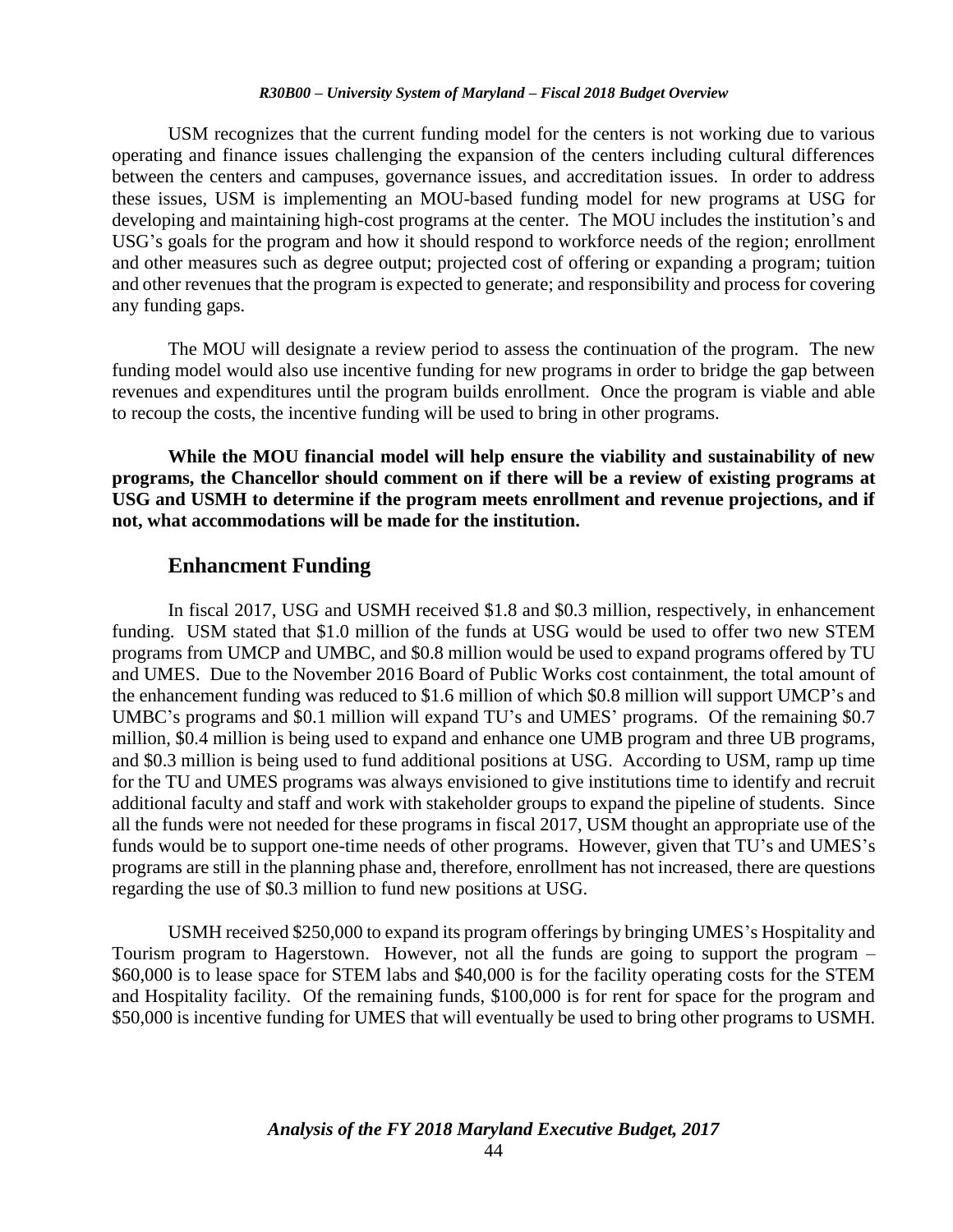USM recognizes that the current funding model for the centers is not working due to various operating and finance issues challenging the expansion of the centers including cultural differences between the centers and campuses, governance issues, and accreditation issues. In order to address these issues, USM is implementing an MOU-based funding model for new programs at USG for developing and maintaining high-cost programs at the center. The MOU includes the institution's and USG's goals for the program and how it should respond to workforce needs of the region; enrollment and other measures such as degree output; projected cost of offering or expanding a program; tuition and other revenues that the program is expected to generate; and responsibility and process for covering any funding gaps.

The MOU will designate a review period to assess the continuation of the program. The new funding model would also use incentive funding for new programs in order to bridge the gap between revenues and expenditures until the program builds enrollment. Once the program is viable and able to recoup the costs, the incentive funding will be used to bring in other programs.

**While the MOU financial model will help ensure the viability and sustainability of new programs, the Chancellor should comment on if there will be a review of existing programs at USG and USMH to determine if the program meets enrollment and revenue projections, and if not, what accommodations will be made for the institution.**

## Enhancment Funding

In fiscal 2017, USG and USMH received $1.8 and $0.3 million, respectively, in enhancement funding. USM stated that $1.0 million of the funds at USG would be used to offer two new STEM programs from UMCP and UMBC, and $0.8 million would be used to expand programs offered by TU and UMES. Due to the November 2016 Board of Public Works cost containment, the total amount of the enhancement funding was reduced to $1.6 million of which $0.8 million will support UMCP's and UMBC's programs and $0.1 million will expand TU's and UMES' programs. Of the remaining $0.7 million, $0.4 million is being used to expand and enhance one UMB program and three UB programs, and $0.3 million is being used to fund additional positions at USG. According to USM, ramp up time for the TU and UMES programs was always envisioned to give institutions time to identify and recruit additional faculty and staff and work with stakeholder groups to expand the pipeline of students. Since all the funds were not needed for these programs in fiscal 2017, USM thought an appropriate use of the funds would be to support one-time needs of other programs. However, given that TU's and UMES's programs are still in the planning phase and, therefore, enrollment has not increased, there are questions regarding the use of $0.3 million to fund new positions at USG.

USMH received $250,000 to expand its program offerings by bringing UMES's Hospitality and Tourism program to Hagerstown. However, not all the funds are going to support the program – $60,000 is to lease space for STEM labs and $40,000 is for the facility operating costs for the STEM and Hospitality facility. Of the remaining funds, $100,000 is for rent for space for the program and $50,000 is incentive funding for UMES that will eventually be used to bring other programs to USMH.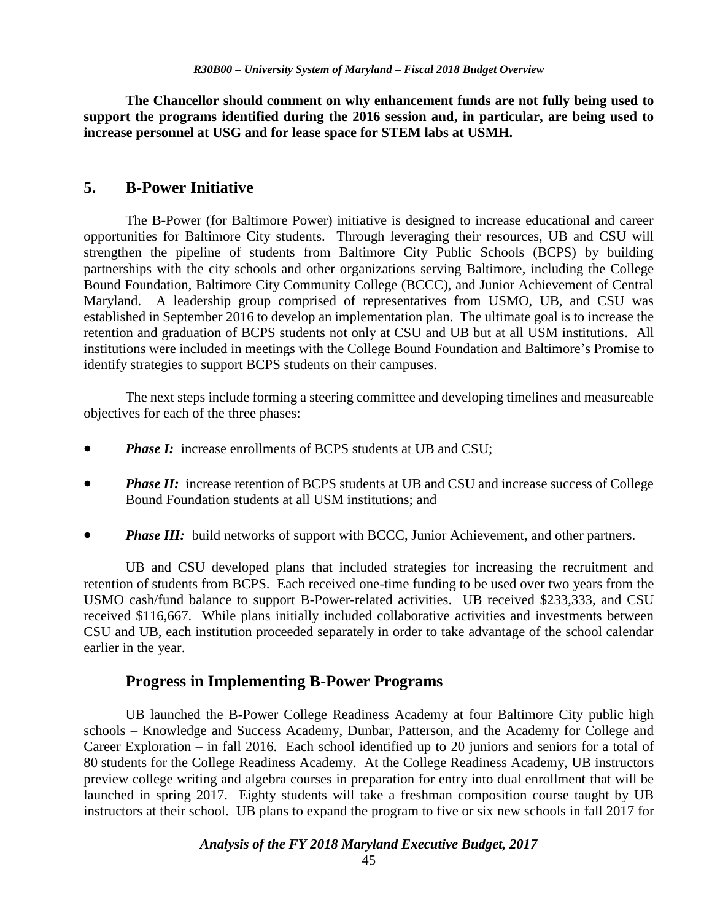**The Chancellor should comment on why enhancement funds are not fully being used to support the programs identified during the 2016 session and, in particular, are being used to increase personnel at USG and for lease space for STEM labs at USMH.**

## 5. B-Power Initiative

The B-Power (for Baltimore Power) initiative is designed to increase educational and career opportunities for Baltimore City students. Through leveraging their resources, UB and CSU will strengthen the pipeline of students from Baltimore City Public Schools (BCPS) by building partnerships with the city schools and other organizations serving Baltimore, including the College Bound Foundation, Baltimore City Community College (BCCC), and Junior Achievement of Central Maryland. A leadership group comprised of representatives from USMO, UB, and CSU was established in September 2016 to develop an implementation plan. The ultimate goal is to increase the retention and graduation of BCPS students not only at CSU and UB but at all USM institutions. All institutions were included in meetings with the College Bound Foundation and Baltimore's Promise to identify strategies to support BCPS students on their campuses.

The next steps include forming a steering committee and developing timelines and measureable objectives for each of the three phases:

- ***Phase I:*** increase enrollments of BCPS students at UB and CSU;
- ***Phase II:*** increase retention of BCPS students at UB and CSU and increase success of College Bound Foundation students at all USM institutions; and
- ***Phase III:*** build networks of support with BCCC, Junior Achievement, and other partners.

UB and CSU developed plans that included strategies for increasing the recruitment and retention of students from BCPS. Each received one-time funding to be used over two years from the USMO cash/fund balance to support B-Power-related activities. UB received $233,333, and CSU received $116,667. While plans initially included collaborative activities and investments between CSU and UB, each institution proceeded separately in order to take advantage of the school calendar earlier in the year.

### Progress in Implementing B-Power Programs

UB launched the B-Power College Readiness Academy at four Baltimore City public high schools – Knowledge and Success Academy, Dunbar, Patterson, and the Academy for College and Career Exploration – in fall 2016. Each school identified up to 20 juniors and seniors for a total of 80 students for the College Readiness Academy. At the College Readiness Academy, UB instructors preview college writing and algebra courses in preparation for entry into dual enrollment that will be launched in spring 2017. Eighty students will take a freshman composition course taught by UB instructors at their school. UB plans to expand the program to five or six new schools in fall 2017 for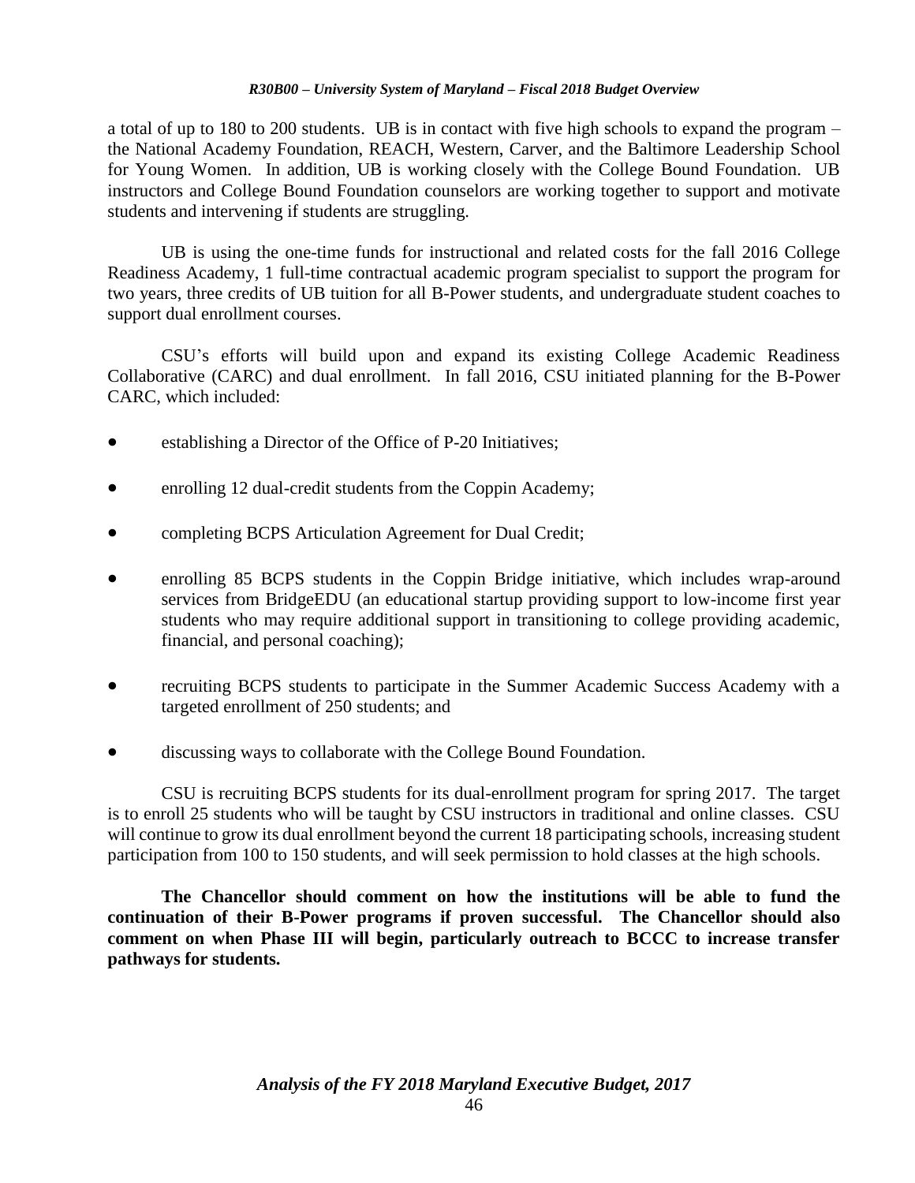a total of up to 180 to 200 students. UB is in contact with five high schools to expand the program – the National Academy Foundation, REACH, Western, Carver, and the Baltimore Leadership School for Young Women. In addition, UB is working closely with the College Bound Foundation. UB instructors and College Bound Foundation counselors are working together to support and motivate students and intervening if students are struggling.

UB is using the one-time funds for instructional and related costs for the fall 2016 College Readiness Academy, 1 full-time contractual academic program specialist to support the program for two years, three credits of UB tuition for all B-Power students, and undergraduate student coaches to support dual enrollment courses.

CSU's efforts will build upon and expand its existing College Academic Readiness Collaborative (CARC) and dual enrollment. In fall 2016, CSU initiated planning for the B-Power CARC, which included:

- establishing a Director of the Office of P-20 Initiatives;
- enrolling 12 dual-credit students from the Coppin Academy;
- completing BCPS Articulation Agreement for Dual Credit;
- enrolling 85 BCPS students in the Coppin Bridge initiative, which includes wrap-around services from BridgeEDU (an educational startup providing support to low-income first year students who may require additional support in transitioning to college providing academic, financial, and personal coaching);
- recruiting BCPS students to participate in the Summer Academic Success Academy with a targeted enrollment of 250 students; and
- discussing ways to collaborate with the College Bound Foundation.

CSU is recruiting BCPS students for its dual-enrollment program for spring 2017. The target is to enroll 25 students who will be taught by CSU instructors in traditional and online classes. CSU will continue to grow its dual enrollment beyond the current 18 participating schools, increasing student participation from 100 to 150 students, and will seek permission to hold classes at the high schools.

**The Chancellor should comment on how the institutions will be able to fund the continuation of their B-Power programs if proven successful. The Chancellor should also comment on when Phase III will begin, particularly outreach to BCCC to increase transfer pathways for students.**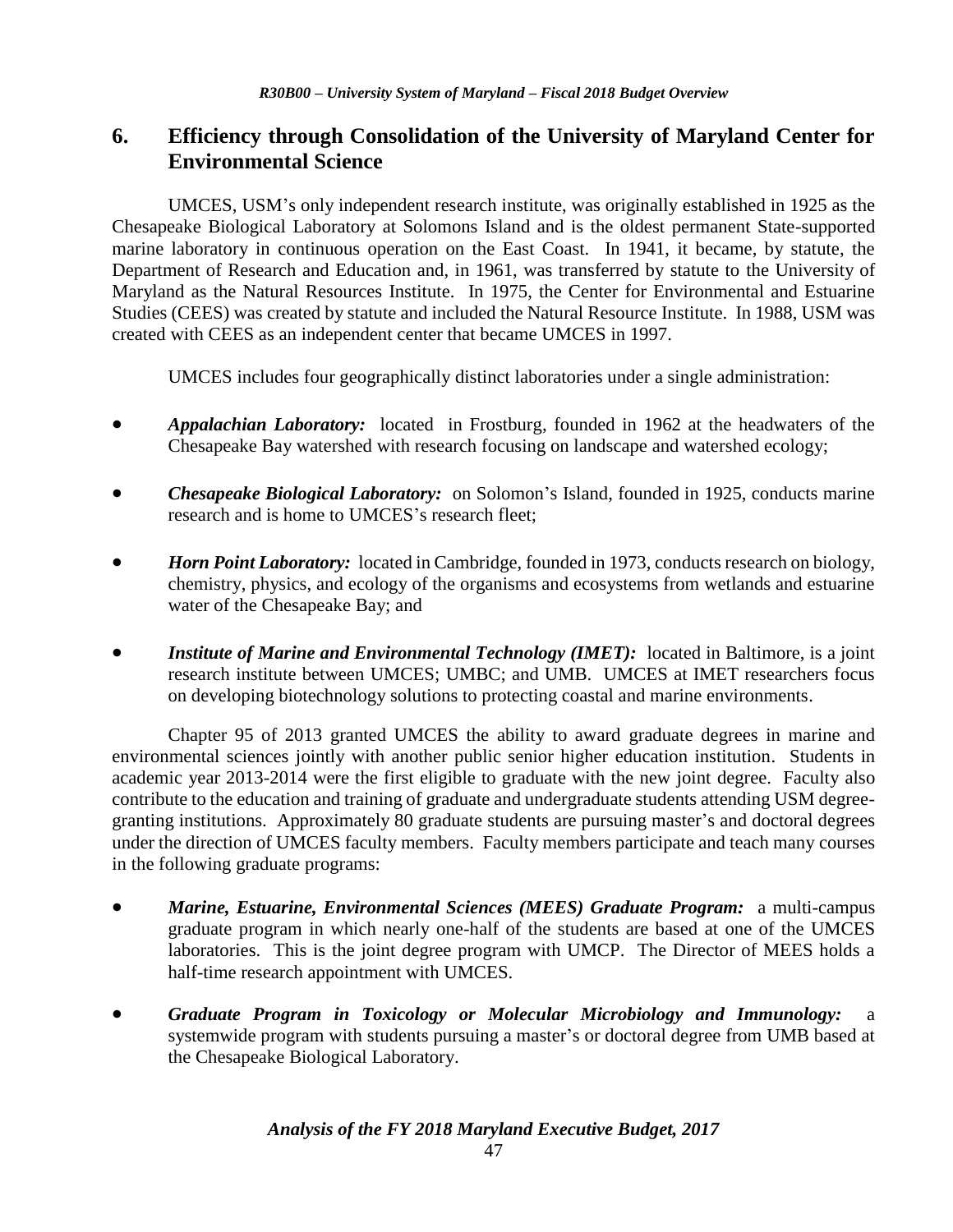## 6. Efficiency through Consolidation of the University of Maryland Center for Environmental Science

UMCES, USM's only independent research institute, was originally established in 1925 as the Chesapeake Biological Laboratory at Solomons Island and is the oldest permanent State-supported marine laboratory in continuous operation on the East Coast. In 1941, it became, by statute, the Department of Research and Education and, in 1961, was transferred by statute to the University of Maryland as the Natural Resources Institute. In 1975, the Center for Environmental and Estuarine Studies (CEES) was created by statute and included the Natural Resource Institute. In 1988, USM was created with CEES as an independent center that became UMCES in 1997.

UMCES includes four geographically distinct laboratories under a single administration:

- ***Appalachian Laboratory:*** located in Frostburg, founded in 1962 at the headwaters of the Chesapeake Bay watershed with research focusing on landscape and watershed ecology;
- ***Chesapeake Biological Laboratory:*** on Solomon's Island, founded in 1925, conducts marine research and is home to UMCES's research fleet;
- ***Horn Point Laboratory:*** located in Cambridge, founded in 1973, conducts research on biology, chemistry, physics, and ecology of the organisms and ecosystems from wetlands and estuarine water of the Chesapeake Bay; and
- ***Institute of Marine and Environmental Technology (IMET):*** located in Baltimore, is a joint research institute between UMCES; UMBC; and UMB. UMCES at IMET researchers focus on developing biotechnology solutions to protecting coastal and marine environments.

Chapter 95 of 2013 granted UMCES the ability to award graduate degrees in marine and environmental sciences jointly with another public senior higher education institution. Students in academic year 2013-2014 were the first eligible to graduate with the new joint degree. Faculty also contribute to the education and training of graduate and undergraduate students attending USM degree-granting institutions. Approximately 80 graduate students are pursuing master's and doctoral degrees under the direction of UMCES faculty members. Faculty members participate and teach many courses in the following graduate programs:

- ***Marine, Estuarine, Environmental Sciences (MEES) Graduate Program:*** a multi-campus graduate program in which nearly one-half of the students are based at one of the UMCES laboratories. This is the joint degree program with UMCP. The Director of MEES holds a half-time research appointment with UMCES.
- ***Graduate Program in Toxicology or Molecular Microbiology and Immunology:*** a systemwide program with students pursuing a master's or doctoral degree from UMB based at the Chesapeake Biological Laboratory.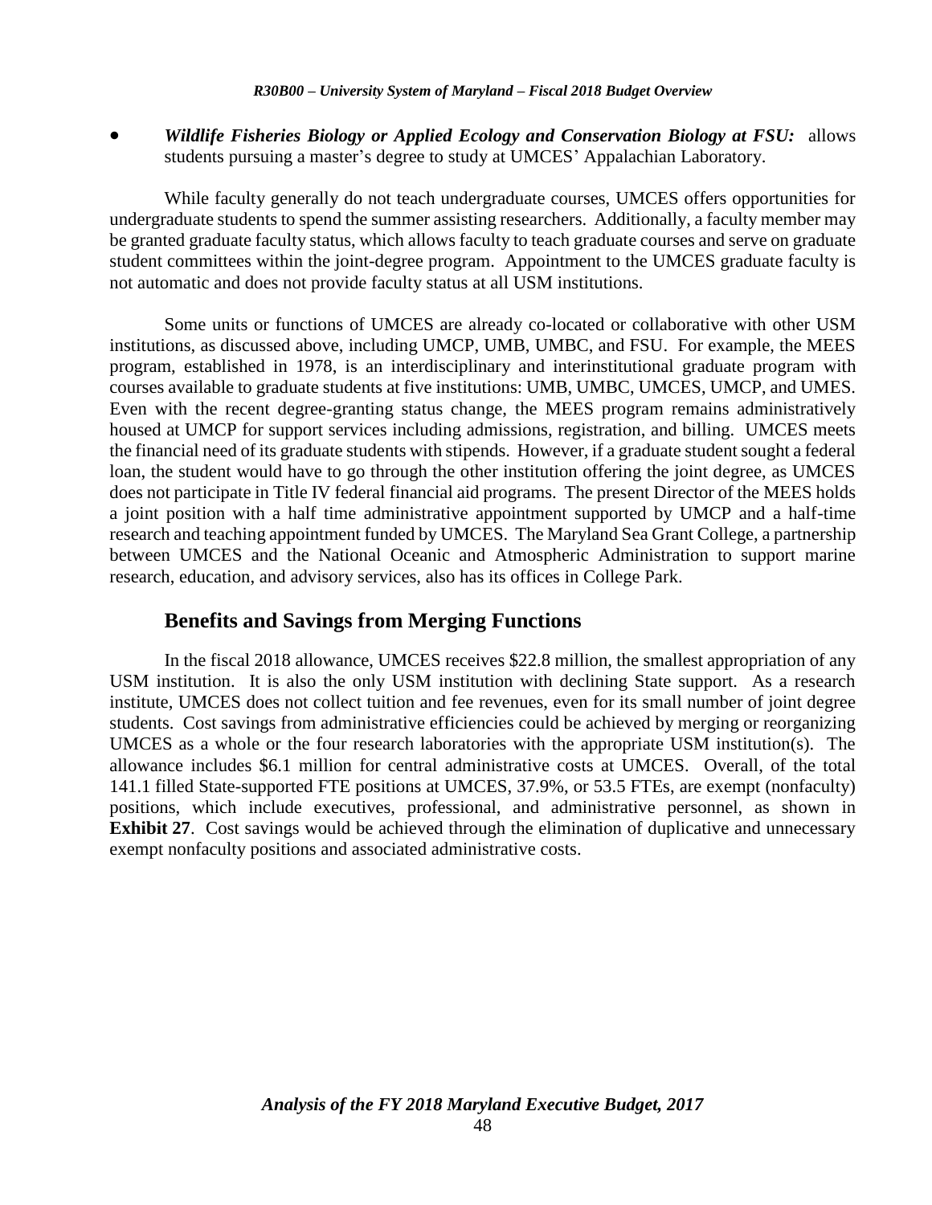- ***Wildlife Fisheries Biology or Applied Ecology and Conservation Biology at FSU:*** allows students pursuing a master's degree to study at UMCES' Appalachian Laboratory.

While faculty generally do not teach undergraduate courses, UMCES offers opportunities for undergraduate students to spend the summer assisting researchers. Additionally, a faculty member may be granted graduate faculty status, which allows faculty to teach graduate courses and serve on graduate student committees within the joint-degree program. Appointment to the UMCES graduate faculty is not automatic and does not provide faculty status at all USM institutions.

Some units or functions of UMCES are already co-located or collaborative with other USM institutions, as discussed above, including UMCP, UMB, UMBC, and FSU. For example, the MEES program, established in 1978, is an interdisciplinary and interinstitutional graduate program with courses available to graduate students at five institutions: UMB, UMBC, UMCES, UMCP, and UMES. Even with the recent degree-granting status change, the MEES program remains administratively housed at UMCP for support services including admissions, registration, and billing. UMCES meets the financial need of its graduate students with stipends. However, if a graduate student sought a federal loan, the student would have to go through the other institution offering the joint degree, as UMCES does not participate in Title IV federal financial aid programs. The present Director of the MEES holds a joint position with a half time administrative appointment supported by UMCP and a half-time research and teaching appointment funded by UMCES. The Maryland Sea Grant College, a partnership between UMCES and the National Oceanic and Atmospheric Administration to support marine research, education, and advisory services, also has its offices in College Park.

## Benefits and Savings from Merging Functions

In the fiscal 2018 allowance, UMCES receives $22.8 million, the smallest appropriation of any USM institution. It is also the only USM institution with declining State support. As a research institute, UMCES does not collect tuition and fee revenues, even for its small number of joint degree students. Cost savings from administrative efficiencies could be achieved by merging or reorganizing UMCES as a whole or the four research laboratories with the appropriate USM institution(s). The allowance includes $6.1 million for central administrative costs at UMCES. Overall, of the total 141.1 filled State-supported FTE positions at UMCES, 37.9%, or 53.5 FTEs, are exempt (nonfaculty) positions, which include executives, professional, and administrative personnel, as shown in **Exhibit 27**. Cost savings would be achieved through the elimination of duplicative and unnecessary exempt nonfaculty positions and associated administrative costs.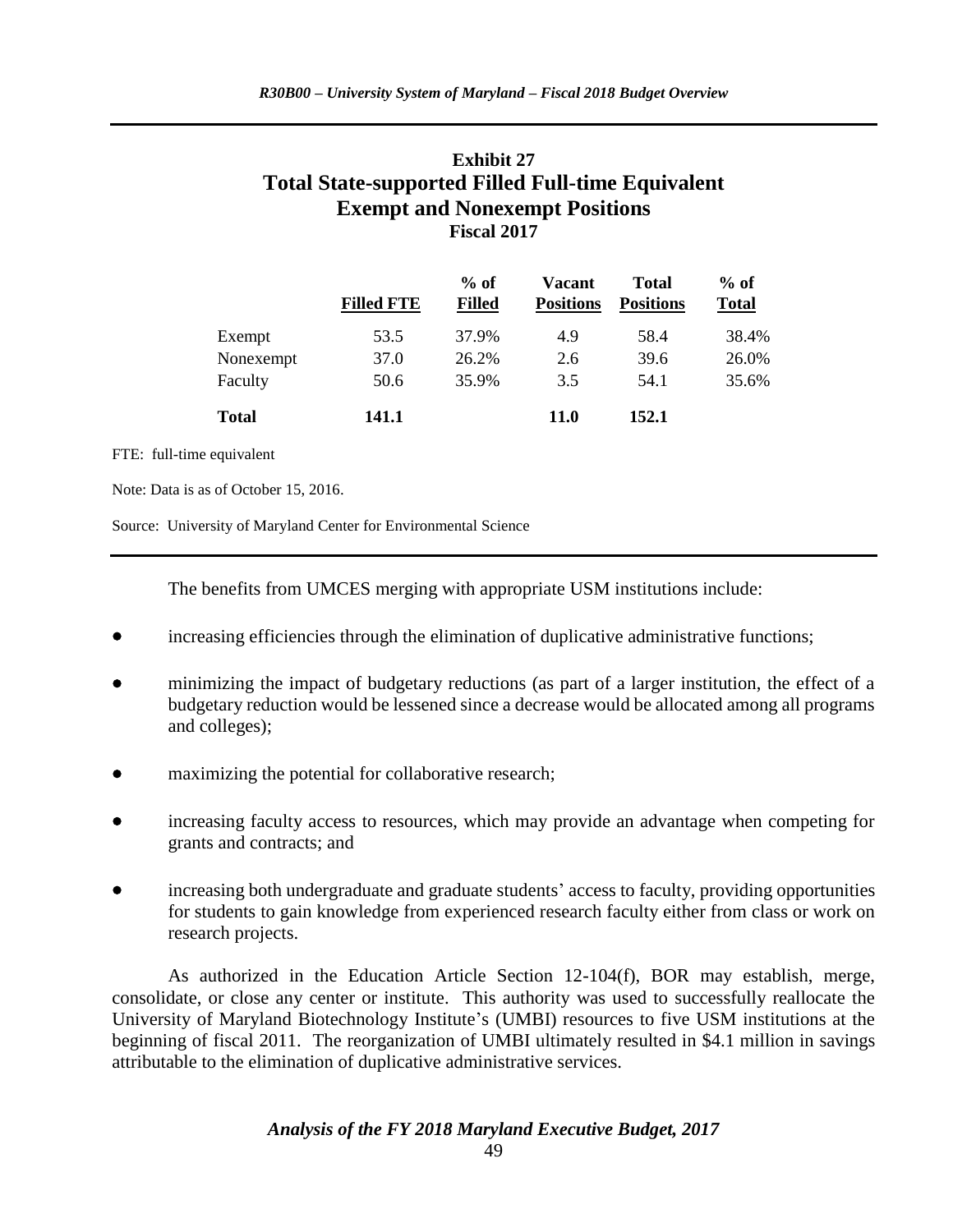### Exhibit 27
### Total State-supported Filled Full-time Equivalent Exempt and Nonexempt Positions
**Fiscal 2017**

| | Filled FTE | % of Filled | Vacant Positions | Total Positions | % of Total |
|---|---|---|---|---|---|
| Exempt | 53.5 | 37.9% | 4.9 | 58.4 | 38.4% |
| Nonexempt | 37.0 | 26.2% | 2.6 | 39.6 | 26.0% |
| Faculty | 50.6 | 35.9% | 3.5 | 54.1 | 35.6% |
| **Total** | **141.1** | | **11.0** | **152.1** | |

FTE: full-time equivalent

Note: Data is as of October 15, 2016.

Source: University of Maryland Center for Environmental Science

The benefits from UMCES merging with appropriate USM institutions include:

- increasing efficiencies through the elimination of duplicative administrative functions;
- minimizing the impact of budgetary reductions (as part of a larger institution, the effect of a budgetary reduction would be lessened since a decrease would be allocated among all programs and colleges);
- maximizing the potential for collaborative research;
- increasing faculty access to resources, which may provide an advantage when competing for grants and contracts; and
- increasing both undergraduate and graduate students' access to faculty, providing opportunities for students to gain knowledge from experienced research faculty either from class or work on research projects.

As authorized in the Education Article Section 12-104(f), BOR may establish, merge, consolidate, or close any center or institute. This authority was used to successfully reallocate the University of Maryland Biotechnology Institute's (UMBI) resources to five USM institutions at the beginning of fiscal 2011. The reorganization of UMBI ultimately resulted in $4.1 million in savings attributable to the elimination of duplicative administrative services.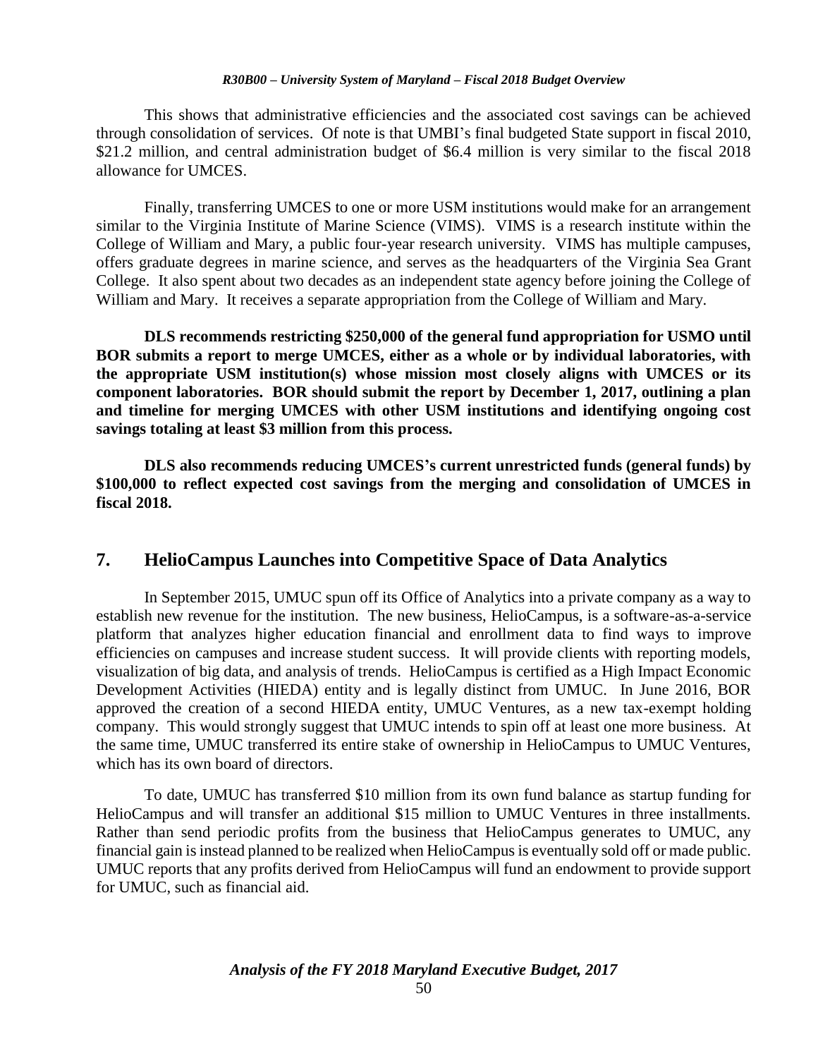This shows that administrative efficiencies and the associated cost savings can be achieved through consolidation of services. Of note is that UMBI's final budgeted State support in fiscal 2010, $21.2 million, and central administration budget of $6.4 million is very similar to the fiscal 2018 allowance for UMCES.

Finally, transferring UMCES to one or more USM institutions would make for an arrangement similar to the Virginia Institute of Marine Science (VIMS). VIMS is a research institute within the College of William and Mary, a public four-year research university. VIMS has multiple campuses, offers graduate degrees in marine science, and serves as the headquarters of the Virginia Sea Grant College. It also spent about two decades as an independent state agency before joining the College of William and Mary. It receives a separate appropriation from the College of William and Mary.

**DLS recommends restricting $250,000 of the general fund appropriation for USMO until BOR submits a report to merge UMCES, either as a whole or by individual laboratories, with the appropriate USM institution(s) whose mission most closely aligns with UMCES or its component laboratories. BOR should submit the report by December 1, 2017, outlining a plan and timeline for merging UMCES with other USM institutions and identifying ongoing cost savings totaling at least $3 million from this process.**

**DLS also recommends reducing UMCES's current unrestricted funds (general funds) by $100,000 to reflect expected cost savings from the merging and consolidation of UMCES in fiscal 2018.**

## 7. HelioCampus Launches into Competitive Space of Data Analytics

In September 2015, UMUC spun off its Office of Analytics into a private company as a way to establish new revenue for the institution. The new business, HelioCampus, is a software-as-a-service platform that analyzes higher education financial and enrollment data to find ways to improve efficiencies on campuses and increase student success. It will provide clients with reporting models, visualization of big data, and analysis of trends. HelioCampus is certified as a High Impact Economic Development Activities (HIEDA) entity and is legally distinct from UMUC. In June 2016, BOR approved the creation of a second HIEDA entity, UMUC Ventures, as a new tax-exempt holding company. This would strongly suggest that UMUC intends to spin off at least one more business. At the same time, UMUC transferred its entire stake of ownership in HelioCampus to UMUC Ventures, which has its own board of directors.

To date, UMUC has transferred $10 million from its own fund balance as startup funding for HelioCampus and will transfer an additional $15 million to UMUC Ventures in three installments. Rather than send periodic profits from the business that HelioCampus generates to UMUC, any financial gain is instead planned to be realized when HelioCampus is eventually sold off or made public. UMUC reports that any profits derived from HelioCampus will fund an endowment to provide support for UMUC, such as financial aid.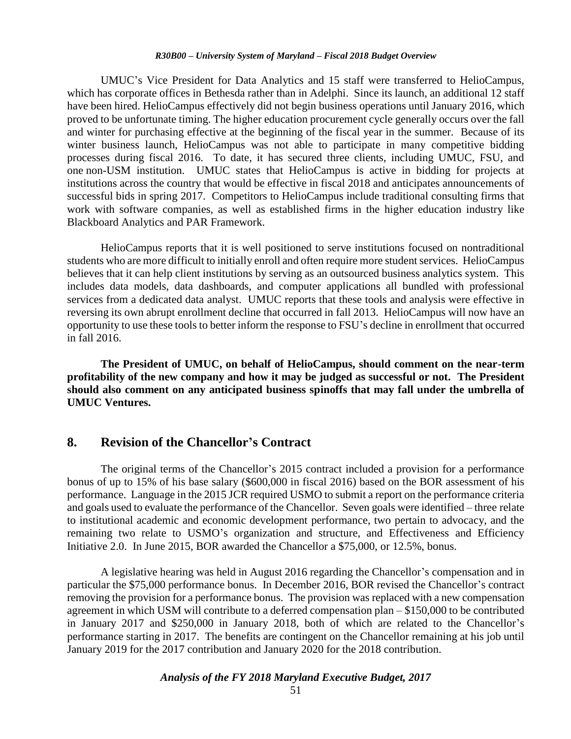UMUC's Vice President for Data Analytics and 15 staff were transferred to HelioCampus, which has corporate offices in Bethesda rather than in Adelphi. Since its launch, an additional 12 staff have been hired. HelioCampus effectively did not begin business operations until January 2016, which proved to be unfortunate timing. The higher education procurement cycle generally occurs over the fall and winter for purchasing effective at the beginning of the fiscal year in the summer. Because of its winter business launch, HelioCampus was not able to participate in many competitive bidding processes during fiscal 2016. To date, it has secured three clients, including UMUC, FSU, and one non-USM institution. UMUC states that HelioCampus is active in bidding for projects at institutions across the country that would be effective in fiscal 2018 and anticipates announcements of successful bids in spring 2017. Competitors to HelioCampus include traditional consulting firms that work with software companies, as well as established firms in the higher education industry like Blackboard Analytics and PAR Framework.

HelioCampus reports that it is well positioned to serve institutions focused on nontraditional students who are more difficult to initially enroll and often require more student services. HelioCampus believes that it can help client institutions by serving as an outsourced business analytics system. This includes data models, data dashboards, and computer applications all bundled with professional services from a dedicated data analyst. UMUC reports that these tools and analysis were effective in reversing its own abrupt enrollment decline that occurred in fall 2013. HelioCampus will now have an opportunity to use these tools to better inform the response to FSU's decline in enrollment that occurred in fall 2016.

**The President of UMUC, on behalf of HelioCampus, should comment on the near-term profitability of the new company and how it may be judged as successful or not. The President should also comment on any anticipated business spinoffs that may fall under the umbrella of UMUC Ventures.**

## 8. Revision of the Chancellor's Contract

The original terms of the Chancellor's 2015 contract included a provision for a performance bonus of up to 15% of his base salary ($600,000 in fiscal 2016) based on the BOR assessment of his performance. Language in the 2015 JCR required USMO to submit a report on the performance criteria and goals used to evaluate the performance of the Chancellor. Seven goals were identified – three relate to institutional academic and economic development performance, two pertain to advocacy, and the remaining two relate to USMO's organization and structure, and Effectiveness and Efficiency Initiative 2.0. In June 2015, BOR awarded the Chancellor a $75,000, or 12.5%, bonus.

A legislative hearing was held in August 2016 regarding the Chancellor's compensation and in particular the $75,000 performance bonus. In December 2016, BOR revised the Chancellor's contract removing the provision for a performance bonus. The provision was replaced with a new compensation agreement in which USM will contribute to a deferred compensation plan – $150,000 to be contributed in January 2017 and $250,000 in January 2018, both of which are related to the Chancellor's performance starting in 2017. The benefits are contingent on the Chancellor remaining at his job until January 2019 for the 2017 contribution and January 2020 for the 2018 contribution.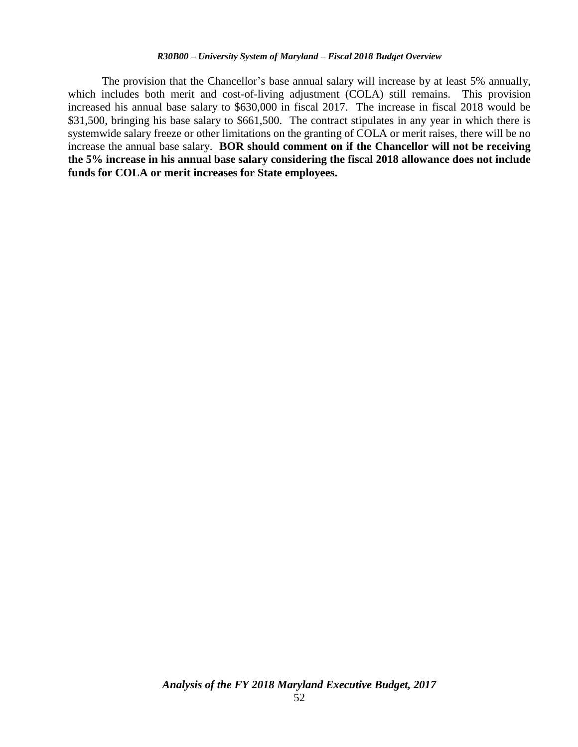The provision that the Chancellor's base annual salary will increase by at least 5% annually, which includes both merit and cost-of-living adjustment (COLA) still remains. This provision increased his annual base salary to $630,000 in fiscal 2017. The increase in fiscal 2018 would be $31,500, bringing his base salary to $661,500. The contract stipulates in any year in which there is systemwide salary freeze or other limitations on the granting of COLA or merit raises, there will be no increase the annual base salary. **BOR should comment on if the Chancellor will not be receiving the 5% increase in his annual base salary considering the fiscal 2018 allowance does not include funds for COLA or merit increases for State employees.**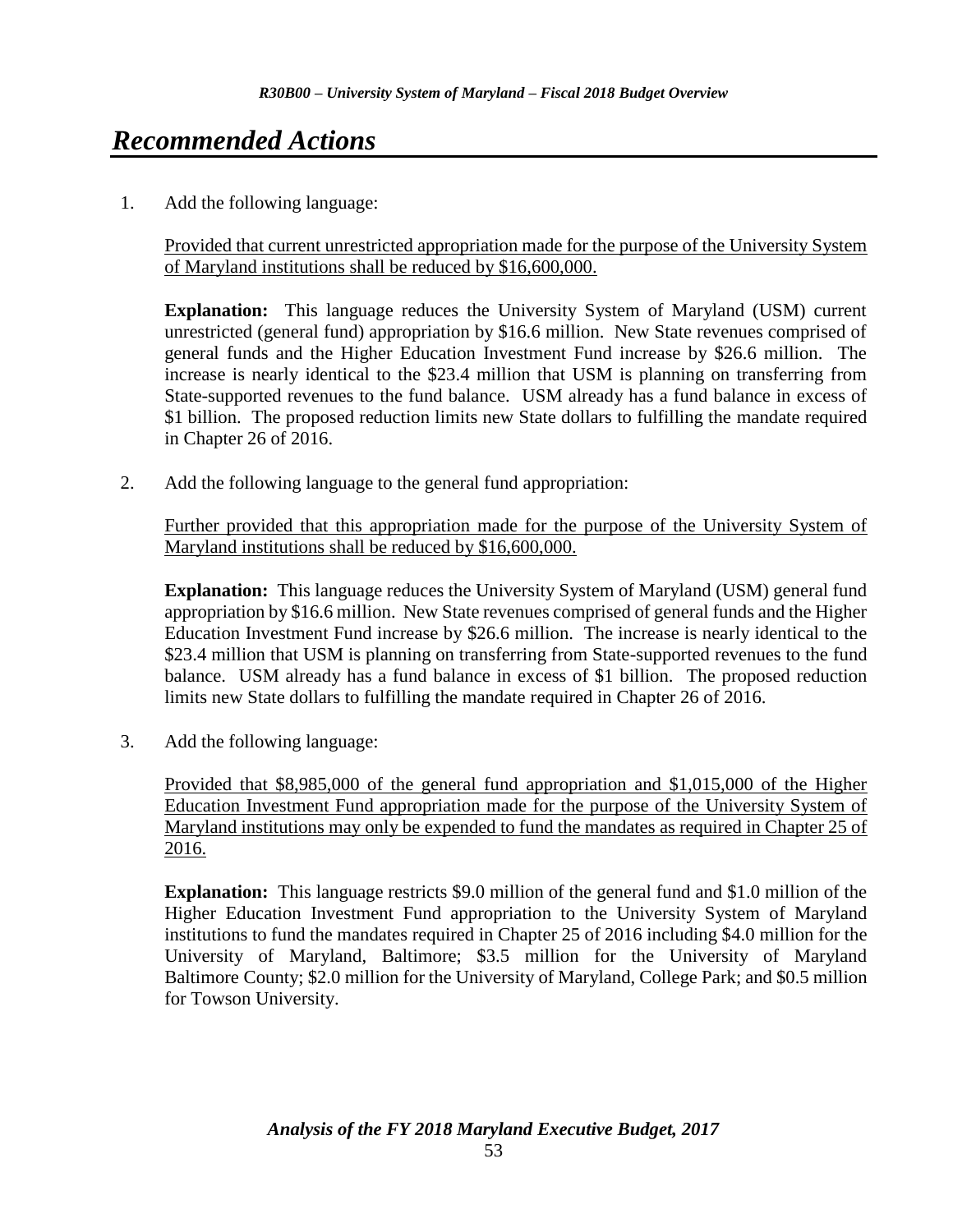# *Recommended Actions*

1. Add the following language:

   Provided that current unrestricted appropriation made for the purpose of the University System of Maryland institutions shall be reduced by $16,600,000.

   **Explanation:** This language reduces the University System of Maryland (USM) current unrestricted (general fund) appropriation by $16.6 million. New State revenues comprised of general funds and the Higher Education Investment Fund increase by $26.6 million. The increase is nearly identical to the $23.4 million that USM is planning on transferring from State-supported revenues to the fund balance. USM already has a fund balance in excess of $1 billion. The proposed reduction limits new State dollars to fulfilling the mandate required in Chapter 26 of 2016.

2. Add the following language to the general fund appropriation:

   Further provided that this appropriation made for the purpose of the University System of Maryland institutions shall be reduced by $16,600,000.

   **Explanation:** This language reduces the University System of Maryland (USM) general fund appropriation by $16.6 million. New State revenues comprised of general funds and the Higher Education Investment Fund increase by $26.6 million. The increase is nearly identical to the $23.4 million that USM is planning on transferring from State-supported revenues to the fund balance. USM already has a fund balance in excess of $1 billion. The proposed reduction limits new State dollars to fulfilling the mandate required in Chapter 26 of 2016.

3. Add the following language:

   Provided that $8,985,000 of the general fund appropriation and $1,015,000 of the Higher Education Investment Fund appropriation made for the purpose of the University System of Maryland institutions may only be expended to fund the mandates as required in Chapter 25 of 2016.

   **Explanation:** This language restricts $9.0 million of the general fund and $1.0 million of the Higher Education Investment Fund appropriation to the University System of Maryland institutions to fund the mandates required in Chapter 25 of 2016 including $4.0 million for the University of Maryland, Baltimore; $3.5 million for the University of Maryland Baltimore County; $2.0 million for the University of Maryland, College Park; and $0.5 million for Towson University.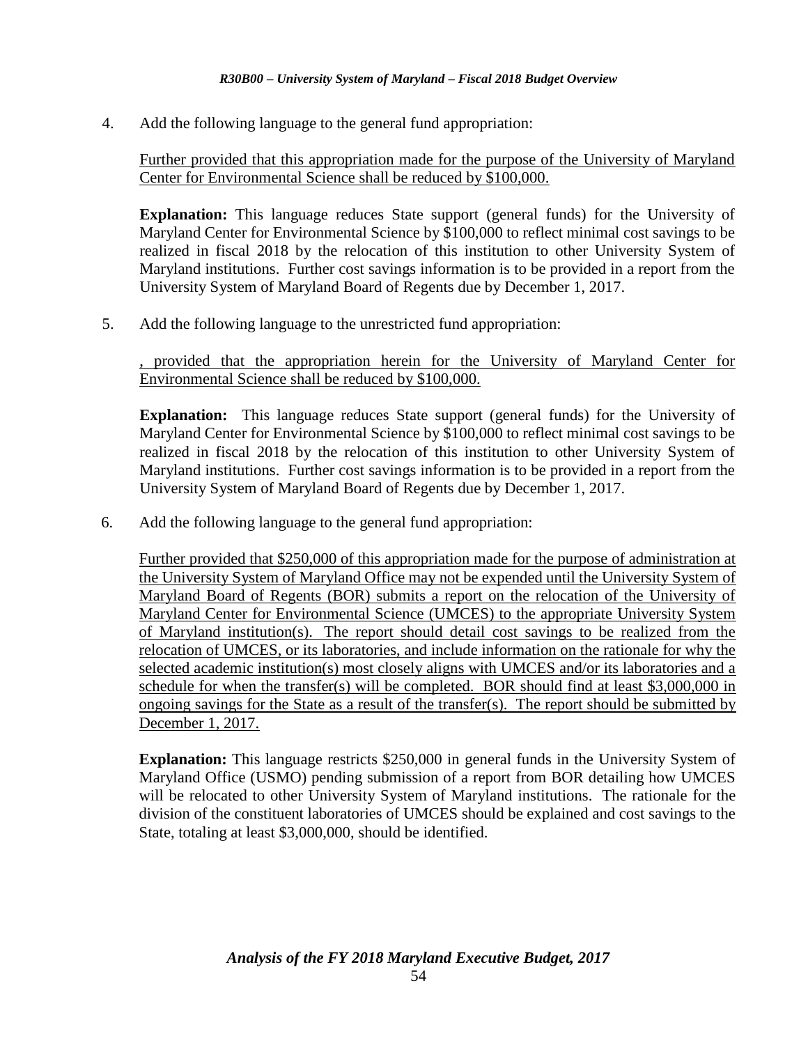4. Add the following language to the general fund appropriation:

 Further provided that this appropriation made for the purpose of the University of Maryland Center for Environmental Science shall be reduced by $100,000.

 **Explanation:** This language reduces State support (general funds) for the University of Maryland Center for Environmental Science by $100,000 to reflect minimal cost savings to be realized in fiscal 2018 by the relocation of this institution to other University System of Maryland institutions. Further cost savings information is to be provided in a report from the University System of Maryland Board of Regents due by December 1, 2017.

5. Add the following language to the unrestricted fund appropriation:

 , provided that the appropriation herein for the University of Maryland Center for Environmental Science shall be reduced by $100,000.

 **Explanation:** This language reduces State support (general funds) for the University of Maryland Center for Environmental Science by $100,000 to reflect minimal cost savings to be realized in fiscal 2018 by the relocation of this institution to other University System of Maryland institutions. Further cost savings information is to be provided in a report from the University System of Maryland Board of Regents due by December 1, 2017.

6. Add the following language to the general fund appropriation:

 Further provided that $250,000 of this appropriation made for the purpose of administration at the University System of Maryland Office may not be expended until the University System of Maryland Board of Regents (BOR) submits a report on the relocation of the University of Maryland Center for Environmental Science (UMCES) to the appropriate University System of Maryland institution(s). The report should detail cost savings to be realized from the relocation of UMCES, or its laboratories, and include information on the rationale for why the selected academic institution(s) most closely aligns with UMCES and/or its laboratories and a schedule for when the transfer(s) will be completed. BOR should find at least $3,000,000 in ongoing savings for the State as a result of the transfer(s). The report should be submitted by December 1, 2017.

 **Explanation:** This language restricts $250,000 in general funds in the University System of Maryland Office (USMO) pending submission of a report from BOR detailing how UMCES will be relocated to other University System of Maryland institutions. The rationale for the division of the constituent laboratories of UMCES should be explained and cost savings to the State, totaling at least $3,000,000, should be identified.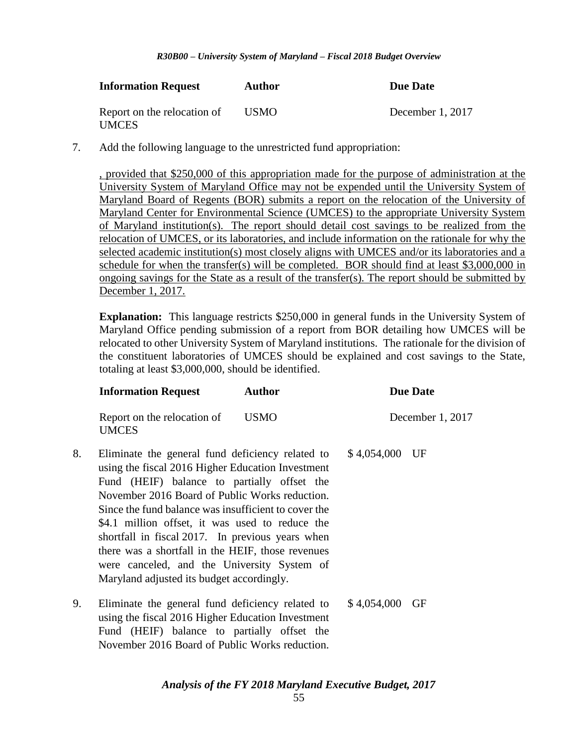| Information Request | Author | Due Date |
| --- | --- | --- |
| Report on the relocation of UMCES | USMO | December 1, 2017 |

7. Add the following language to the unrestricted fund appropriation:

   , provided that $250,000 of this appropriation made for the purpose of administration at the University System of Maryland Office may not be expended until the University System of Maryland Board of Regents (BOR) submits a report on the relocation of the University of Maryland Center for Environmental Science (UMCES) to the appropriate University System of Maryland institution(s). The report should detail cost savings to be realized from the relocation of UMCES, or its laboratories, and include information on the rationale for why the selected academic institution(s) most closely aligns with UMCES and/or its laboratories and a schedule for when the transfer(s) will be completed. BOR should find at least $3,000,000 in ongoing savings for the State as a result of the transfer(s). The report should be submitted by December 1, 2017.

   **Explanation:** This language restricts $250,000 in general funds in the University System of Maryland Office pending submission of a report from BOR detailing how UMCES will be relocated to other University System of Maryland institutions. The rationale for the division of the constituent laboratories of UMCES should be explained and cost savings to the State, totaling at least $3,000,000, should be identified.

| Information Request | Author | Due Date |
| --- | --- | --- |
| Report on the relocation of UMCES | USMO | December 1, 2017 |

8. Eliminate the general fund deficiency related to using the fiscal 2016 Higher Education Investment Fund (HEIF) balance to partially offset the November 2016 Board of Public Works reduction. Since the fund balance was insufficient to cover the $4.1 million offset, it was used to reduce the shortfall in fiscal 2017. In previous years when there was a shortfall in the HEIF, those revenues were canceled, and the University System of Maryland adjusted its budget accordingly. — $ 4,054,000 UF

9. Eliminate the general fund deficiency related to using the fiscal 2016 Higher Education Investment Fund (HEIF) balance to partially offset the November 2016 Board of Public Works reduction. — $ 4,054,000 GF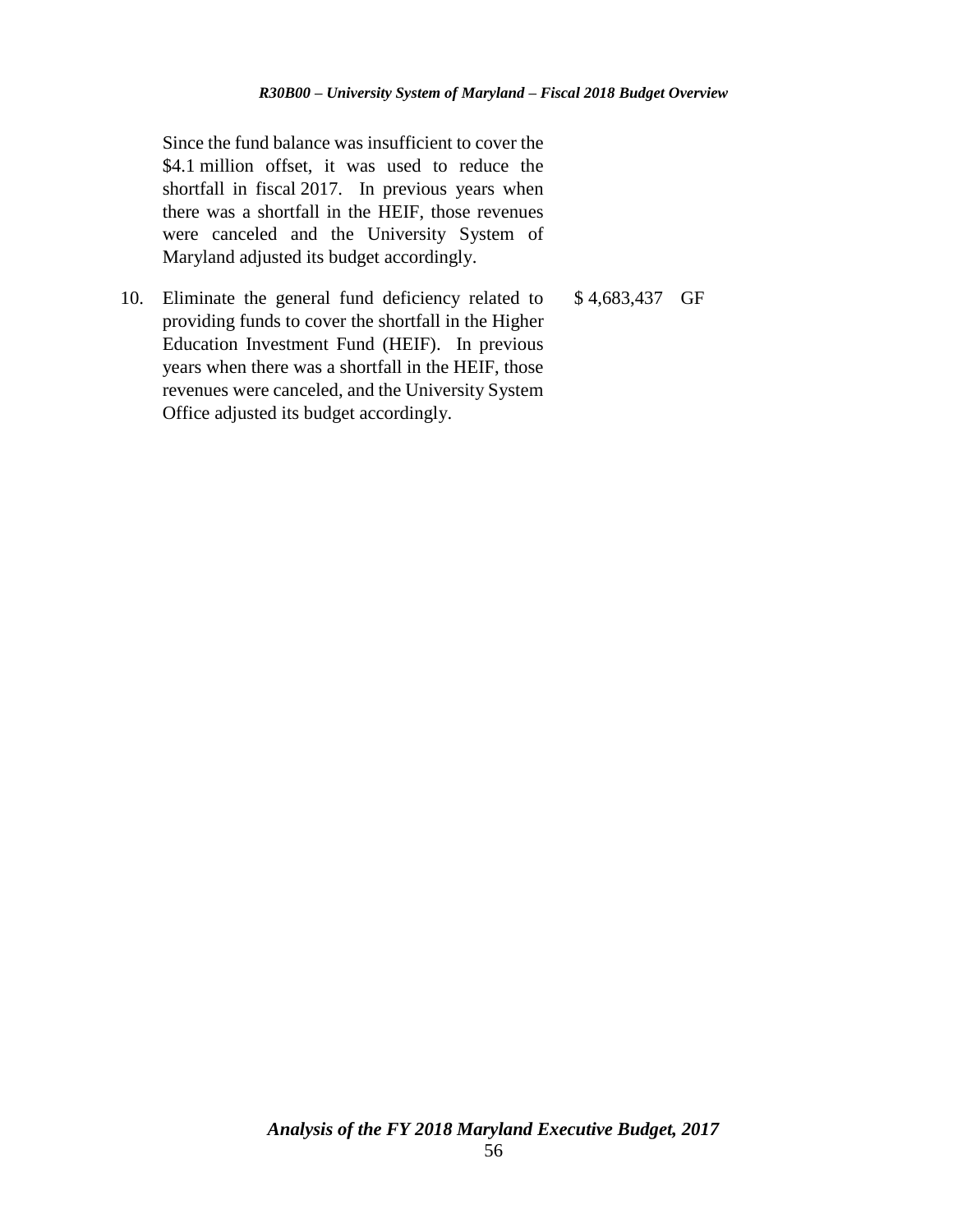Since the fund balance was insufficient to cover the $4.1 million offset, it was used to reduce the shortfall in fiscal 2017. In previous years when there was a shortfall in the HEIF, those revenues were canceled and the University System of Maryland adjusted its budget accordingly.

| | | | |
|---|---|---|---|
| 10. | Eliminate the general fund deficiency related to providing funds to cover the shortfall in the Higher Education Investment Fund (HEIF). In previous years when there was a shortfall in the HEIF, those revenues were canceled, and the University System Office adjusted its budget accordingly. | $ 4,683,437 | GF |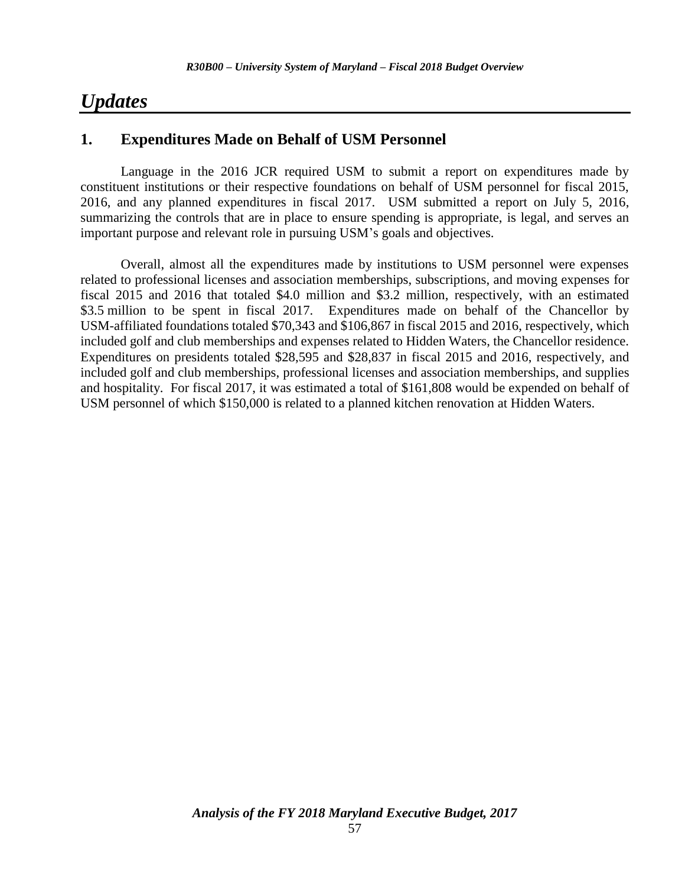# *Updates*

## 1. Expenditures Made on Behalf of USM Personnel

Language in the 2016 JCR required USM to submit a report on expenditures made by constituent institutions or their respective foundations on behalf of USM personnel for fiscal 2015, 2016, and any planned expenditures in fiscal 2017. USM submitted a report on July 5, 2016, summarizing the controls that are in place to ensure spending is appropriate, is legal, and serves an important purpose and relevant role in pursuing USM's goals and objectives.

Overall, almost all the expenditures made by institutions to USM personnel were expenses related to professional licenses and association memberships, subscriptions, and moving expenses for fiscal 2015 and 2016 that totaled $4.0 million and $3.2 million, respectively, with an estimated $3.5 million to be spent in fiscal 2017. Expenditures made on behalf of the Chancellor by USM-affiliated foundations totaled $70,343 and $106,867 in fiscal 2015 and 2016, respectively, which included golf and club memberships and expenses related to Hidden Waters, the Chancellor residence. Expenditures on presidents totaled $28,595 and $28,837 in fiscal 2015 and 2016, respectively, and included golf and club memberships, professional licenses and association memberships, and supplies and hospitality. For fiscal 2017, it was estimated a total of $161,808 would be expended on behalf of USM personnel of which $150,000 is related to a planned kitchen renovation at Hidden Waters.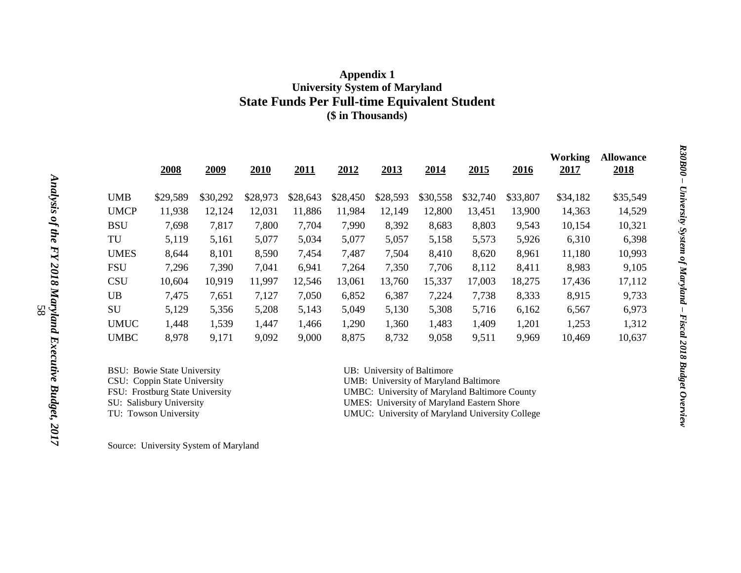# Appendix 1
## University System of Maryland
## State Funds Per Full-time Equivalent Student
### ($ in Thousands)

| | 2008 | 2009 | 2010 | 2011 | 2012 | 2013 | 2014 | 2015 | 2016 | Working 2017 | Allowance 2018 |
|---|---|---|---|---|---|---|---|---|---|---|---|
| UMB | $29,589 | $30,292 | $28,973 | $28,643 | $28,450 | $28,593 | $30,558 | $32,740 | $33,807 | $34,182 | $35,549 |
| UMCP | 11,938 | 12,124 | 12,031 | 11,886 | 11,984 | 12,149 | 12,800 | 13,451 | 13,900 | 14,363 | 14,529 |
| BSU | 7,698 | 7,817 | 7,800 | 7,704 | 7,990 | 8,392 | 8,683 | 8,803 | 9,543 | 10,154 | 10,321 |
| TU | 5,119 | 5,161 | 5,077 | 5,034 | 5,077 | 5,057 | 5,158 | 5,573 | 5,926 | 6,310 | 6,398 |
| UMES | 8,644 | 8,101 | 8,590 | 7,454 | 7,487 | 7,504 | 8,410 | 8,620 | 8,961 | 11,180 | 10,993 |
| FSU | 7,296 | 7,390 | 7,041 | 6,941 | 7,264 | 7,350 | 7,706 | 8,112 | 8,411 | 8,983 | 9,105 |
| CSU | 10,604 | 10,919 | 11,997 | 12,546 | 13,061 | 13,760 | 15,337 | 17,003 | 18,275 | 17,436 | 17,112 |
| UB | 7,475 | 7,651 | 7,127 | 7,050 | 6,852 | 6,387 | 7,224 | 7,738 | 8,333 | 8,915 | 9,733 |
| SU | 5,129 | 5,356 | 5,208 | 5,143 | 5,049 | 5,130 | 5,308 | 5,716 | 6,162 | 6,567 | 6,973 |
| UMUC | 1,448 | 1,539 | 1,447 | 1,466 | 1,290 | 1,360 | 1,483 | 1,409 | 1,201 | 1,253 | 1,312 |
| UMBC | 8,978 | 9,171 | 9,092 | 9,000 | 8,875 | 8,732 | 9,058 | 9,511 | 9,969 | 10,469 | 10,637 |

BSU: Bowie State University
CSU: Coppin State University
FSU: Frostburg State University
SU: Salisbury University
TU: Towson University
UB: University of Baltimore
UMB: University of Maryland Baltimore
UMBC: University of Maryland Baltimore County
UMES: University of Maryland Eastern Shore
UMUC: University of Maryland University College

Source: University System of Maryland